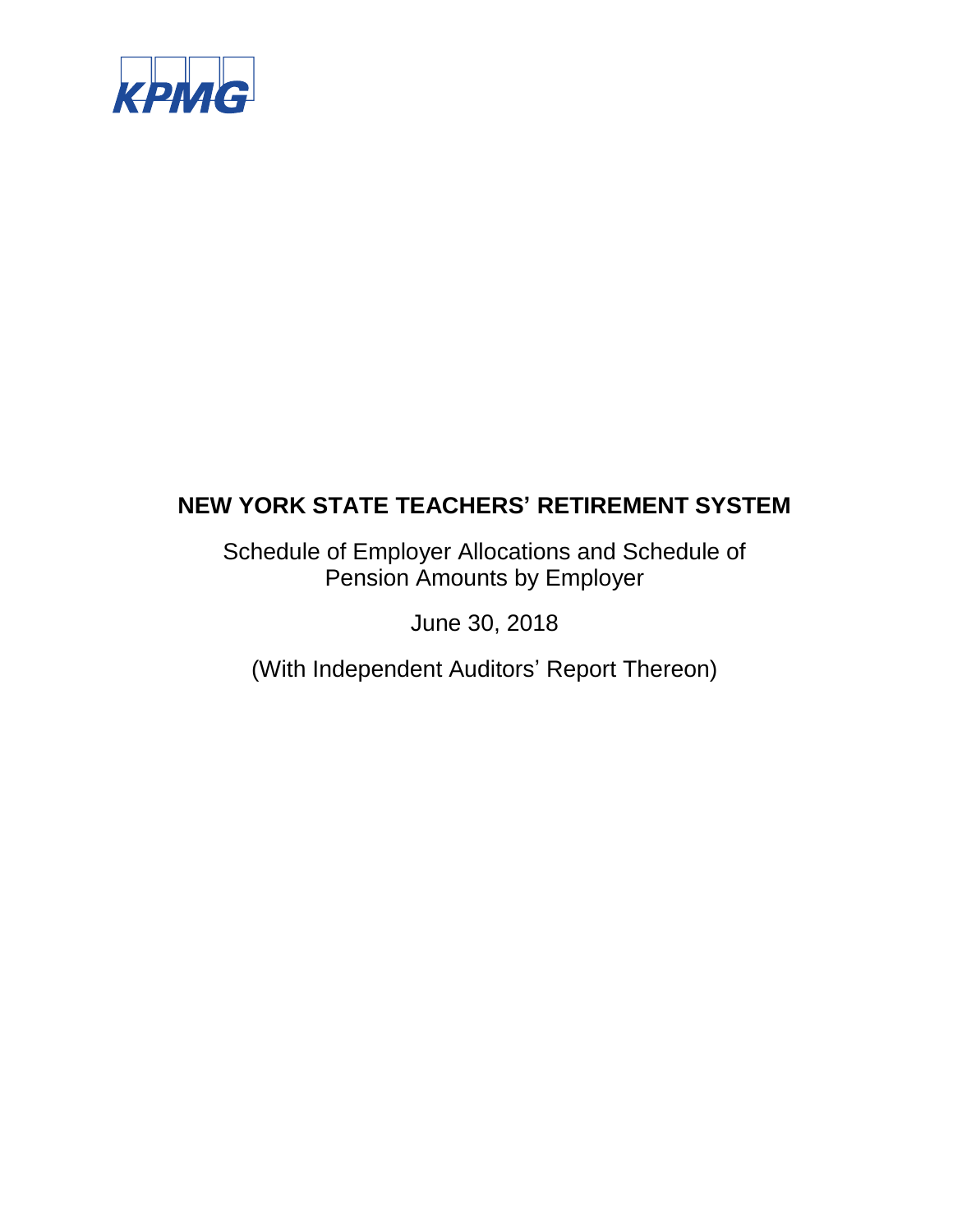KPMG

# NEW YORK STATE TEACHERS' RETIREMENT SYSTEM

Schedule of Employer Allocations and Schedule of Pension Amounts by Employer

June 30, 2018

(With Independent Auditors' Report Thereon)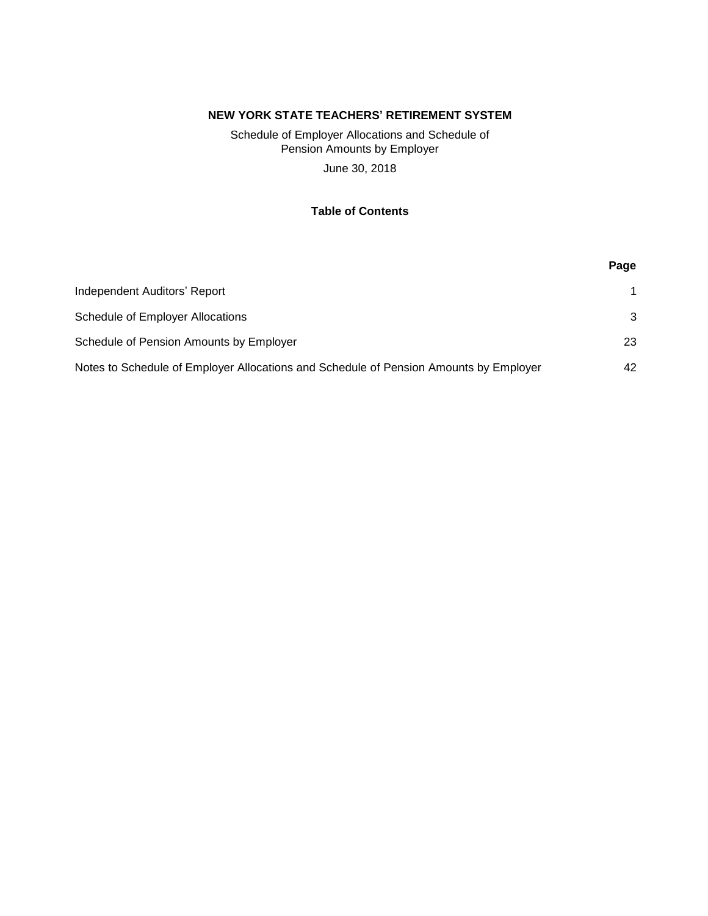# NEW YORK STATE TEACHERS' RETIREMENT SYSTEM

Schedule of Employer Allocations and Schedule of Pension Amounts by Employer

June 30, 2018

## Table of Contents

| | Page |
|---|---|
| Independent Auditors' Report | 1 |
| Schedule of Employer Allocations | 3 |
| Schedule of Pension Amounts by Employer | 23 |
| Notes to Schedule of Employer Allocations and Schedule of Pension Amounts by Employer | 42 |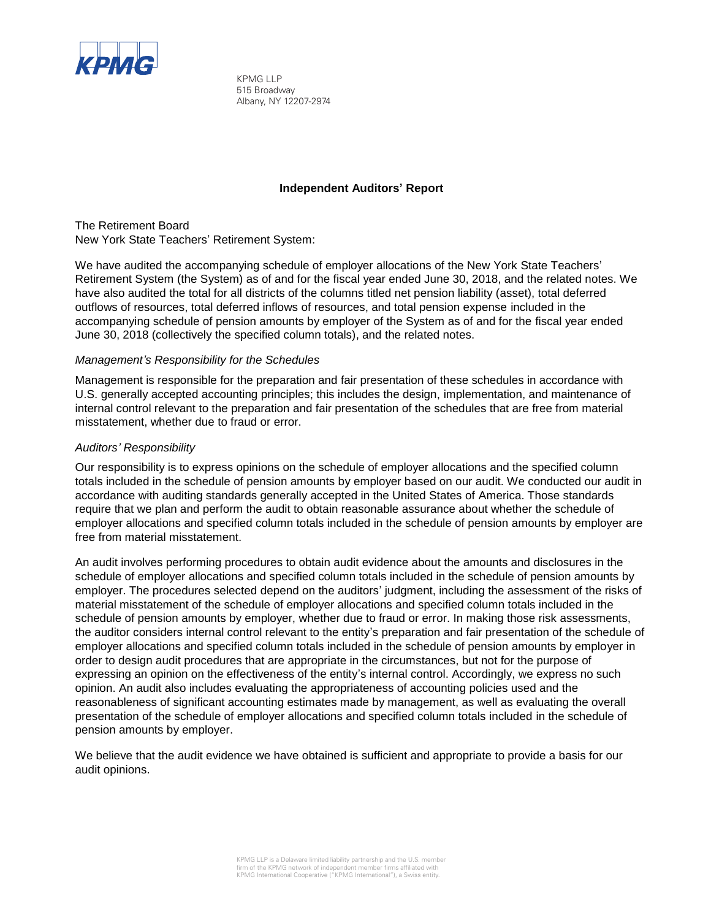KPMG LLP
515 Broadway
Albany, NY 12207-2974

## Independent Auditors' Report

The Retirement Board
New York State Teachers' Retirement System:

We have audited the accompanying schedule of employer allocations of the New York State Teachers' Retirement System (the System) as of and for the fiscal year ended June 30, 2018, and the related notes. We have also audited the total for all districts of the columns titled net pension liability (asset), total deferred outflows of resources, total deferred inflows of resources, and total pension expense included in the accompanying schedule of pension amounts by employer of the System as of and for the fiscal year ended June 30, 2018 (collectively the specified column totals), and the related notes.

*Management's Responsibility for the Schedules*

Management is responsible for the preparation and fair presentation of these schedules in accordance with U.S. generally accepted accounting principles; this includes the design, implementation, and maintenance of internal control relevant to the preparation and fair presentation of the schedules that are free from material misstatement, whether due to fraud or error.

*Auditors' Responsibility*

Our responsibility is to express opinions on the schedule of employer allocations and the specified column totals included in the schedule of pension amounts by employer based on our audit. We conducted our audit in accordance with auditing standards generally accepted in the United States of America. Those standards require that we plan and perform the audit to obtain reasonable assurance about whether the schedule of employer allocations and specified column totals included in the schedule of pension amounts by employer are free from material misstatement.

An audit involves performing procedures to obtain audit evidence about the amounts and disclosures in the schedule of employer allocations and specified column totals included in the schedule of pension amounts by employer. The procedures selected depend on the auditors' judgment, including the assessment of the risks of material misstatement of the schedule of employer allocations and specified column totals included in the schedule of pension amounts by employer, whether due to fraud or error. In making those risk assessments, the auditor considers internal control relevant to the entity's preparation and fair presentation of the schedule of employer allocations and specified column totals included in the schedule of pension amounts by employer in order to design audit procedures that are appropriate in the circumstances, but not for the purpose of expressing an opinion on the effectiveness of the entity's internal control. Accordingly, we express no such opinion. An audit also includes evaluating the appropriateness of accounting policies used and the reasonableness of significant accounting estimates made by management, as well as evaluating the overall presentation of the schedule of employer allocations and specified column totals included in the schedule of pension amounts by employer.

We believe that the audit evidence we have obtained is sufficient and appropriate to provide a basis for our audit opinions.

KPMG LLP is a Delaware limited liability partnership and the U.S. member firm of the KPMG network of independent member firms affiliated with KPMG International Cooperative ("KPMG International"), a Swiss entity.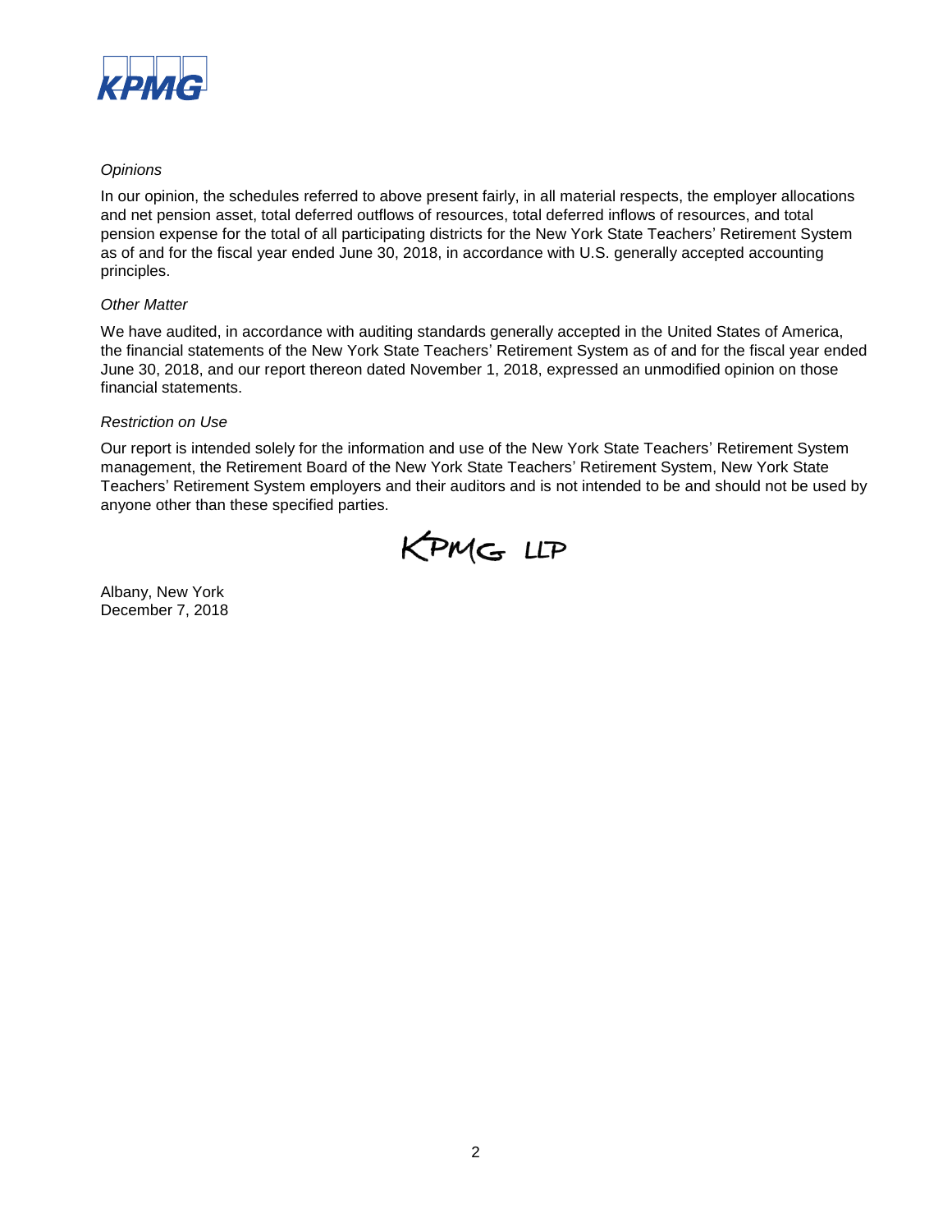*Opinions*

In our opinion, the schedules referred to above present fairly, in all material respects, the employer allocations and net pension asset, total deferred outflows of resources, total deferred inflows of resources, and total pension expense for the total of all participating districts for the New York State Teachers' Retirement System as of and for the fiscal year ended June 30, 2018, in accordance with U.S. generally accepted accounting principles.

*Other Matter*

We have audited, in accordance with auditing standards generally accepted in the United States of America, the financial statements of the New York State Teachers' Retirement System as of and for the fiscal year ended June 30, 2018, and our report thereon dated November 1, 2018, expressed an unmodified opinion on those financial statements.

*Restriction on Use*

Our report is intended solely for the information and use of the New York State Teachers' Retirement System management, the Retirement Board of the New York State Teachers' Retirement System, New York State Teachers' Retirement System employers and their auditors and is not intended to be and should not be used by anyone other than these specified parties.

KPMG LLP

Albany, New York
December 7, 2018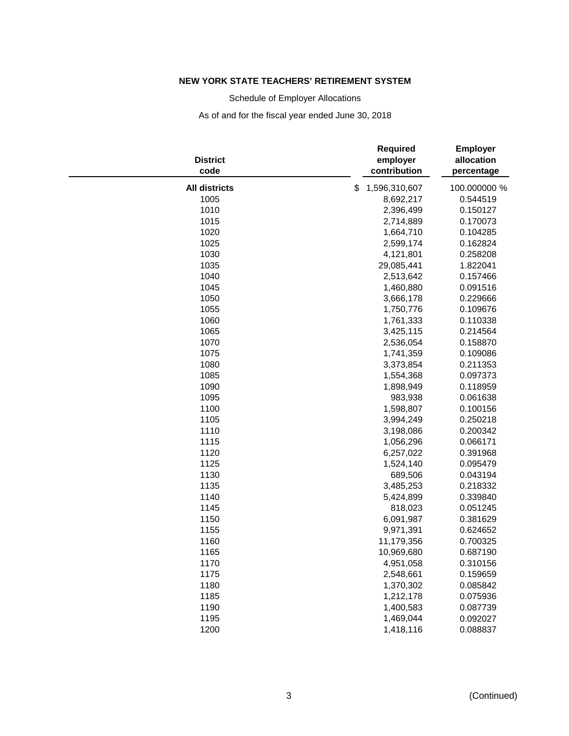**NEW YORK STATE TEACHERS' RETIREMENT SYSTEM**

Schedule of Employer Allocations

As of and for the fiscal year ended June 30, 2018

| District code | Required employer contribution | Employer allocation percentage |
|---|---|---|
| **All districts** | $ 1,596,310,607 | 100.000000 % |
| 1005 | 8,692,217 | 0.544519 |
| 1010 | 2,396,499 | 0.150127 |
| 1015 | 2,714,889 | 0.170073 |
| 1020 | 1,664,710 | 0.104285 |
| 1025 | 2,599,174 | 0.162824 |
| 1030 | 4,121,801 | 0.258208 |
| 1035 | 29,085,441 | 1.822041 |
| 1040 | 2,513,642 | 0.157466 |
| 1045 | 1,460,880 | 0.091516 |
| 1050 | 3,666,178 | 0.229666 |
| 1055 | 1,750,776 | 0.109676 |
| 1060 | 1,761,333 | 0.110338 |
| 1065 | 3,425,115 | 0.214564 |
| 1070 | 2,536,054 | 0.158870 |
| 1075 | 1,741,359 | 0.109086 |
| 1080 | 3,373,854 | 0.211353 |
| 1085 | 1,554,368 | 0.097373 |
| 1090 | 1,898,949 | 0.118959 |
| 1095 | 983,938 | 0.061638 |
| 1100 | 1,598,807 | 0.100156 |
| 1105 | 3,994,249 | 0.250218 |
| 1110 | 3,198,086 | 0.200342 |
| 1115 | 1,056,296 | 0.066171 |
| 1120 | 6,257,022 | 0.391968 |
| 1125 | 1,524,140 | 0.095479 |
| 1130 | 689,506 | 0.043194 |
| 1135 | 3,485,253 | 0.218332 |
| 1140 | 5,424,899 | 0.339840 |
| 1145 | 818,023 | 0.051245 |
| 1150 | 6,091,987 | 0.381629 |
| 1155 | 9,971,391 | 0.624652 |
| 1160 | 11,179,356 | 0.700325 |
| 1165 | 10,969,680 | 0.687190 |
| 1170 | 4,951,058 | 0.310156 |
| 1175 | 2,548,661 | 0.159659 |
| 1180 | 1,370,302 | 0.085842 |
| 1185 | 1,212,178 | 0.075936 |
| 1190 | 1,400,583 | 0.087739 |
| 1195 | 1,469,044 | 0.092027 |
| 1200 | 1,418,116 | 0.088837 |

(Continued)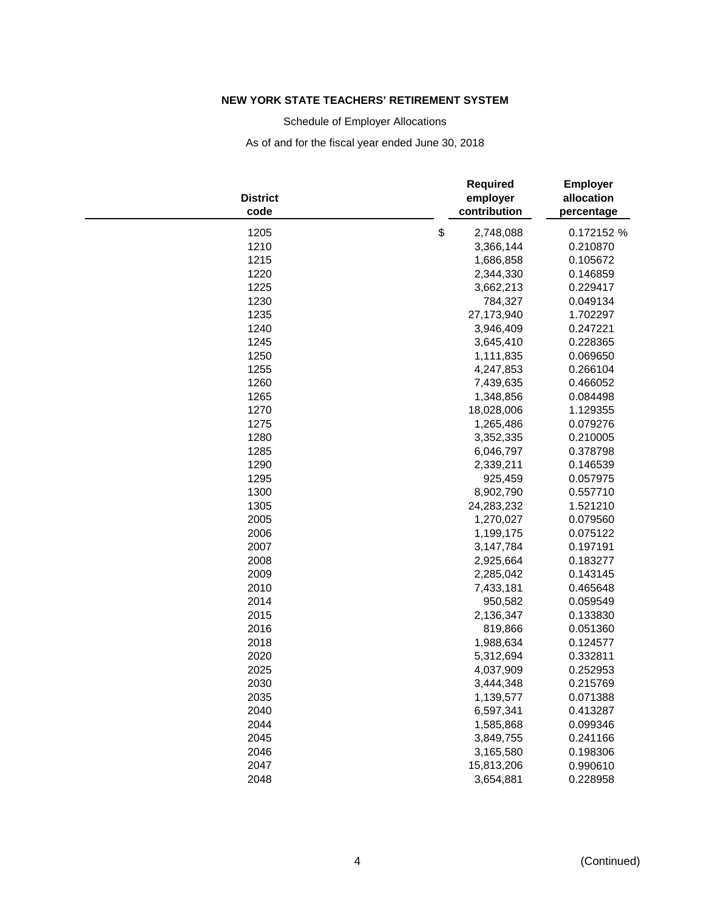**NEW YORK STATE TEACHERS' RETIREMENT SYSTEM**

Schedule of Employer Allocations

As of and for the fiscal year ended June 30, 2018

| District code | Required employer contribution | Employer allocation percentage |
|---|---|---|
| 1205 | $ 2,748,088 | 0.172152 % |
| 1210 | 3,366,144 | 0.210870 |
| 1215 | 1,686,858 | 0.105672 |
| 1220 | 2,344,330 | 0.146859 |
| 1225 | 3,662,213 | 0.229417 |
| 1230 | 784,327 | 0.049134 |
| 1235 | 27,173,940 | 1.702297 |
| 1240 | 3,946,409 | 0.247221 |
| 1245 | 3,645,410 | 0.228365 |
| 1250 | 1,111,835 | 0.069650 |
| 1255 | 4,247,853 | 0.266104 |
| 1260 | 7,439,635 | 0.466052 |
| 1265 | 1,348,856 | 0.084498 |
| 1270 | 18,028,006 | 1.129355 |
| 1275 | 1,265,486 | 0.079276 |
| 1280 | 3,352,335 | 0.210005 |
| 1285 | 6,046,797 | 0.378798 |
| 1290 | 2,339,211 | 0.146539 |
| 1295 | 925,459 | 0.057975 |
| 1300 | 8,902,790 | 0.557710 |
| 1305 | 24,283,232 | 1.521210 |
| 2005 | 1,270,027 | 0.079560 |
| 2006 | 1,199,175 | 0.075122 |
| 2007 | 3,147,784 | 0.197191 |
| 2008 | 2,925,664 | 0.183277 |
| 2009 | 2,285,042 | 0.143145 |
| 2010 | 7,433,181 | 0.465648 |
| 2014 | 950,582 | 0.059549 |
| 2015 | 2,136,347 | 0.133830 |
| 2016 | 819,866 | 0.051360 |
| 2018 | 1,988,634 | 0.124577 |
| 2020 | 5,312,694 | 0.332811 |
| 2025 | 4,037,909 | 0.252953 |
| 2030 | 3,444,348 | 0.215769 |
| 2035 | 1,139,577 | 0.071388 |
| 2040 | 6,597,341 | 0.413287 |
| 2044 | 1,585,868 | 0.099346 |
| 2045 | 3,849,755 | 0.241166 |
| 2046 | 3,165,580 | 0.198306 |
| 2047 | 15,813,206 | 0.990610 |
| 2048 | 3,654,881 | 0.228958 |

(Continued)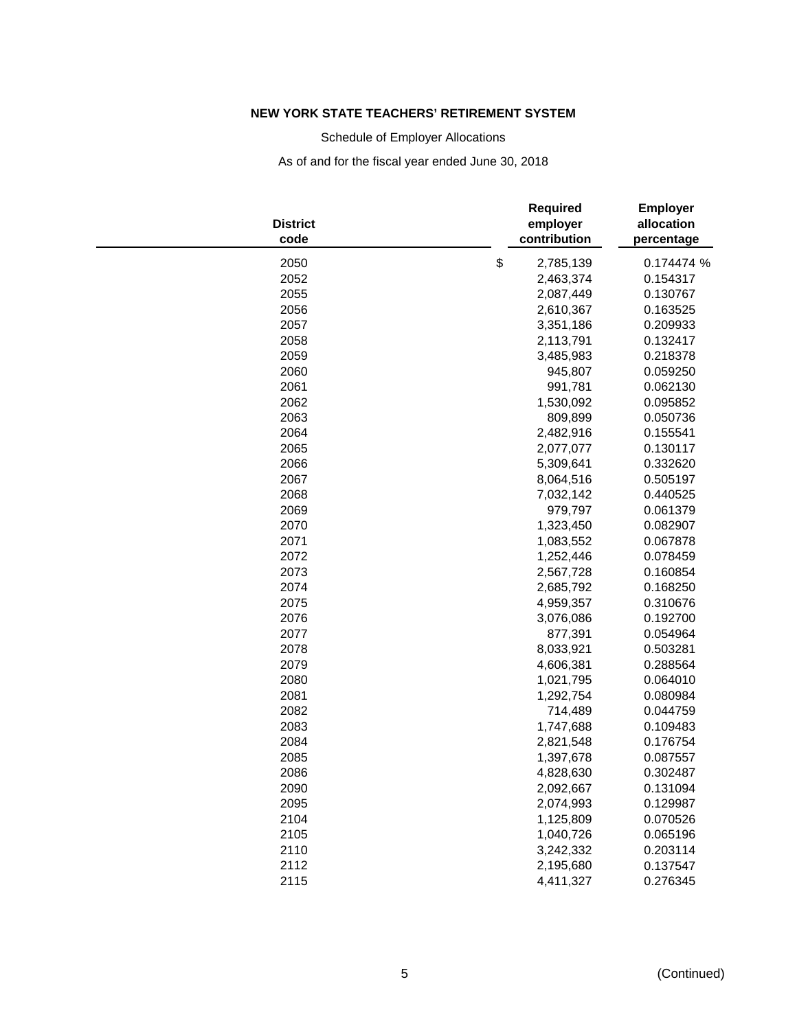# NEW YORK STATE TEACHERS' RETIREMENT SYSTEM

Schedule of Employer Allocations

As of and for the fiscal year ended June 30, 2018

| District code | Required employer contribution | Employer allocation percentage |
|---|---|---|
| 2050 | $ 2,785,139 | 0.174474 % |
| 2052 | 2,463,374 | 0.154317 |
| 2055 | 2,087,449 | 0.130767 |
| 2056 | 2,610,367 | 0.163525 |
| 2057 | 3,351,186 | 0.209933 |
| 2058 | 2,113,791 | 0.132417 |
| 2059 | 3,485,983 | 0.218378 |
| 2060 | 945,807 | 0.059250 |
| 2061 | 991,781 | 0.062130 |
| 2062 | 1,530,092 | 0.095852 |
| 2063 | 809,899 | 0.050736 |
| 2064 | 2,482,916 | 0.155541 |
| 2065 | 2,077,077 | 0.130117 |
| 2066 | 5,309,641 | 0.332620 |
| 2067 | 8,064,516 | 0.505197 |
| 2068 | 7,032,142 | 0.440525 |
| 2069 | 979,797 | 0.061379 |
| 2070 | 1,323,450 | 0.082907 |
| 2071 | 1,083,552 | 0.067878 |
| 2072 | 1,252,446 | 0.078459 |
| 2073 | 2,567,728 | 0.160854 |
| 2074 | 2,685,792 | 0.168250 |
| 2075 | 4,959,357 | 0.310676 |
| 2076 | 3,076,086 | 0.192700 |
| 2077 | 877,391 | 0.054964 |
| 2078 | 8,033,921 | 0.503281 |
| 2079 | 4,606,381 | 0.288564 |
| 2080 | 1,021,795 | 0.064010 |
| 2081 | 1,292,754 | 0.080984 |
| 2082 | 714,489 | 0.044759 |
| 2083 | 1,747,688 | 0.109483 |
| 2084 | 2,821,548 | 0.176754 |
| 2085 | 1,397,678 | 0.087557 |
| 2086 | 4,828,630 | 0.302487 |
| 2090 | 2,092,667 | 0.131094 |
| 2095 | 2,074,993 | 0.129987 |
| 2104 | 1,125,809 | 0.070526 |
| 2105 | 1,040,726 | 0.065196 |
| 2110 | 3,242,332 | 0.203114 |
| 2112 | 2,195,680 | 0.137547 |
| 2115 | 4,411,327 | 0.276345 |

(Continued)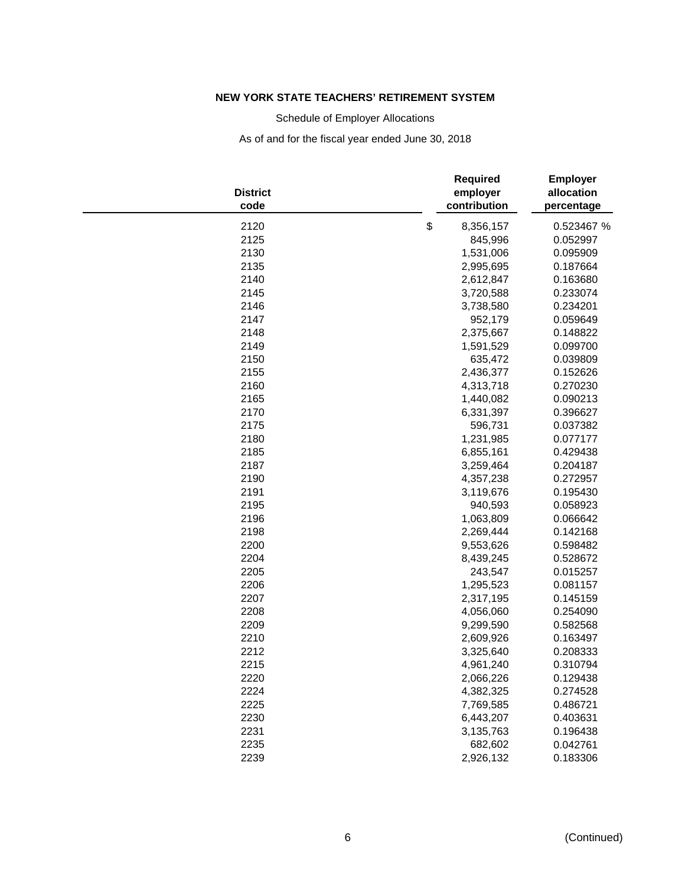**NEW YORK STATE TEACHERS' RETIREMENT SYSTEM**

Schedule of Employer Allocations

As of and for the fiscal year ended June 30, 2018

| District code | Required employer contribution | Employer allocation percentage |
|---|---|---|
| 2120 | $ 8,356,157 | 0.523467 % |
| 2125 | 845,996 | 0.052997 |
| 2130 | 1,531,006 | 0.095909 |
| 2135 | 2,995,695 | 0.187664 |
| 2140 | 2,612,847 | 0.163680 |
| 2145 | 3,720,588 | 0.233074 |
| 2146 | 3,738,580 | 0.234201 |
| 2147 | 952,179 | 0.059649 |
| 2148 | 2,375,667 | 0.148822 |
| 2149 | 1,591,529 | 0.099700 |
| 2150 | 635,472 | 0.039809 |
| 2155 | 2,436,377 | 0.152626 |
| 2160 | 4,313,718 | 0.270230 |
| 2165 | 1,440,082 | 0.090213 |
| 2170 | 6,331,397 | 0.396627 |
| 2175 | 596,731 | 0.037382 |
| 2180 | 1,231,985 | 0.077177 |
| 2185 | 6,855,161 | 0.429438 |
| 2187 | 3,259,464 | 0.204187 |
| 2190 | 4,357,238 | 0.272957 |
| 2191 | 3,119,676 | 0.195430 |
| 2195 | 940,593 | 0.058923 |
| 2196 | 1,063,809 | 0.066642 |
| 2198 | 2,269,444 | 0.142168 |
| 2200 | 9,553,626 | 0.598482 |
| 2204 | 8,439,245 | 0.528672 |
| 2205 | 243,547 | 0.015257 |
| 2206 | 1,295,523 | 0.081157 |
| 2207 | 2,317,195 | 0.145159 |
| 2208 | 4,056,060 | 0.254090 |
| 2209 | 9,299,590 | 0.582568 |
| 2210 | 2,609,926 | 0.163497 |
| 2212 | 3,325,640 | 0.208333 |
| 2215 | 4,961,240 | 0.310794 |
| 2220 | 2,066,226 | 0.129438 |
| 2224 | 4,382,325 | 0.274528 |
| 2225 | 7,769,585 | 0.486721 |
| 2230 | 6,443,207 | 0.403631 |
| 2231 | 3,135,763 | 0.196438 |
| 2235 | 682,602 | 0.042761 |
| 2239 | 2,926,132 | 0.183306 |

(Continued)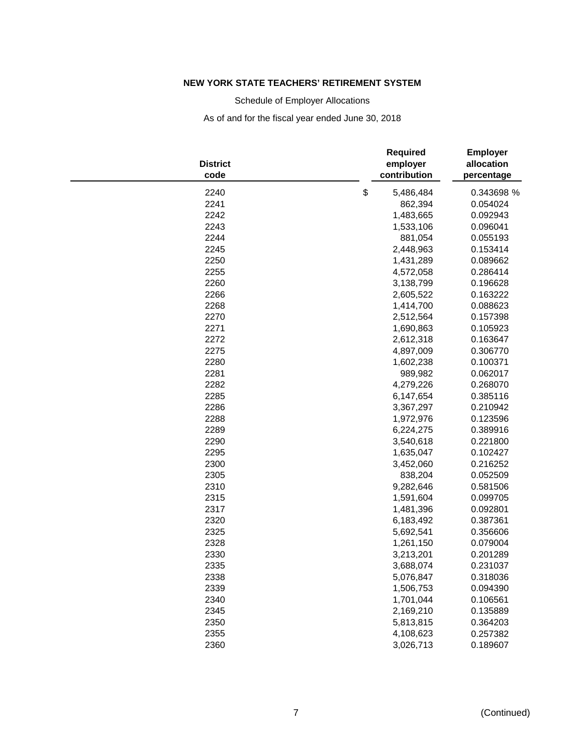**NEW YORK STATE TEACHERS' RETIREMENT SYSTEM**

Schedule of Employer Allocations

As of and for the fiscal year ended June 30, 2018

| District code | Required employer contribution | Employer allocation percentage |
|---|---|---|
| 2240 | $ 5,486,484 | 0.343698 % |
| 2241 | 862,394 | 0.054024 |
| 2242 | 1,483,665 | 0.092943 |
| 2243 | 1,533,106 | 0.096041 |
| 2244 | 881,054 | 0.055193 |
| 2245 | 2,448,963 | 0.153414 |
| 2250 | 1,431,289 | 0.089662 |
| 2255 | 4,572,058 | 0.286414 |
| 2260 | 3,138,799 | 0.196628 |
| 2266 | 2,605,522 | 0.163222 |
| 2268 | 1,414,700 | 0.088623 |
| 2270 | 2,512,564 | 0.157398 |
| 2271 | 1,690,863 | 0.105923 |
| 2272 | 2,612,318 | 0.163647 |
| 2275 | 4,897,009 | 0.306770 |
| 2280 | 1,602,238 | 0.100371 |
| 2281 | 989,982 | 0.062017 |
| 2282 | 4,279,226 | 0.268070 |
| 2285 | 6,147,654 | 0.385116 |
| 2286 | 3,367,297 | 0.210942 |
| 2288 | 1,972,976 | 0.123596 |
| 2289 | 6,224,275 | 0.389916 |
| 2290 | 3,540,618 | 0.221800 |
| 2295 | 1,635,047 | 0.102427 |
| 2300 | 3,452,060 | 0.216252 |
| 2305 | 838,204 | 0.052509 |
| 2310 | 9,282,646 | 0.581506 |
| 2315 | 1,591,604 | 0.099705 |
| 2317 | 1,481,396 | 0.092801 |
| 2320 | 6,183,492 | 0.387361 |
| 2325 | 5,692,541 | 0.356606 |
| 2328 | 1,261,150 | 0.079004 |
| 2330 | 3,213,201 | 0.201289 |
| 2335 | 3,688,074 | 0.231037 |
| 2338 | 5,076,847 | 0.318036 |
| 2339 | 1,506,753 | 0.094390 |
| 2340 | 1,701,044 | 0.106561 |
| 2345 | 2,169,210 | 0.135889 |
| 2350 | 5,813,815 | 0.364203 |
| 2355 | 4,108,623 | 0.257382 |
| 2360 | 3,026,713 | 0.189607 |

(Continued)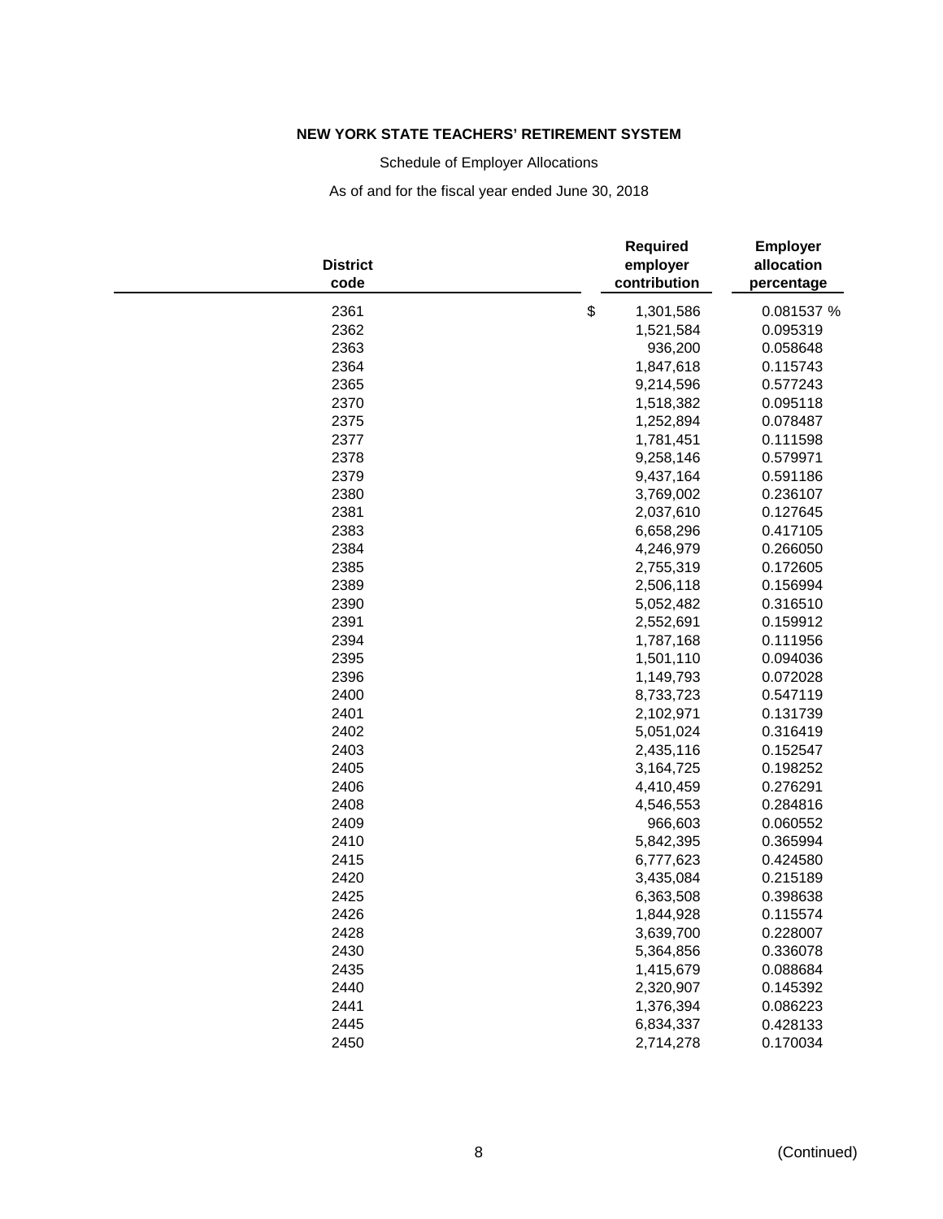**NEW YORK STATE TEACHERS' RETIREMENT SYSTEM**

Schedule of Employer Allocations

As of and for the fiscal year ended June 30, 2018

| District code | Required employer contribution | Employer allocation percentage |
|---|---|---|
| 2361 | $ 1,301,586 | 0.081537 % |
| 2362 | 1,521,584 | 0.095319 |
| 2363 | 936,200 | 0.058648 |
| 2364 | 1,847,618 | 0.115743 |
| 2365 | 9,214,596 | 0.577243 |
| 2370 | 1,518,382 | 0.095118 |
| 2375 | 1,252,894 | 0.078487 |
| 2377 | 1,781,451 | 0.111598 |
| 2378 | 9,258,146 | 0.579971 |
| 2379 | 9,437,164 | 0.591186 |
| 2380 | 3,769,002 | 0.236107 |
| 2381 | 2,037,610 | 0.127645 |
| 2383 | 6,658,296 | 0.417105 |
| 2384 | 4,246,979 | 0.266050 |
| 2385 | 2,755,319 | 0.172605 |
| 2389 | 2,506,118 | 0.156994 |
| 2390 | 5,052,482 | 0.316510 |
| 2391 | 2,552,691 | 0.159912 |
| 2394 | 1,787,168 | 0.111956 |
| 2395 | 1,501,110 | 0.094036 |
| 2396 | 1,149,793 | 0.072028 |
| 2400 | 8,733,723 | 0.547119 |
| 2401 | 2,102,971 | 0.131739 |
| 2402 | 5,051,024 | 0.316419 |
| 2403 | 2,435,116 | 0.152547 |
| 2405 | 3,164,725 | 0.198252 |
| 2406 | 4,410,459 | 0.276291 |
| 2408 | 4,546,553 | 0.284816 |
| 2409 | 966,603 | 0.060552 |
| 2410 | 5,842,395 | 0.365994 |
| 2415 | 6,777,623 | 0.424580 |
| 2420 | 3,435,084 | 0.215189 |
| 2425 | 6,363,508 | 0.398638 |
| 2426 | 1,844,928 | 0.115574 |
| 2428 | 3,639,700 | 0.228007 |
| 2430 | 5,364,856 | 0.336078 |
| 2435 | 1,415,679 | 0.088684 |
| 2440 | 2,320,907 | 0.145392 |
| 2441 | 1,376,394 | 0.086223 |
| 2445 | 6,834,337 | 0.428133 |
| 2450 | 2,714,278 | 0.170034 |

(Continued)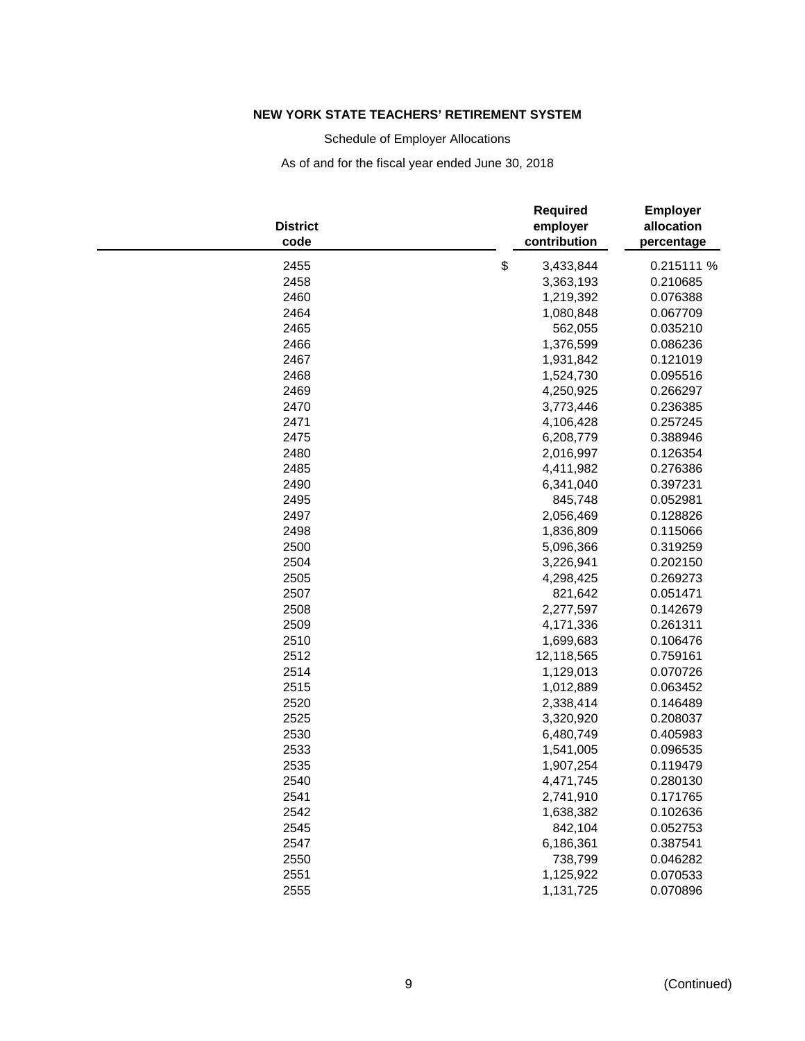**NEW YORK STATE TEACHERS' RETIREMENT SYSTEM**

Schedule of Employer Allocations

As of and for the fiscal year ended June 30, 2018

| District code | Required employer contribution | Employer allocation percentage |
|---|---|---|
| 2455 | $ 3,433,844 | 0.215111 % |
| 2458 | 3,363,193 | 0.210685 |
| 2460 | 1,219,392 | 0.076388 |
| 2464 | 1,080,848 | 0.067709 |
| 2465 | 562,055 | 0.035210 |
| 2466 | 1,376,599 | 0.086236 |
| 2467 | 1,931,842 | 0.121019 |
| 2468 | 1,524,730 | 0.095516 |
| 2469 | 4,250,925 | 0.266297 |
| 2470 | 3,773,446 | 0.236385 |
| 2471 | 4,106,428 | 0.257245 |
| 2475 | 6,208,779 | 0.388946 |
| 2480 | 2,016,997 | 0.126354 |
| 2485 | 4,411,982 | 0.276386 |
| 2490 | 6,341,040 | 0.397231 |
| 2495 | 845,748 | 0.052981 |
| 2497 | 2,056,469 | 0.128826 |
| 2498 | 1,836,809 | 0.115066 |
| 2500 | 5,096,366 | 0.319259 |
| 2504 | 3,226,941 | 0.202150 |
| 2505 | 4,298,425 | 0.269273 |
| 2507 | 821,642 | 0.051471 |
| 2508 | 2,277,597 | 0.142679 |
| 2509 | 4,171,336 | 0.261311 |
| 2510 | 1,699,683 | 0.106476 |
| 2512 | 12,118,565 | 0.759161 |
| 2514 | 1,129,013 | 0.070726 |
| 2515 | 1,012,889 | 0.063452 |
| 2520 | 2,338,414 | 0.146489 |
| 2525 | 3,320,920 | 0.208037 |
| 2530 | 6,480,749 | 0.405983 |
| 2533 | 1,541,005 | 0.096535 |
| 2535 | 1,907,254 | 0.119479 |
| 2540 | 4,471,745 | 0.280130 |
| 2541 | 2,741,910 | 0.171765 |
| 2542 | 1,638,382 | 0.102636 |
| 2545 | 842,104 | 0.052753 |
| 2547 | 6,186,361 | 0.387541 |
| 2550 | 738,799 | 0.046282 |
| 2551 | 1,125,922 | 0.070533 |
| 2555 | 1,131,725 | 0.070896 |

(Continued)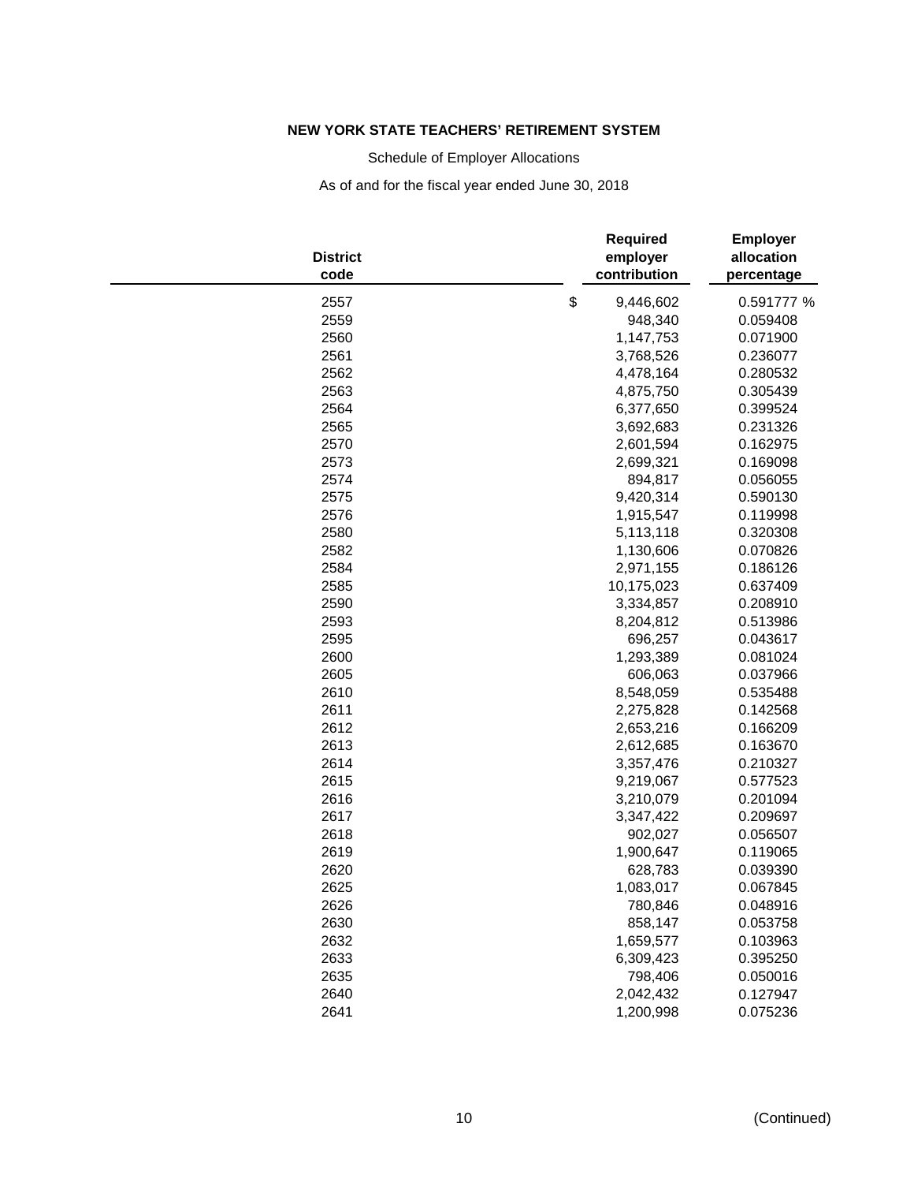**NEW YORK STATE TEACHERS' RETIREMENT SYSTEM**

Schedule of Employer Allocations

As of and for the fiscal year ended June 30, 2018

| District code | Required employer contribution | Employer allocation percentage |
|---|---|---|
| 2557 | $ 9,446,602 | 0.591777 % |
| 2559 | 948,340 | 0.059408 |
| 2560 | 1,147,753 | 0.071900 |
| 2561 | 3,768,526 | 0.236077 |
| 2562 | 4,478,164 | 0.280532 |
| 2563 | 4,875,750 | 0.305439 |
| 2564 | 6,377,650 | 0.399524 |
| 2565 | 3,692,683 | 0.231326 |
| 2570 | 2,601,594 | 0.162975 |
| 2573 | 2,699,321 | 0.169098 |
| 2574 | 894,817 | 0.056055 |
| 2575 | 9,420,314 | 0.590130 |
| 2576 | 1,915,547 | 0.119998 |
| 2580 | 5,113,118 | 0.320308 |
| 2582 | 1,130,606 | 0.070826 |
| 2584 | 2,971,155 | 0.186126 |
| 2585 | 10,175,023 | 0.637409 |
| 2590 | 3,334,857 | 0.208910 |
| 2593 | 8,204,812 | 0.513986 |
| 2595 | 696,257 | 0.043617 |
| 2600 | 1,293,389 | 0.081024 |
| 2605 | 606,063 | 0.037966 |
| 2610 | 8,548,059 | 0.535488 |
| 2611 | 2,275,828 | 0.142568 |
| 2612 | 2,653,216 | 0.166209 |
| 2613 | 2,612,685 | 0.163670 |
| 2614 | 3,357,476 | 0.210327 |
| 2615 | 9,219,067 | 0.577523 |
| 2616 | 3,210,079 | 0.201094 |
| 2617 | 3,347,422 | 0.209697 |
| 2618 | 902,027 | 0.056507 |
| 2619 | 1,900,647 | 0.119065 |
| 2620 | 628,783 | 0.039390 |
| 2625 | 1,083,017 | 0.067845 |
| 2626 | 780,846 | 0.048916 |
| 2630 | 858,147 | 0.053758 |
| 2632 | 1,659,577 | 0.103963 |
| 2633 | 6,309,423 | 0.395250 |
| 2635 | 798,406 | 0.050016 |
| 2640 | 2,042,432 | 0.127947 |
| 2641 | 1,200,998 | 0.075236 |

(Continued)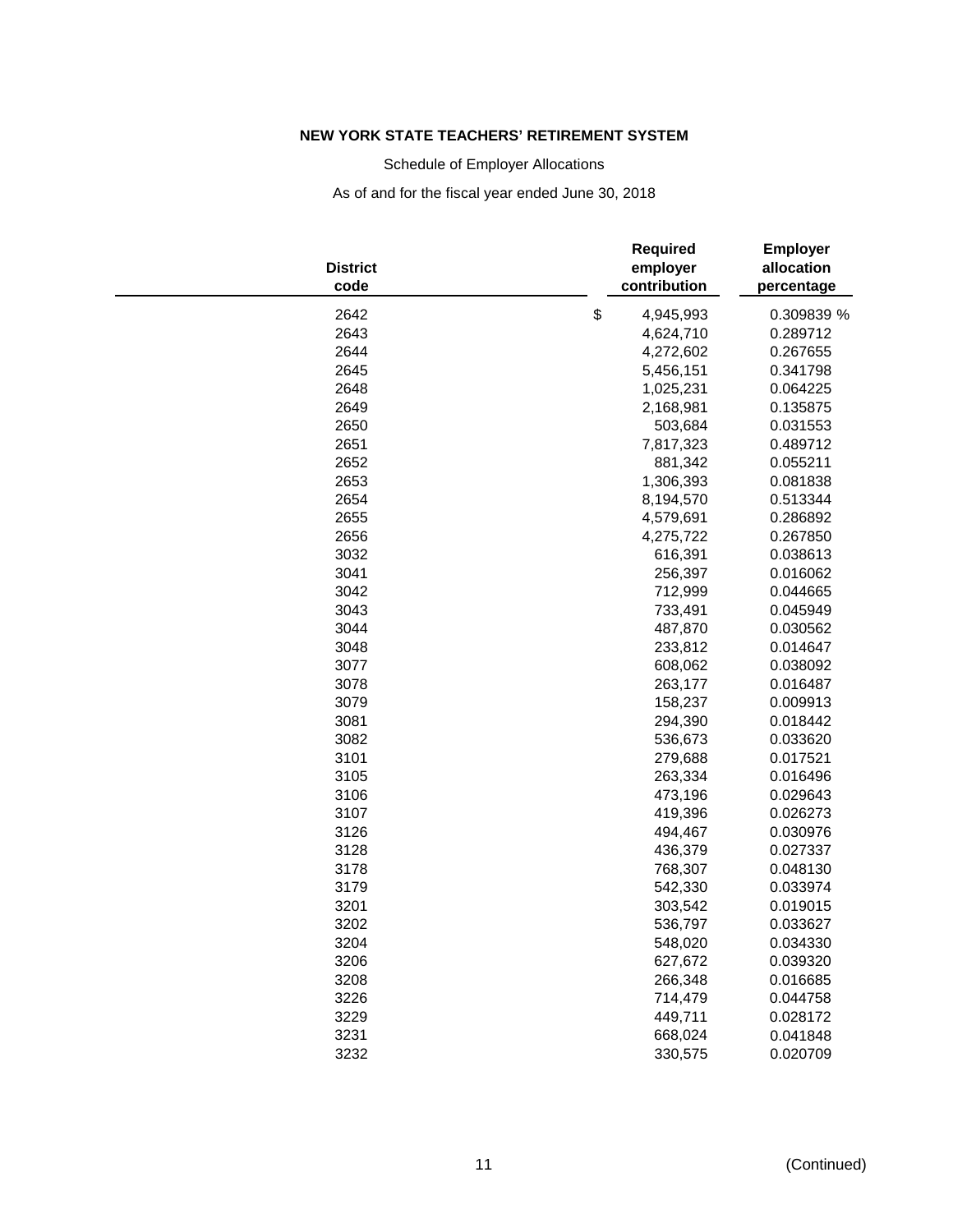**NEW YORK STATE TEACHERS' RETIREMENT SYSTEM**

Schedule of Employer Allocations

As of and for the fiscal year ended June 30, 2018

| District code | Required employer contribution | Employer allocation percentage |
|---|---|---|
| 2642 | $ 4,945,993 | 0.309839 % |
| 2643 | 4,624,710 | 0.289712 |
| 2644 | 4,272,602 | 0.267655 |
| 2645 | 5,456,151 | 0.341798 |
| 2648 | 1,025,231 | 0.064225 |
| 2649 | 2,168,981 | 0.135875 |
| 2650 | 503,684 | 0.031553 |
| 2651 | 7,817,323 | 0.489712 |
| 2652 | 881,342 | 0.055211 |
| 2653 | 1,306,393 | 0.081838 |
| 2654 | 8,194,570 | 0.513344 |
| 2655 | 4,579,691 | 0.286892 |
| 2656 | 4,275,722 | 0.267850 |
| 3032 | 616,391 | 0.038613 |
| 3041 | 256,397 | 0.016062 |
| 3042 | 712,999 | 0.044665 |
| 3043 | 733,491 | 0.045949 |
| 3044 | 487,870 | 0.030562 |
| 3048 | 233,812 | 0.014647 |
| 3077 | 608,062 | 0.038092 |
| 3078 | 263,177 | 0.016487 |
| 3079 | 158,237 | 0.009913 |
| 3081 | 294,390 | 0.018442 |
| 3082 | 536,673 | 0.033620 |
| 3101 | 279,688 | 0.017521 |
| 3105 | 263,334 | 0.016496 |
| 3106 | 473,196 | 0.029643 |
| 3107 | 419,396 | 0.026273 |
| 3126 | 494,467 | 0.030976 |
| 3128 | 436,379 | 0.027337 |
| 3178 | 768,307 | 0.048130 |
| 3179 | 542,330 | 0.033974 |
| 3201 | 303,542 | 0.019015 |
| 3202 | 536,797 | 0.033627 |
| 3204 | 548,020 | 0.034330 |
| 3206 | 627,672 | 0.039320 |
| 3208 | 266,348 | 0.016685 |
| 3226 | 714,479 | 0.044758 |
| 3229 | 449,711 | 0.028172 |
| 3231 | 668,024 | 0.041848 |
| 3232 | 330,575 | 0.020709 |

(Continued)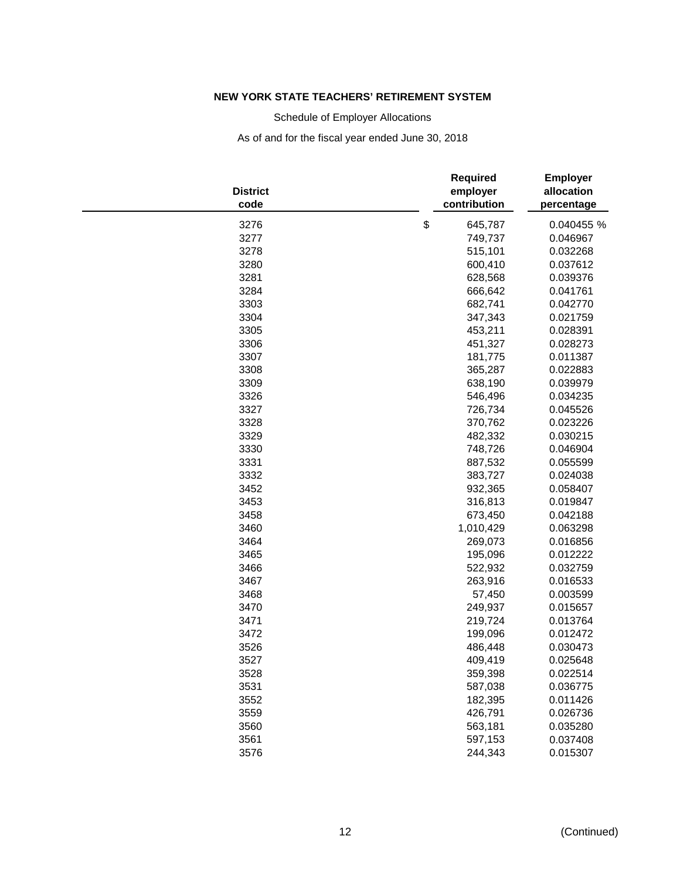**NEW YORK STATE TEACHERS' RETIREMENT SYSTEM**

Schedule of Employer Allocations

As of and for the fiscal year ended June 30, 2018

| District code | Required employer contribution | Employer allocation percentage |
|---|---|---|
| 3276 | $ 645,787 | 0.040455 % |
| 3277 | 749,737 | 0.046967 |
| 3278 | 515,101 | 0.032268 |
| 3280 | 600,410 | 0.037612 |
| 3281 | 628,568 | 0.039376 |
| 3284 | 666,642 | 0.041761 |
| 3303 | 682,741 | 0.042770 |
| 3304 | 347,343 | 0.021759 |
| 3305 | 453,211 | 0.028391 |
| 3306 | 451,327 | 0.028273 |
| 3307 | 181,775 | 0.011387 |
| 3308 | 365,287 | 0.022883 |
| 3309 | 638,190 | 0.039979 |
| 3326 | 546,496 | 0.034235 |
| 3327 | 726,734 | 0.045526 |
| 3328 | 370,762 | 0.023226 |
| 3329 | 482,332 | 0.030215 |
| 3330 | 748,726 | 0.046904 |
| 3331 | 887,532 | 0.055599 |
| 3332 | 383,727 | 0.024038 |
| 3452 | 932,365 | 0.058407 |
| 3453 | 316,813 | 0.019847 |
| 3458 | 673,450 | 0.042188 |
| 3460 | 1,010,429 | 0.063298 |
| 3464 | 269,073 | 0.016856 |
| 3465 | 195,096 | 0.012222 |
| 3466 | 522,932 | 0.032759 |
| 3467 | 263,916 | 0.016533 |
| 3468 | 57,450 | 0.003599 |
| 3470 | 249,937 | 0.015657 |
| 3471 | 219,724 | 0.013764 |
| 3472 | 199,096 | 0.012472 |
| 3526 | 486,448 | 0.030473 |
| 3527 | 409,419 | 0.025648 |
| 3528 | 359,398 | 0.022514 |
| 3531 | 587,038 | 0.036775 |
| 3552 | 182,395 | 0.011426 |
| 3559 | 426,791 | 0.026736 |
| 3560 | 563,181 | 0.035280 |
| 3561 | 597,153 | 0.037408 |
| 3576 | 244,343 | 0.015307 |

(Continued)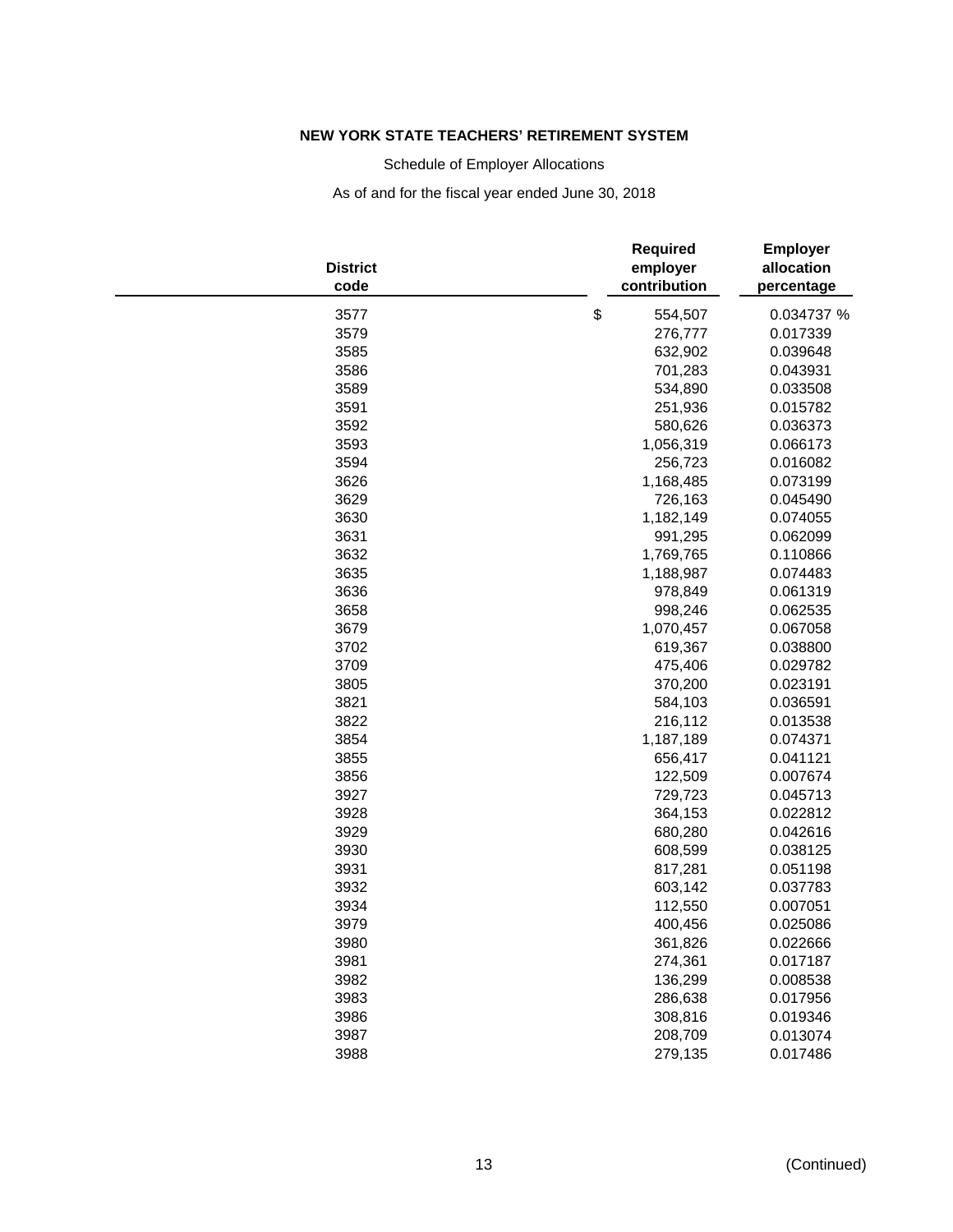**NEW YORK STATE TEACHERS' RETIREMENT SYSTEM**

Schedule of Employer Allocations

As of and for the fiscal year ended June 30, 2018

| District code | Required employer contribution | Employer allocation percentage |
|---|---|---|
| 3577 | $ 554,507 | 0.034737 % |
| 3579 | 276,777 | 0.017339 |
| 3585 | 632,902 | 0.039648 |
| 3586 | 701,283 | 0.043931 |
| 3589 | 534,890 | 0.033508 |
| 3591 | 251,936 | 0.015782 |
| 3592 | 580,626 | 0.036373 |
| 3593 | 1,056,319 | 0.066173 |
| 3594 | 256,723 | 0.016082 |
| 3626 | 1,168,485 | 0.073199 |
| 3629 | 726,163 | 0.045490 |
| 3630 | 1,182,149 | 0.074055 |
| 3631 | 991,295 | 0.062099 |
| 3632 | 1,769,765 | 0.110866 |
| 3635 | 1,188,987 | 0.074483 |
| 3636 | 978,849 | 0.061319 |
| 3658 | 998,246 | 0.062535 |
| 3679 | 1,070,457 | 0.067058 |
| 3702 | 619,367 | 0.038800 |
| 3709 | 475,406 | 0.029782 |
| 3805 | 370,200 | 0.023191 |
| 3821 | 584,103 | 0.036591 |
| 3822 | 216,112 | 0.013538 |
| 3854 | 1,187,189 | 0.074371 |
| 3855 | 656,417 | 0.041121 |
| 3856 | 122,509 | 0.007674 |
| 3927 | 729,723 | 0.045713 |
| 3928 | 364,153 | 0.022812 |
| 3929 | 680,280 | 0.042616 |
| 3930 | 608,599 | 0.038125 |
| 3931 | 817,281 | 0.051198 |
| 3932 | 603,142 | 0.037783 |
| 3934 | 112,550 | 0.007051 |
| 3979 | 400,456 | 0.025086 |
| 3980 | 361,826 | 0.022666 |
| 3981 | 274,361 | 0.017187 |
| 3982 | 136,299 | 0.008538 |
| 3983 | 286,638 | 0.017956 |
| 3986 | 308,816 | 0.019346 |
| 3987 | 208,709 | 0.013074 |
| 3988 | 279,135 | 0.017486 |

(Continued)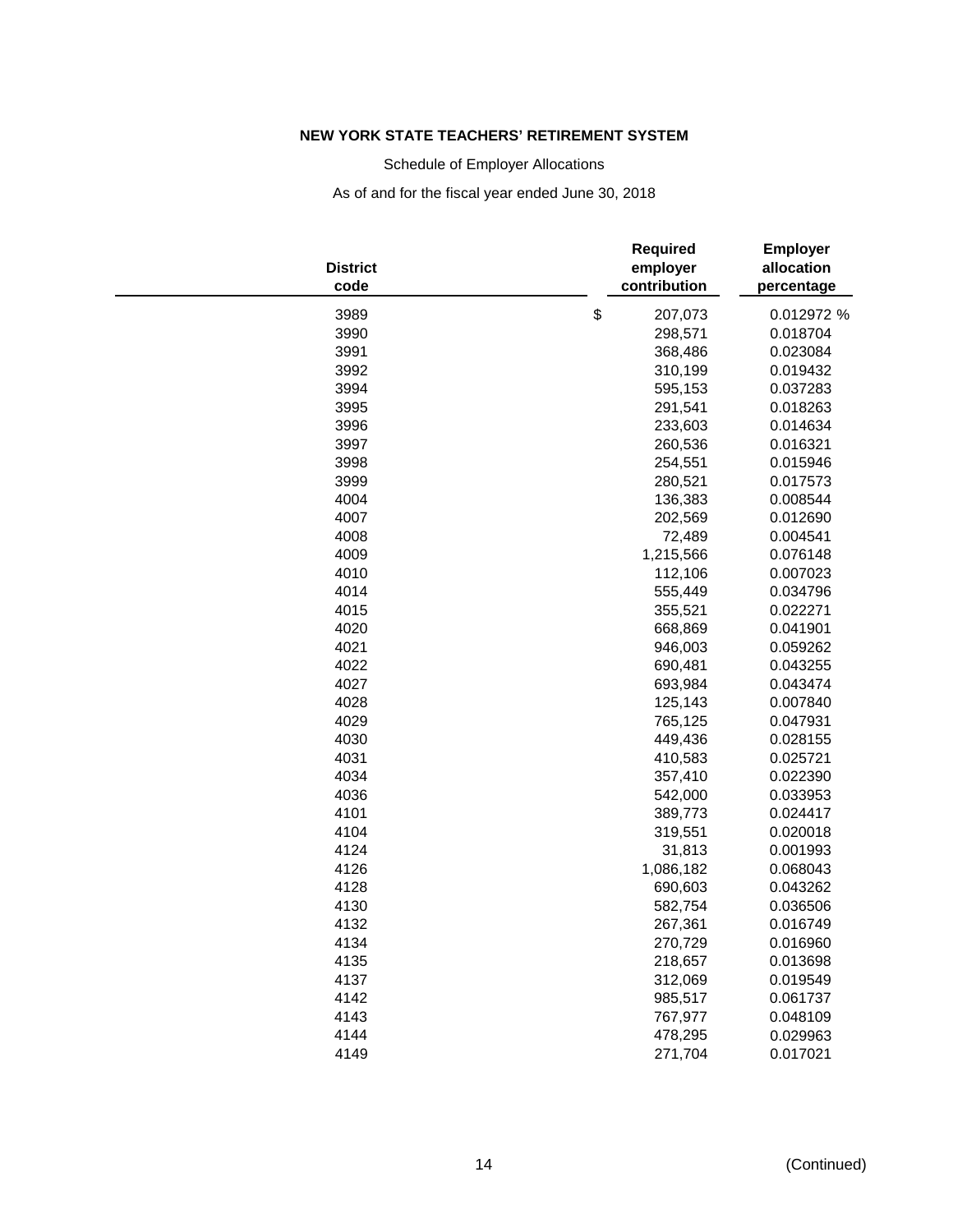**NEW YORK STATE TEACHERS' RETIREMENT SYSTEM**

Schedule of Employer Allocations

As of and for the fiscal year ended June 30, 2018

| District code | Required employer contribution | Employer allocation percentage |
|---|---|---|
| 3989 | $ 207,073 | 0.012972 % |
| 3990 | 298,571 | 0.018704 |
| 3991 | 368,486 | 0.023084 |
| 3992 | 310,199 | 0.019432 |
| 3994 | 595,153 | 0.037283 |
| 3995 | 291,541 | 0.018263 |
| 3996 | 233,603 | 0.014634 |
| 3997 | 260,536 | 0.016321 |
| 3998 | 254,551 | 0.015946 |
| 3999 | 280,521 | 0.017573 |
| 4004 | 136,383 | 0.008544 |
| 4007 | 202,569 | 0.012690 |
| 4008 | 72,489 | 0.004541 |
| 4009 | 1,215,566 | 0.076148 |
| 4010 | 112,106 | 0.007023 |
| 4014 | 555,449 | 0.034796 |
| 4015 | 355,521 | 0.022271 |
| 4020 | 668,869 | 0.041901 |
| 4021 | 946,003 | 0.059262 |
| 4022 | 690,481 | 0.043255 |
| 4027 | 693,984 | 0.043474 |
| 4028 | 125,143 | 0.007840 |
| 4029 | 765,125 | 0.047931 |
| 4030 | 449,436 | 0.028155 |
| 4031 | 410,583 | 0.025721 |
| 4034 | 357,410 | 0.022390 |
| 4036 | 542,000 | 0.033953 |
| 4101 | 389,773 | 0.024417 |
| 4104 | 319,551 | 0.020018 |
| 4124 | 31,813 | 0.001993 |
| 4126 | 1,086,182 | 0.068043 |
| 4128 | 690,603 | 0.043262 |
| 4130 | 582,754 | 0.036506 |
| 4132 | 267,361 | 0.016749 |
| 4134 | 270,729 | 0.016960 |
| 4135 | 218,657 | 0.013698 |
| 4137 | 312,069 | 0.019549 |
| 4142 | 985,517 | 0.061737 |
| 4143 | 767,977 | 0.048109 |
| 4144 | 478,295 | 0.029963 |
| 4149 | 271,704 | 0.017021 |

(Continued)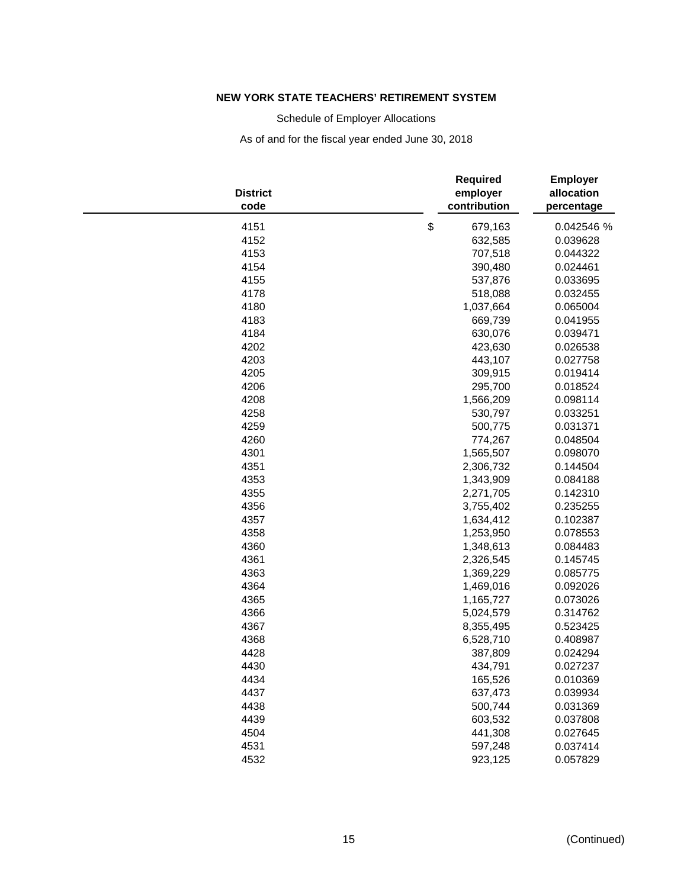**NEW YORK STATE TEACHERS' RETIREMENT SYSTEM**

Schedule of Employer Allocations

As of and for the fiscal year ended June 30, 2018

| District code | Required employer contribution | Employer allocation percentage |
|---|---|---|
| 4151 | $ 679,163 | 0.042546 % |
| 4152 | 632,585 | 0.039628 |
| 4153 | 707,518 | 0.044322 |
| 4154 | 390,480 | 0.024461 |
| 4155 | 537,876 | 0.033695 |
| 4178 | 518,088 | 0.032455 |
| 4180 | 1,037,664 | 0.065004 |
| 4183 | 669,739 | 0.041955 |
| 4184 | 630,076 | 0.039471 |
| 4202 | 423,630 | 0.026538 |
| 4203 | 443,107 | 0.027758 |
| 4205 | 309,915 | 0.019414 |
| 4206 | 295,700 | 0.018524 |
| 4208 | 1,566,209 | 0.098114 |
| 4258 | 530,797 | 0.033251 |
| 4259 | 500,775 | 0.031371 |
| 4260 | 774,267 | 0.048504 |
| 4301 | 1,565,507 | 0.098070 |
| 4351 | 2,306,732 | 0.144504 |
| 4353 | 1,343,909 | 0.084188 |
| 4355 | 2,271,705 | 0.142310 |
| 4356 | 3,755,402 | 0.235255 |
| 4357 | 1,634,412 | 0.102387 |
| 4358 | 1,253,950 | 0.078553 |
| 4360 | 1,348,613 | 0.084483 |
| 4361 | 2,326,545 | 0.145745 |
| 4363 | 1,369,229 | 0.085775 |
| 4364 | 1,469,016 | 0.092026 |
| 4365 | 1,165,727 | 0.073026 |
| 4366 | 5,024,579 | 0.314762 |
| 4367 | 8,355,495 | 0.523425 |
| 4368 | 6,528,710 | 0.408987 |
| 4428 | 387,809 | 0.024294 |
| 4430 | 434,791 | 0.027237 |
| 4434 | 165,526 | 0.010369 |
| 4437 | 637,473 | 0.039934 |
| 4438 | 500,744 | 0.031369 |
| 4439 | 603,532 | 0.037808 |
| 4504 | 441,308 | 0.027645 |
| 4531 | 597,248 | 0.037414 |
| 4532 | 923,125 | 0.057829 |

(Continued)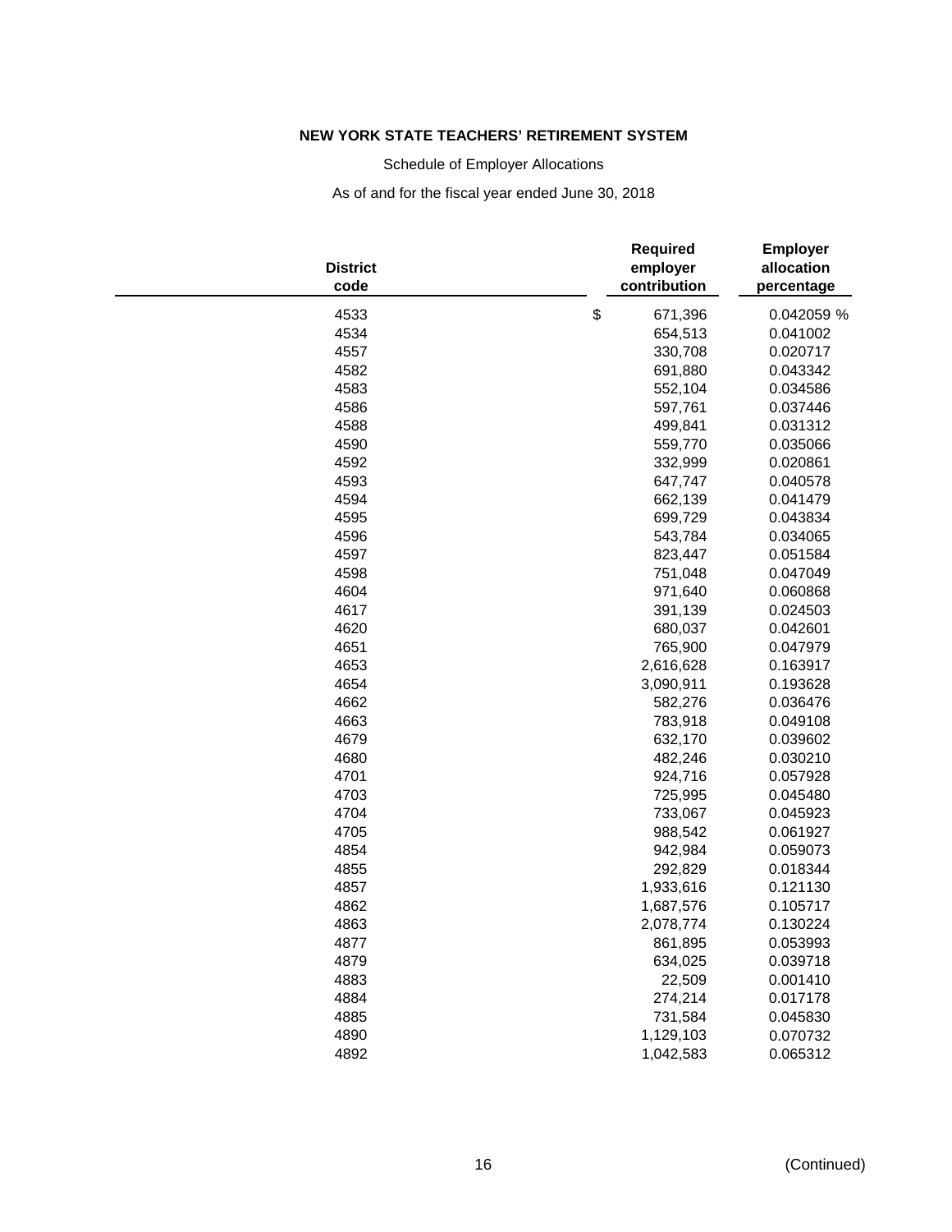**NEW YORK STATE TEACHERS' RETIREMENT SYSTEM**

Schedule of Employer Allocations

As of and for the fiscal year ended June 30, 2018

| District code | Required employer contribution | Employer allocation percentage |
|---|---|---|
| 4533 | $ 671,396 | 0.042059 % |
| 4534 | 654,513 | 0.041002 |
| 4557 | 330,708 | 0.020717 |
| 4582 | 691,880 | 0.043342 |
| 4583 | 552,104 | 0.034586 |
| 4586 | 597,761 | 0.037446 |
| 4588 | 499,841 | 0.031312 |
| 4590 | 559,770 | 0.035066 |
| 4592 | 332,999 | 0.020861 |
| 4593 | 647,747 | 0.040578 |
| 4594 | 662,139 | 0.041479 |
| 4595 | 699,729 | 0.043834 |
| 4596 | 543,784 | 0.034065 |
| 4597 | 823,447 | 0.051584 |
| 4598 | 751,048 | 0.047049 |
| 4604 | 971,640 | 0.060868 |
| 4617 | 391,139 | 0.024503 |
| 4620 | 680,037 | 0.042601 |
| 4651 | 765,900 | 0.047979 |
| 4653 | 2,616,628 | 0.163917 |
| 4654 | 3,090,911 | 0.193628 |
| 4662 | 582,276 | 0.036476 |
| 4663 | 783,918 | 0.049108 |
| 4679 | 632,170 | 0.039602 |
| 4680 | 482,246 | 0.030210 |
| 4701 | 924,716 | 0.057928 |
| 4703 | 725,995 | 0.045480 |
| 4704 | 733,067 | 0.045923 |
| 4705 | 988,542 | 0.061927 |
| 4854 | 942,984 | 0.059073 |
| 4855 | 292,829 | 0.018344 |
| 4857 | 1,933,616 | 0.121130 |
| 4862 | 1,687,576 | 0.105717 |
| 4863 | 2,078,774 | 0.130224 |
| 4877 | 861,895 | 0.053993 |
| 4879 | 634,025 | 0.039718 |
| 4883 | 22,509 | 0.001410 |
| 4884 | 274,214 | 0.017178 |
| 4885 | 731,584 | 0.045830 |
| 4890 | 1,129,103 | 0.070732 |
| 4892 | 1,042,583 | 0.065312 |

(Continued)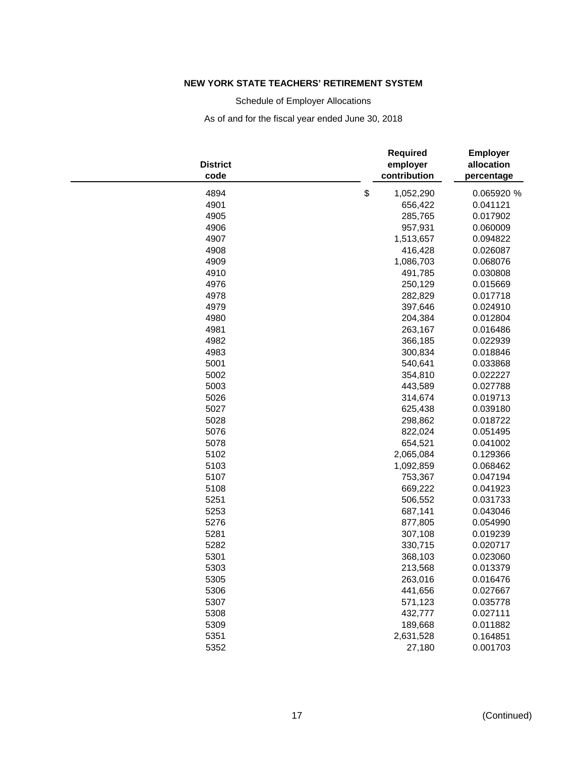**NEW YORK STATE TEACHERS' RETIREMENT SYSTEM**

Schedule of Employer Allocations

As of and for the fiscal year ended June 30, 2018

| District code | Required employer contribution | Employer allocation percentage |
|---|---|---|
| 4894 | $ 1,052,290 | 0.065920 % |
| 4901 | 656,422 | 0.041121 |
| 4905 | 285,765 | 0.017902 |
| 4906 | 957,931 | 0.060009 |
| 4907 | 1,513,657 | 0.094822 |
| 4908 | 416,428 | 0.026087 |
| 4909 | 1,086,703 | 0.068076 |
| 4910 | 491,785 | 0.030808 |
| 4976 | 250,129 | 0.015669 |
| 4978 | 282,829 | 0.017718 |
| 4979 | 397,646 | 0.024910 |
| 4980 | 204,384 | 0.012804 |
| 4981 | 263,167 | 0.016486 |
| 4982 | 366,185 | 0.022939 |
| 4983 | 300,834 | 0.018846 |
| 5001 | 540,641 | 0.033868 |
| 5002 | 354,810 | 0.022227 |
| 5003 | 443,589 | 0.027788 |
| 5026 | 314,674 | 0.019713 |
| 5027 | 625,438 | 0.039180 |
| 5028 | 298,862 | 0.018722 |
| 5076 | 822,024 | 0.051495 |
| 5078 | 654,521 | 0.041002 |
| 5102 | 2,065,084 | 0.129366 |
| 5103 | 1,092,859 | 0.068462 |
| 5107 | 753,367 | 0.047194 |
| 5108 | 669,222 | 0.041923 |
| 5251 | 506,552 | 0.031733 |
| 5253 | 687,141 | 0.043046 |
| 5276 | 877,805 | 0.054990 |
| 5281 | 307,108 | 0.019239 |
| 5282 | 330,715 | 0.020717 |
| 5301 | 368,103 | 0.023060 |
| 5303 | 213,568 | 0.013379 |
| 5305 | 263,016 | 0.016476 |
| 5306 | 441,656 | 0.027667 |
| 5307 | 571,123 | 0.035778 |
| 5308 | 432,777 | 0.027111 |
| 5309 | 189,668 | 0.011882 |
| 5351 | 2,631,528 | 0.164851 |
| 5352 | 27,180 | 0.001703 |

(Continued)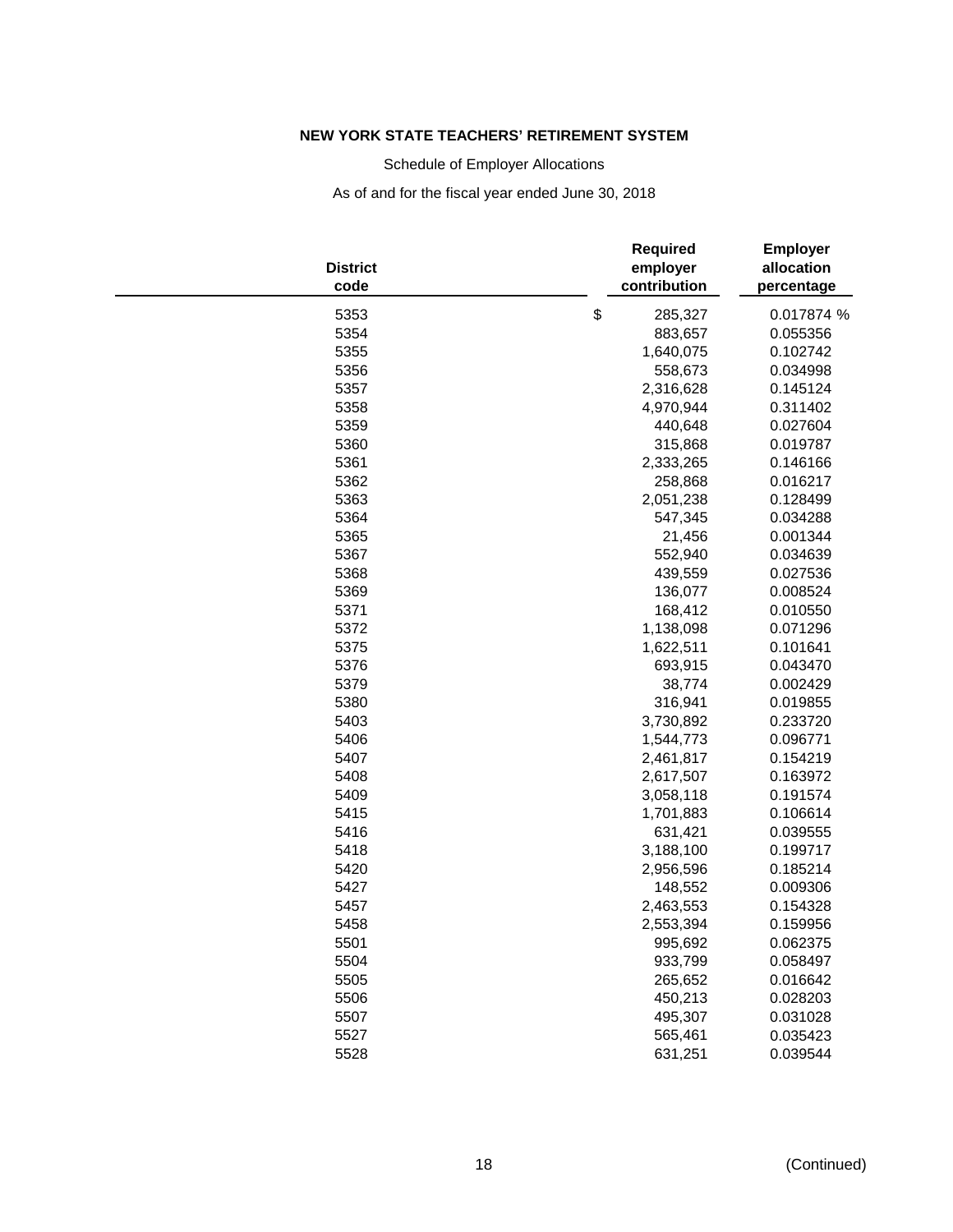**NEW YORK STATE TEACHERS' RETIREMENT SYSTEM**

Schedule of Employer Allocations

As of and for the fiscal year ended June 30, 2018

| District code | Required employer contribution | Employer allocation percentage |
|---|---|---|
| 5353 | $ 285,327 | 0.017874 % |
| 5354 | 883,657 | 0.055356 |
| 5355 | 1,640,075 | 0.102742 |
| 5356 | 558,673 | 0.034998 |
| 5357 | 2,316,628 | 0.145124 |
| 5358 | 4,970,944 | 0.311402 |
| 5359 | 440,648 | 0.027604 |
| 5360 | 315,868 | 0.019787 |
| 5361 | 2,333,265 | 0.146166 |
| 5362 | 258,868 | 0.016217 |
| 5363 | 2,051,238 | 0.128499 |
| 5364 | 547,345 | 0.034288 |
| 5365 | 21,456 | 0.001344 |
| 5367 | 552,940 | 0.034639 |
| 5368 | 439,559 | 0.027536 |
| 5369 | 136,077 | 0.008524 |
| 5371 | 168,412 | 0.010550 |
| 5372 | 1,138,098 | 0.071296 |
| 5375 | 1,622,511 | 0.101641 |
| 5376 | 693,915 | 0.043470 |
| 5379 | 38,774 | 0.002429 |
| 5380 | 316,941 | 0.019855 |
| 5403 | 3,730,892 | 0.233720 |
| 5406 | 1,544,773 | 0.096771 |
| 5407 | 2,461,817 | 0.154219 |
| 5408 | 2,617,507 | 0.163972 |
| 5409 | 3,058,118 | 0.191574 |
| 5415 | 1,701,883 | 0.106614 |
| 5416 | 631,421 | 0.039555 |
| 5418 | 3,188,100 | 0.199717 |
| 5420 | 2,956,596 | 0.185214 |
| 5427 | 148,552 | 0.009306 |
| 5457 | 2,463,553 | 0.154328 |
| 5458 | 2,553,394 | 0.159956 |
| 5501 | 995,692 | 0.062375 |
| 5504 | 933,799 | 0.058497 |
| 5505 | 265,652 | 0.016642 |
| 5506 | 450,213 | 0.028203 |
| 5507 | 495,307 | 0.031028 |
| 5527 | 565,461 | 0.035423 |
| 5528 | 631,251 | 0.039544 |

(Continued)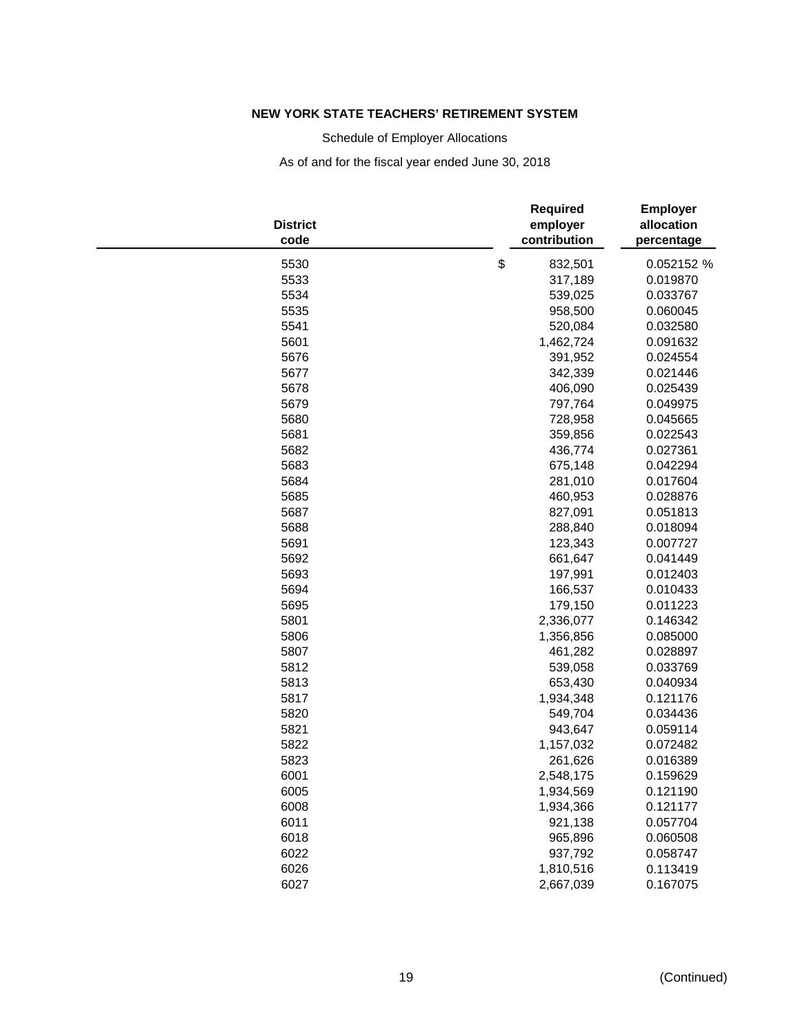**NEW YORK STATE TEACHERS' RETIREMENT SYSTEM**

Schedule of Employer Allocations

As of and for the fiscal year ended June 30, 2018

| District code | Required employer contribution | Employer allocation percentage |
|---|---|---|
| 5530 | $ 832,501 | 0.052152 % |
| 5533 | 317,189 | 0.019870 |
| 5534 | 539,025 | 0.033767 |
| 5535 | 958,500 | 0.060045 |
| 5541 | 520,084 | 0.032580 |
| 5601 | 1,462,724 | 0.091632 |
| 5676 | 391,952 | 0.024554 |
| 5677 | 342,339 | 0.021446 |
| 5678 | 406,090 | 0.025439 |
| 5679 | 797,764 | 0.049975 |
| 5680 | 728,958 | 0.045665 |
| 5681 | 359,856 | 0.022543 |
| 5682 | 436,774 | 0.027361 |
| 5683 | 675,148 | 0.042294 |
| 5684 | 281,010 | 0.017604 |
| 5685 | 460,953 | 0.028876 |
| 5687 | 827,091 | 0.051813 |
| 5688 | 288,840 | 0.018094 |
| 5691 | 123,343 | 0.007727 |
| 5692 | 661,647 | 0.041449 |
| 5693 | 197,991 | 0.012403 |
| 5694 | 166,537 | 0.010433 |
| 5695 | 179,150 | 0.011223 |
| 5801 | 2,336,077 | 0.146342 |
| 5806 | 1,356,856 | 0.085000 |
| 5807 | 461,282 | 0.028897 |
| 5812 | 539,058 | 0.033769 |
| 5813 | 653,430 | 0.040934 |
| 5817 | 1,934,348 | 0.121176 |
| 5820 | 549,704 | 0.034436 |
| 5821 | 943,647 | 0.059114 |
| 5822 | 1,157,032 | 0.072482 |
| 5823 | 261,626 | 0.016389 |
| 6001 | 2,548,175 | 0.159629 |
| 6005 | 1,934,569 | 0.121190 |
| 6008 | 1,934,366 | 0.121177 |
| 6011 | 921,138 | 0.057704 |
| 6018 | 965,896 | 0.060508 |
| 6022 | 937,792 | 0.058747 |
| 6026 | 1,810,516 | 0.113419 |
| 6027 | 2,667,039 | 0.167075 |

(Continued)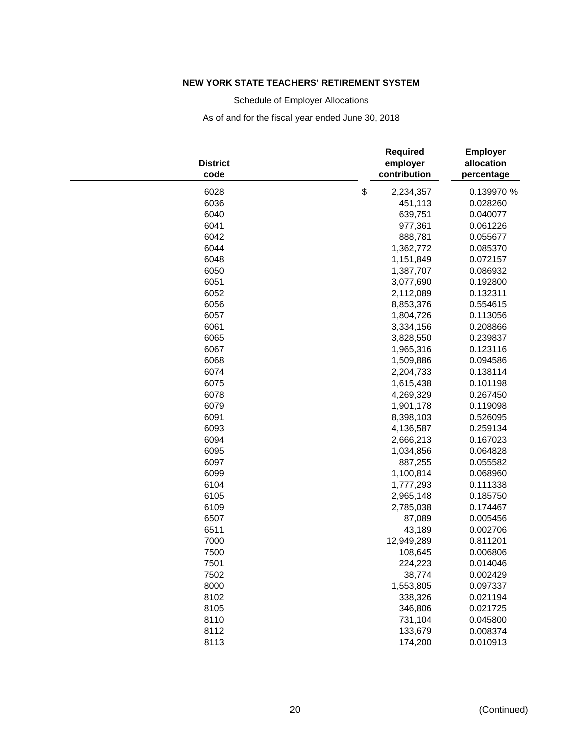**NEW YORK STATE TEACHERS' RETIREMENT SYSTEM**

Schedule of Employer Allocations

As of and for the fiscal year ended June 30, 2018

| District code | Required employer contribution | Employer allocation percentage |
|---|---|---|
| 6028 | $ 2,234,357 | 0.139970 % |
| 6036 | 451,113 | 0.028260 |
| 6040 | 639,751 | 0.040077 |
| 6041 | 977,361 | 0.061226 |
| 6042 | 888,781 | 0.055677 |
| 6044 | 1,362,772 | 0.085370 |
| 6048 | 1,151,849 | 0.072157 |
| 6050 | 1,387,707 | 0.086932 |
| 6051 | 3,077,690 | 0.192800 |
| 6052 | 2,112,089 | 0.132311 |
| 6056 | 8,853,376 | 0.554615 |
| 6057 | 1,804,726 | 0.113056 |
| 6061 | 3,334,156 | 0.208866 |
| 6065 | 3,828,550 | 0.239837 |
| 6067 | 1,965,316 | 0.123116 |
| 6068 | 1,509,886 | 0.094586 |
| 6074 | 2,204,733 | 0.138114 |
| 6075 | 1,615,438 | 0.101198 |
| 6078 | 4,269,329 | 0.267450 |
| 6079 | 1,901,178 | 0.119098 |
| 6091 | 8,398,103 | 0.526095 |
| 6093 | 4,136,587 | 0.259134 |
| 6094 | 2,666,213 | 0.167023 |
| 6095 | 1,034,856 | 0.064828 |
| 6097 | 887,255 | 0.055582 |
| 6099 | 1,100,814 | 0.068960 |
| 6104 | 1,777,293 | 0.111338 |
| 6105 | 2,965,148 | 0.185750 |
| 6109 | 2,785,038 | 0.174467 |
| 6507 | 87,089 | 0.005456 |
| 6511 | 43,189 | 0.002706 |
| 7000 | 12,949,289 | 0.811201 |
| 7500 | 108,645 | 0.006806 |
| 7501 | 224,223 | 0.014046 |
| 7502 | 38,774 | 0.002429 |
| 8000 | 1,553,805 | 0.097337 |
| 8102 | 338,326 | 0.021194 |
| 8105 | 346,806 | 0.021725 |
| 8110 | 731,104 | 0.045800 |
| 8112 | 133,679 | 0.008374 |
| 8113 | 174,200 | 0.010913 |

(Continued)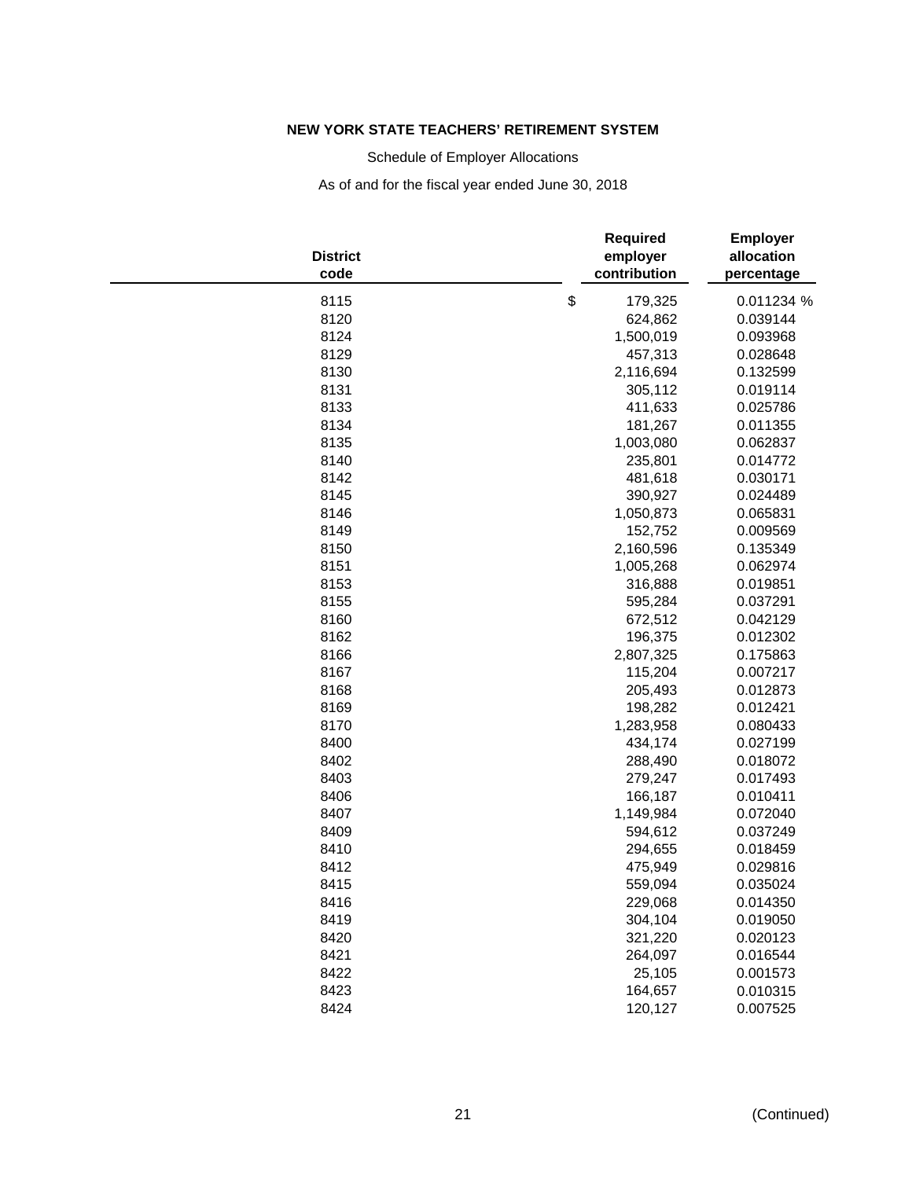**NEW YORK STATE TEACHERS' RETIREMENT SYSTEM**

Schedule of Employer Allocations

As of and for the fiscal year ended June 30, 2018

| District code | Required employer contribution | Employer allocation percentage |
|---|---|---|
| 8115 | $ 179,325 | 0.011234 % |
| 8120 | 624,862 | 0.039144 |
| 8124 | 1,500,019 | 0.093968 |
| 8129 | 457,313 | 0.028648 |
| 8130 | 2,116,694 | 0.132599 |
| 8131 | 305,112 | 0.019114 |
| 8133 | 411,633 | 0.025786 |
| 8134 | 181,267 | 0.011355 |
| 8135 | 1,003,080 | 0.062837 |
| 8140 | 235,801 | 0.014772 |
| 8142 | 481,618 | 0.030171 |
| 8145 | 390,927 | 0.024489 |
| 8146 | 1,050,873 | 0.065831 |
| 8149 | 152,752 | 0.009569 |
| 8150 | 2,160,596 | 0.135349 |
| 8151 | 1,005,268 | 0.062974 |
| 8153 | 316,888 | 0.019851 |
| 8155 | 595,284 | 0.037291 |
| 8160 | 672,512 | 0.042129 |
| 8162 | 196,375 | 0.012302 |
| 8166 | 2,807,325 | 0.175863 |
| 8167 | 115,204 | 0.007217 |
| 8168 | 205,493 | 0.012873 |
| 8169 | 198,282 | 0.012421 |
| 8170 | 1,283,958 | 0.080433 |
| 8400 | 434,174 | 0.027199 |
| 8402 | 288,490 | 0.018072 |
| 8403 | 279,247 | 0.017493 |
| 8406 | 166,187 | 0.010411 |
| 8407 | 1,149,984 | 0.072040 |
| 8409 | 594,612 | 0.037249 |
| 8410 | 294,655 | 0.018459 |
| 8412 | 475,949 | 0.029816 |
| 8415 | 559,094 | 0.035024 |
| 8416 | 229,068 | 0.014350 |
| 8419 | 304,104 | 0.019050 |
| 8420 | 321,220 | 0.020123 |
| 8421 | 264,097 | 0.016544 |
| 8422 | 25,105 | 0.001573 |
| 8423 | 164,657 | 0.010315 |
| 8424 | 120,127 | 0.007525 |

(Continued)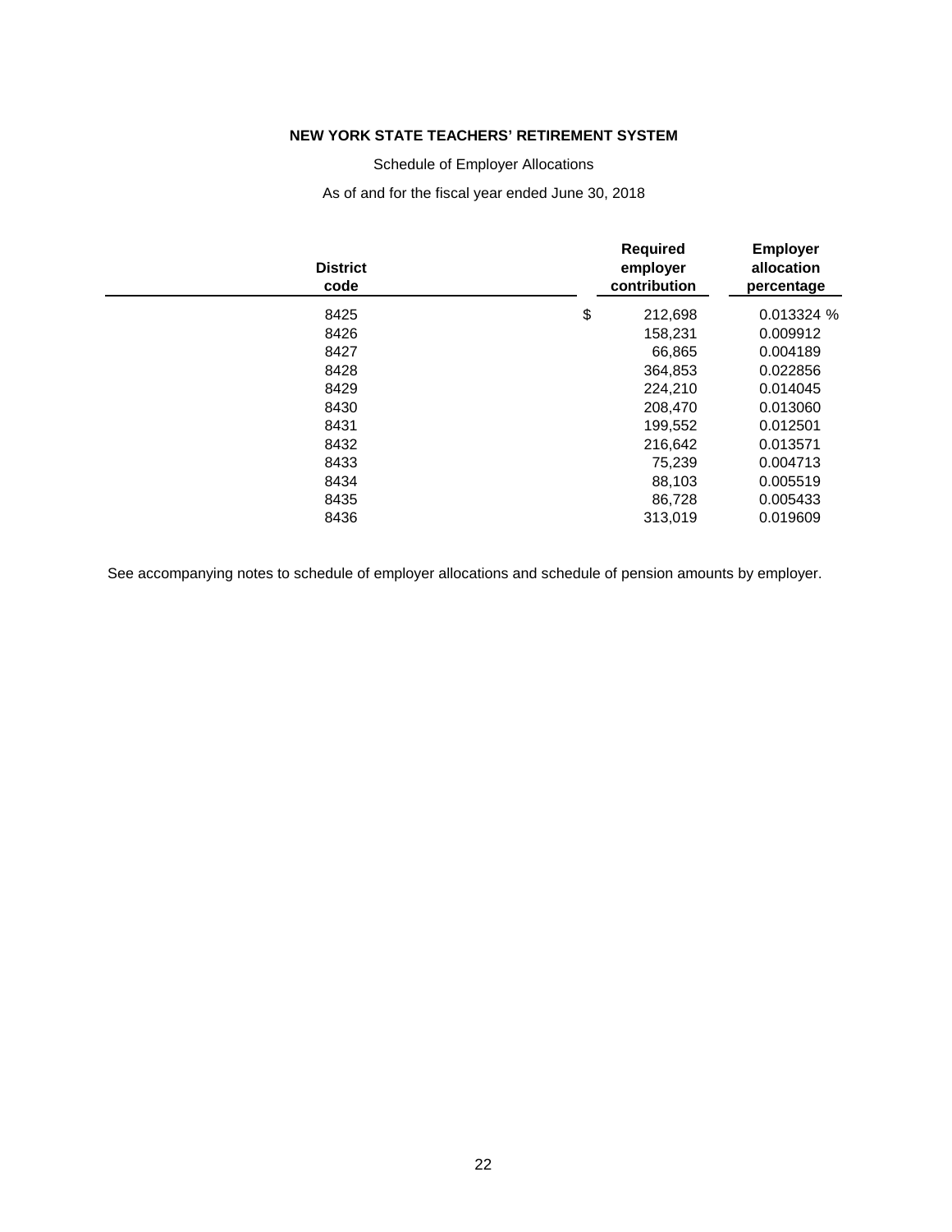**NEW YORK STATE TEACHERS' RETIREMENT SYSTEM**

Schedule of Employer Allocations

As of and for the fiscal year ended June 30, 2018

| District code | Required employer contribution | Employer allocation percentage |
|---|---|---|
| 8425 | $ 212,698 | 0.013324 % |
| 8426 | 158,231 | 0.009912 |
| 8427 | 66,865 | 0.004189 |
| 8428 | 364,853 | 0.022856 |
| 8429 | 224,210 | 0.014045 |
| 8430 | 208,470 | 0.013060 |
| 8431 | 199,552 | 0.012501 |
| 8432 | 216,642 | 0.013571 |
| 8433 | 75,239 | 0.004713 |
| 8434 | 88,103 | 0.005519 |
| 8435 | 86,728 | 0.005433 |
| 8436 | 313,019 | 0.019609 |

See accompanying notes to schedule of employer allocations and schedule of pension amounts by employer.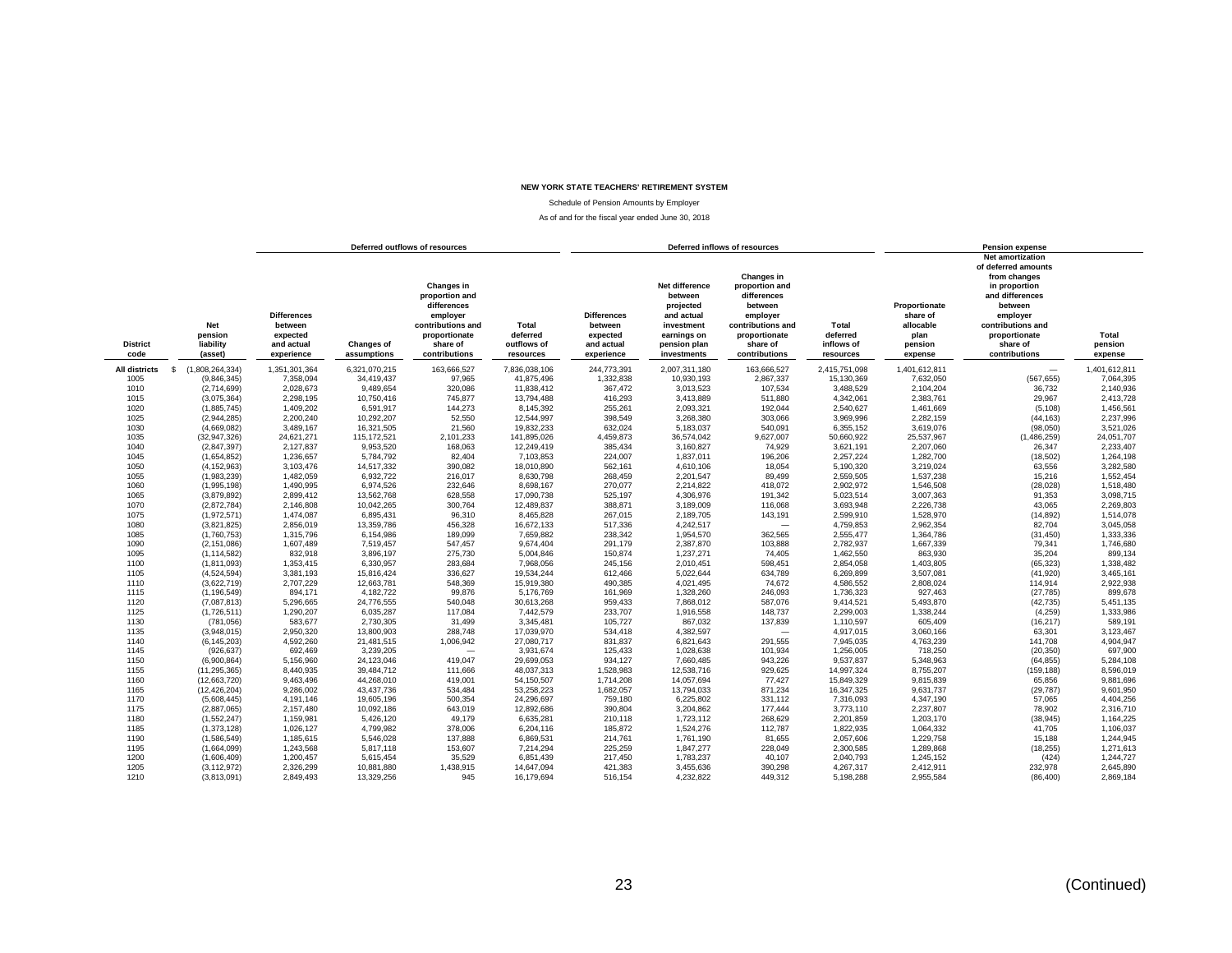**NEW YORK STATE TEACHERS' RETIREMENT SYSTEM**

Schedule of Pension Amounts by Employer

As of and for the fiscal year ended June 30, 2018

| | | Deferred outflows of resources | | | | Deferred inflows of resources | | | | Pension expense | | |
|---|---|---|---|---|---|---|---|---|---|---|---|---|
| District code | Net pension liability (asset) | Differences between expected and actual experience | Changes of assumptions | Changes in proportion and differences employer contributions and proportionate share of contributions | Total deferred outflows of resources | Differences between expected and actual experience | Net difference between projected and actual investment earnings on pension plan investments | Changes in proportion and differences between employer contributions and proportionate share of contributions | Total deferred inflows of resources | Proportionate share of allocable plan pension expense | Net amortization of deferred amounts from changes in proportion and differences between employer contributions and proportionate share of contributions | Total pension expense |
| All districts | $ (1,808,264,334) | 1,351,301,364 | 6,321,070,215 | 163,666,527 | 7,836,038,106 | 244,773,391 | 2,007,311,180 | 163,666,527 | 2,415,751,098 | 1,401,612,811 | — | 1,401,612,811 |
| 1005 | (9,846,345) | 7,358,094 | 34,419,437 | 97,965 | 41,875,496 | 1,332,838 | 10,930,193 | 2,867,337 | 15,130,369 | 7,632,050 | (567,655) | 7,064,395 |
| 1010 | (2,714,699) | 2,028,673 | 9,489,654 | 320,086 | 11,838,412 | 367,472 | 3,013,523 | 107,534 | 3,488,529 | 2,104,204 | 36,732 | 2,140,936 |
| 1015 | (3,075,364) | 2,298,195 | 10,750,416 | 745,877 | 13,794,488 | 416,293 | 3,413,889 | 511,880 | 4,342,061 | 2,383,761 | 29,967 | 2,413,728 |
| 1020 | (1,885,745) | 1,409,202 | 6,591,917 | 144,273 | 8,145,392 | 255,261 | 2,093,321 | 192,044 | 2,540,627 | 1,461,669 | (5,108) | 1,456,561 |
| 1025 | (2,944,285) | 2,200,240 | 10,292,207 | 52,550 | 12,544,997 | 398,549 | 3,268,380 | 303,066 | 3,969,996 | 2,282,159 | (44,163) | 2,237,996 |
| 1030 | (4,669,082) | 3,489,167 | 16,321,505 | 21,560 | 19,832,233 | 632,024 | 5,183,037 | 540,091 | 6,355,152 | 3,619,076 | (98,050) | 3,521,026 |
| 1035 | (32,947,326) | 24,621,271 | 115,172,521 | 2,101,233 | 141,895,026 | 4,459,873 | 36,574,042 | 9,627,007 | 50,660,922 | 25,537,967 | (1,486,259) | 24,051,707 |
| 1040 | (2,847,397) | 2,127,837 | 9,953,520 | 168,063 | 12,249,419 | 385,434 | 3,160,827 | 74,929 | 3,621,191 | 2,207,060 | 26,347 | 2,233,407 |
| 1045 | (1,654,852) | 1,236,657 | 5,784,792 | 82,404 | 7,103,853 | 224,007 | 1,837,011 | 196,206 | 2,257,224 | 1,282,700 | (18,502) | 1,264,198 |
| 1050 | (4,152,963) | 3,103,476 | 14,517,332 | 390,082 | 18,010,890 | 562,161 | 4,610,106 | 18,054 | 5,190,320 | 3,219,024 | 63,556 | 3,282,580 |
| 1055 | (1,983,239) | 1,482,059 | 6,932,722 | 216,017 | 8,630,798 | 268,459 | 2,201,547 | 89,499 | 2,559,505 | 1,537,238 | 15,216 | 1,552,454 |
| 1060 | (1,995,198) | 1,490,995 | 6,974,526 | 232,646 | 8,698,167 | 270,077 | 2,214,822 | 418,072 | 2,902,972 | 1,546,508 | (28,028) | 1,518,480 |
| 1065 | (3,879,892) | 2,899,412 | 13,562,768 | 628,558 | 17,090,738 | 525,197 | 4,306,976 | 191,342 | 5,023,514 | 3,007,363 | 91,353 | 3,098,715 |
| 1070 | (2,872,784) | 2,146,808 | 10,042,265 | 300,764 | 12,489,837 | 388,871 | 3,189,009 | 116,068 | 3,693,948 | 2,226,738 | 43,065 | 2,269,803 |
| 1075 | (1,972,571) | 1,474,087 | 6,895,431 | 96,310 | 8,465,828 | 267,015 | 2,189,705 | 143,191 | 2,599,910 | 1,528,970 | (14,892) | 1,514,078 |
| 1080 | (3,821,825) | 2,856,019 | 13,359,786 | 456,328 | 16,672,133 | 517,336 | 4,242,517 | — | 4,759,853 | 2,962,354 | 82,704 | 3,045,058 |
| 1085 | (1,760,753) | 1,315,796 | 6,154,986 | 189,099 | 7,659,882 | 238,342 | 1,954,570 | 362,565 | 2,555,477 | 1,364,786 | (31,450) | 1,333,336 |
| 1090 | (2,151,086) | 1,607,489 | 7,519,457 | 547,457 | 9,674,404 | 291,179 | 2,387,870 | 103,888 | 2,782,937 | 1,667,339 | 79,341 | 1,746,680 |
| 1095 | (1,114,582) | 832,918 | 3,896,197 | 275,730 | 5,004,846 | 150,874 | 1,237,271 | 74,405 | 1,462,550 | 863,930 | 35,204 | 899,134 |
| 1100 | (1,811,093) | 1,353,415 | 6,330,957 | 283,684 | 7,968,056 | 245,156 | 2,010,451 | 598,451 | 2,854,058 | 1,403,805 | (65,323) | 1,338,482 |
| 1105 | (4,524,594) | 3,381,193 | 15,816,424 | 336,627 | 19,534,244 | 612,466 | 5,022,644 | 634,789 | 6,269,899 | 3,507,081 | (41,920) | 3,465,161 |
| 1110 | (3,622,719) | 2,707,229 | 12,663,781 | 548,369 | 15,919,380 | 490,385 | 4,021,495 | 74,672 | 4,586,552 | 2,808,024 | 114,914 | 2,922,938 |
| 1115 | (1,196,549) | 894,171 | 4,182,722 | 99,876 | 5,176,769 | 161,969 | 1,328,260 | 246,093 | 1,736,323 | 927,463 | (27,785) | 899,678 |
| 1120 | (7,087,813) | 5,296,665 | 24,776,555 | 540,048 | 30,613,268 | 959,433 | 7,868,012 | 587,076 | 9,414,521 | 5,493,870 | (42,735) | 5,451,135 |
| 1125 | (1,726,511) | 1,290,207 | 6,035,287 | 117,084 | 7,442,579 | 233,707 | 1,916,558 | 148,737 | 2,299,003 | 1,338,244 | (4,259) | 1,333,986 |
| 1130 | (781,056) | 583,677 | 2,730,305 | 31,499 | 3,345,481 | 105,727 | 867,032 | 137,839 | 1,110,597 | 605,409 | (16,217) | 589,191 |
| 1135 | (3,948,015) | 2,950,320 | 13,800,903 | 288,748 | 17,039,970 | 534,418 | 4,382,597 | — | 4,917,015 | 3,060,166 | 63,301 | 3,123,467 |
| 1140 | (6,145,203) | 4,592,260 | 21,481,515 | 1,006,942 | 27,080,717 | 831,837 | 6,821,643 | 291,555 | 7,945,035 | 4,763,239 | 141,708 | 4,904,947 |
| 1145 | (926,637) | 692,469 | 3,239,205 | — | 3,931,674 | 125,433 | 1,028,638 | 101,934 | 1,256,005 | 718,250 | (20,350) | 697,900 |
| 1150 | (6,900,864) | 5,156,960 | 24,123,046 | 419,047 | 29,699,053 | 934,127 | 7,660,485 | 943,226 | 9,537,837 | 5,348,963 | (64,855) | 5,284,108 |
| 1155 | (11,295,365) | 8,440,935 | 39,484,712 | 111,666 | 48,037,313 | 1,528,983 | 12,538,716 | 929,625 | 14,997,324 | 8,755,207 | (159,188) | 8,596,019 |
| 1160 | (12,663,720) | 9,463,496 | 44,268,010 | 419,001 | 54,150,507 | 1,714,208 | 14,057,694 | 77,427 | 15,849,329 | 9,815,839 | 65,856 | 9,881,696 |
| 1165 | (12,426,204) | 9,286,002 | 43,437,736 | 534,484 | 53,258,223 | 1,682,057 | 13,794,033 | 871,234 | 16,347,325 | 9,631,737 | (29,787) | 9,601,950 |
| 1170 | (5,608,445) | 4,191,146 | 19,605,196 | 500,354 | 24,296,697 | 759,180 | 6,225,802 | 331,112 | 7,316,093 | 4,347,190 | 57,065 | 4,404,256 |
| 1175 | (2,887,065) | 2,157,480 | 10,092,186 | 643,019 | 12,892,686 | 390,804 | 3,204,862 | 177,444 | 3,773,110 | 2,237,807 | 78,902 | 2,316,710 |
| 1180 | (1,552,247) | 1,159,981 | 5,426,120 | 49,179 | 6,635,281 | 210,118 | 1,723,112 | 268,629 | 2,201,859 | 1,203,170 | (38,945) | 1,164,225 |
| 1185 | (1,373,128) | 1,026,127 | 4,799,982 | 378,006 | 6,204,116 | 185,872 | 1,524,276 | 112,787 | 1,822,935 | 1,064,332 | 41,705 | 1,106,037 |
| 1190 | (1,586,549) | 1,185,615 | 5,546,028 | 137,888 | 6,869,531 | 214,761 | 1,761,190 | 81,655 | 2,057,606 | 1,229,758 | 15,188 | 1,244,945 |
| 1195 | (1,664,099) | 1,243,568 | 5,817,118 | 153,607 | 7,214,294 | 225,259 | 1,847,277 | 228,049 | 2,300,585 | 1,289,868 | (18,255) | 1,271,613 |
| 1200 | (1,606,409) | 1,200,457 | 5,615,454 | 35,529 | 6,851,439 | 217,450 | 1,783,237 | 40,107 | 2,040,793 | 1,245,152 | (424) | 1,244,727 |
| 1205 | (3,112,972) | 2,326,299 | 10,881,880 | 1,438,915 | 14,647,094 | 421,383 | 3,455,636 | 390,298 | 4,267,317 | 2,412,911 | 232,978 | 2,645,890 |
| 1210 | (3,813,091) | 2,849,493 | 13,329,256 | 945 | 16,179,694 | 516,154 | 4,232,822 | 449,312 | 5,198,288 | 2,955,584 | (86,400) | 2,869,184 |

(Continued)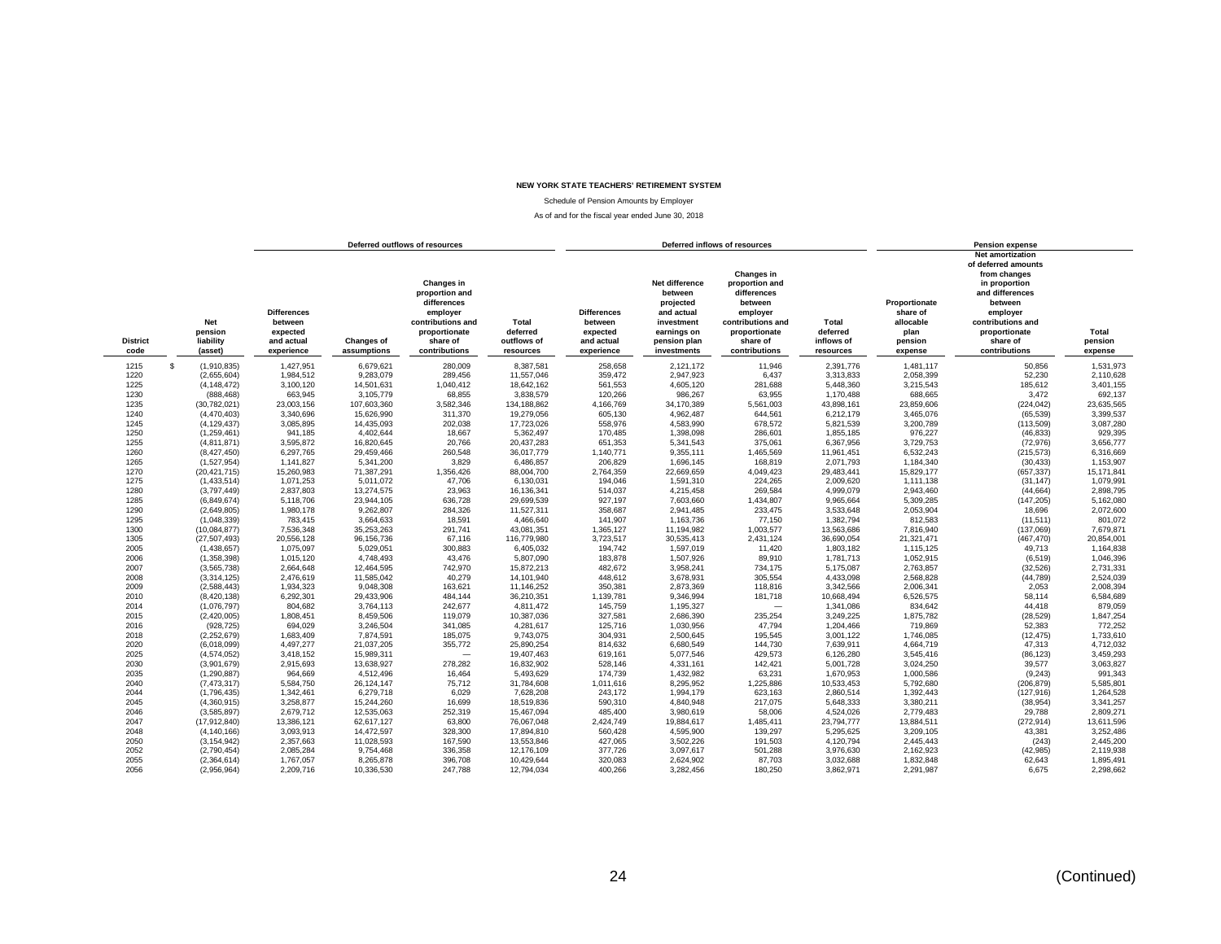**NEW YORK STATE TEACHERS' RETIREMENT SYSTEM**

Schedule of Pension Amounts by Employer

As of and for the fiscal year ended June 30, 2018

| | | Deferred outflows of resources | | | | Deferred inflows of resources | | | | Pension expense | | |
|---|---|---|---|---|---|---|---|---|---|---|---|---|
| District code | Net pension liability (asset) | Differences between expected and actual experience | Changes of assumptions | Changes in proportion and differences employer contributions and proportionate share of contributions | Total deferred outflows of resources | Differences between expected and actual experience | Net difference between projected and actual investment earnings on pension plan investments | Changes in proportion and differences between employer contributions and proportionate share of contributions | Total deferred inflows of resources | Proportionate share of allocable plan pension expense | Net amortization of deferred amounts from changes in proportion and differences between employer contributions and proportionate share of contributions | Total pension expense |
| 1215 | $ (1,910,835) | 1,427,951 | 6,679,621 | 280,009 | 8,387,581 | 258,658 | 2,121,172 | 11,946 | 2,391,776 | 1,481,117 | 50,856 | 1,531,973 |
| 1220 | (2,655,604) | 1,984,512 | 9,283,079 | 289,456 | 11,557,046 | 359,472 | 2,947,923 | 6,437 | 3,313,833 | 2,058,399 | 52,230 | 2,110,628 |
| 1225 | (4,148,472) | 3,100,120 | 14,501,631 | 1,040,412 | 18,642,162 | 561,553 | 4,605,120 | 281,688 | 5,448,360 | 3,215,543 | 185,612 | 3,401,155 |
| 1230 | (888,468) | 663,945 | 3,105,779 | 68,855 | 3,838,579 | 120,266 | 986,267 | 63,955 | 1,170,488 | 688,665 | 3,472 | 692,137 |
| 1235 | (30,782,021) | 23,003,156 | 107,603,360 | 3,582,346 | 134,188,862 | 4,166,769 | 34,170,389 | 5,561,003 | 43,898,161 | 23,859,606 | (224,042) | 23,635,565 |
| 1240 | (4,470,403) | 3,340,696 | 15,626,990 | 311,370 | 19,279,056 | 605,130 | 4,962,487 | 644,561 | 6,212,179 | 3,465,076 | (65,539) | 3,399,537 |
| 1245 | (4,129,437) | 3,085,895 | 14,435,093 | 202,038 | 17,723,026 | 558,976 | 4,583,990 | 678,572 | 5,821,539 | 3,200,789 | (113,509) | 3,087,280 |
| 1250 | (1,259,461) | 941,185 | 4,402,644 | 18,667 | 5,362,497 | 170,485 | 1,398,098 | 286,601 | 1,855,185 | 976,227 | (46,833) | 929,395 |
| 1255 | (4,811,871) | 3,595,872 | 16,820,645 | 20,766 | 20,437,283 | 651,353 | 5,341,543 | 375,061 | 6,367,956 | 3,729,753 | (72,976) | 3,656,777 |
| 1260 | (8,427,450) | 6,297,765 | 29,459,466 | 260,548 | 36,017,779 | 1,140,771 | 9,355,111 | 1,465,569 | 11,961,451 | 6,532,243 | (215,573) | 6,316,669 |
| 1265 | (1,527,954) | 1,141,827 | 5,341,200 | 3,829 | 6,486,857 | 206,829 | 1,696,145 | 168,819 | 2,071,793 | 1,184,340 | (30,433) | 1,153,907 |
| 1270 | (20,421,715) | 15,260,983 | 71,387,291 | 1,356,426 | 88,004,700 | 2,764,359 | 22,669,659 | 4,049,423 | 29,483,441 | 15,829,177 | (657,337) | 15,171,841 |
| 1275 | (1,433,514) | 1,071,253 | 5,011,072 | 47,706 | 6,130,031 | 194,046 | 1,591,310 | 224,265 | 2,009,620 | 1,111,138 | (31,147) | 1,079,991 |
| 1280 | (3,797,449) | 2,837,803 | 13,274,575 | 23,963 | 16,136,341 | 514,037 | 4,215,458 | 269,584 | 4,999,079 | 2,943,460 | (44,664) | 2,898,795 |
| 1285 | (6,849,674) | 5,118,706 | 23,944,105 | 636,728 | 29,699,539 | 927,197 | 7,603,660 | 1,434,807 | 9,965,664 | 5,309,285 | (147,205) | 5,162,080 |
| 1290 | (2,649,805) | 1,980,178 | 9,262,807 | 284,326 | 11,527,311 | 358,687 | 2,941,485 | 233,475 | 3,533,648 | 2,053,904 | 18,696 | 2,072,600 |
| 1295 | (1,048,339) | 783,415 | 3,664,633 | 18,591 | 4,466,640 | 141,907 | 1,163,736 | 77,150 | 1,382,794 | 812,583 | (11,511) | 801,072 |
| 1300 | (10,084,877) | 7,536,348 | 35,253,263 | 291,741 | 43,081,351 | 1,365,127 | 11,194,982 | 1,003,577 | 13,563,686 | 7,816,940 | (137,069) | 7,679,871 |
| 1305 | (27,507,493) | 20,556,128 | 96,156,736 | 67,116 | 116,779,980 | 3,723,517 | 30,535,413 | 2,431,124 | 36,690,054 | 21,321,471 | (467,470) | 20,854,001 |
| 2005 | (1,438,657) | 1,075,097 | 5,029,051 | 300,883 | 6,405,032 | 194,742 | 1,597,019 | 11,420 | 1,803,182 | 1,115,125 | 49,713 | 1,164,838 |
| 2006 | (1,358,398) | 1,015,120 | 4,748,493 | 43,476 | 5,807,090 | 183,878 | 1,507,926 | 89,910 | 1,781,713 | 1,052,915 | (6,519) | 1,046,396 |
| 2007 | (3,565,738) | 2,664,648 | 12,464,595 | 742,970 | 15,872,213 | 482,672 | 3,958,241 | 734,175 | 5,175,087 | 2,763,857 | (32,526) | 2,731,331 |
| 2008 | (3,314,125) | 2,476,619 | 11,585,042 | 40,279 | 14,101,940 | 448,612 | 3,678,931 | 305,554 | 4,433,098 | 2,568,828 | (44,789) | 2,524,039 |
| 2009 | (2,588,443) | 1,934,323 | 9,048,308 | 163,621 | 11,146,252 | 350,381 | 2,873,369 | 118,816 | 3,342,566 | 2,006,341 | 2,053 | 2,008,394 |
| 2010 | (8,420,138) | 6,292,301 | 29,433,906 | 484,144 | 36,210,351 | 1,139,781 | 9,346,994 | 181,718 | 10,668,494 | 6,526,575 | 58,114 | 6,584,689 |
| 2014 | (1,076,797) | 804,682 | 3,764,113 | 242,677 | 4,811,472 | 145,759 | 1,195,327 | — | 1,341,086 | 834,642 | 44,418 | 879,059 |
| 2015 | (2,420,005) | 1,808,451 | 8,459,506 | 119,079 | 10,387,036 | 327,581 | 2,686,390 | 235,254 | 3,249,225 | 1,875,782 | (28,529) | 1,847,254 |
| 2016 | (928,725) | 694,029 | 3,246,504 | 341,085 | 4,281,617 | 125,716 | 1,030,956 | 47,794 | 1,204,466 | 719,869 | 52,383 | 772,252 |
| 2018 | (2,252,679) | 1,683,409 | 7,874,591 | 185,075 | 9,743,075 | 304,931 | 2,500,645 | 195,545 | 3,001,122 | 1,746,085 | (12,475) | 1,733,610 |
| 2020 | (6,018,099) | 4,497,277 | 21,037,205 | 355,772 | 25,890,254 | 814,632 | 6,680,549 | 144,730 | 7,639,911 | 4,664,719 | 47,313 | 4,712,032 |
| 2025 | (4,574,052) | 3,418,152 | 15,989,311 | — | 19,407,463 | 619,161 | 5,077,546 | 429,573 | 6,126,280 | 3,545,416 | (86,123) | 3,459,293 |
| 2030 | (3,901,679) | 2,915,693 | 13,638,927 | 278,282 | 16,832,902 | 528,146 | 4,331,161 | 142,421 | 5,001,728 | 3,024,250 | 39,577 | 3,063,827 |
| 2035 | (1,290,887) | 964,669 | 4,512,496 | 16,464 | 5,493,629 | 174,739 | 1,432,982 | 63,231 | 1,670,953 | 1,000,586 | (9,243) | 991,343 |
| 2040 | (7,473,317) | 5,584,750 | 26,124,147 | 75,712 | 31,784,608 | 1,011,616 | 8,295,952 | 1,225,886 | 10,533,453 | 5,792,680 | (206,879) | 5,585,801 |
| 2044 | (1,796,435) | 1,342,461 | 6,279,718 | 6,029 | 7,628,208 | 243,172 | 1,994,179 | 623,163 | 2,860,514 | 1,392,443 | (127,916) | 1,264,528 |
| 2045 | (4,360,915) | 3,258,877 | 15,244,260 | 16,699 | 18,519,836 | 590,310 | 4,840,948 | 217,075 | 5,648,333 | 3,380,211 | (38,954) | 3,341,257 |
| 2046 | (3,585,897) | 2,679,712 | 12,535,063 | 252,319 | 15,467,094 | 485,400 | 3,980,619 | 58,006 | 4,524,026 | 2,779,483 | 29,788 | 2,809,271 |
| 2047 | (17,912,840) | 13,386,121 | 62,617,127 | 63,800 | 76,067,048 | 2,424,749 | 19,884,617 | 1,485,411 | 23,794,777 | 13,884,511 | (272,914) | 13,611,596 |
| 2048 | (4,140,166) | 3,093,913 | 14,472,597 | 328,300 | 17,894,810 | 560,428 | 4,595,900 | 139,297 | 5,295,625 | 3,209,105 | 43,381 | 3,252,486 |
| 2050 | (3,154,942) | 2,357,663 | 11,028,593 | 167,590 | 13,553,846 | 427,065 | 3,502,226 | 191,503 | 4,120,794 | 2,445,443 | (243) | 2,445,200 |
| 2052 | (2,790,454) | 2,085,284 | 9,754,468 | 336,358 | 12,176,109 | 377,726 | 3,097,617 | 501,288 | 3,976,630 | 2,162,923 | (42,985) | 2,119,938 |
| 2055 | (2,364,614) | 1,767,057 | 8,265,878 | 396,708 | 10,429,644 | 320,083 | 2,624,902 | 87,703 | 3,032,688 | 1,832,848 | 62,643 | 1,895,491 |
| 2056 | (2,956,964) | 2,209,716 | 10,336,530 | 247,788 | 12,794,034 | 400,266 | 3,282,456 | 180,250 | 3,862,971 | 2,291,987 | 6,675 | 2,298,662 |

(Continued)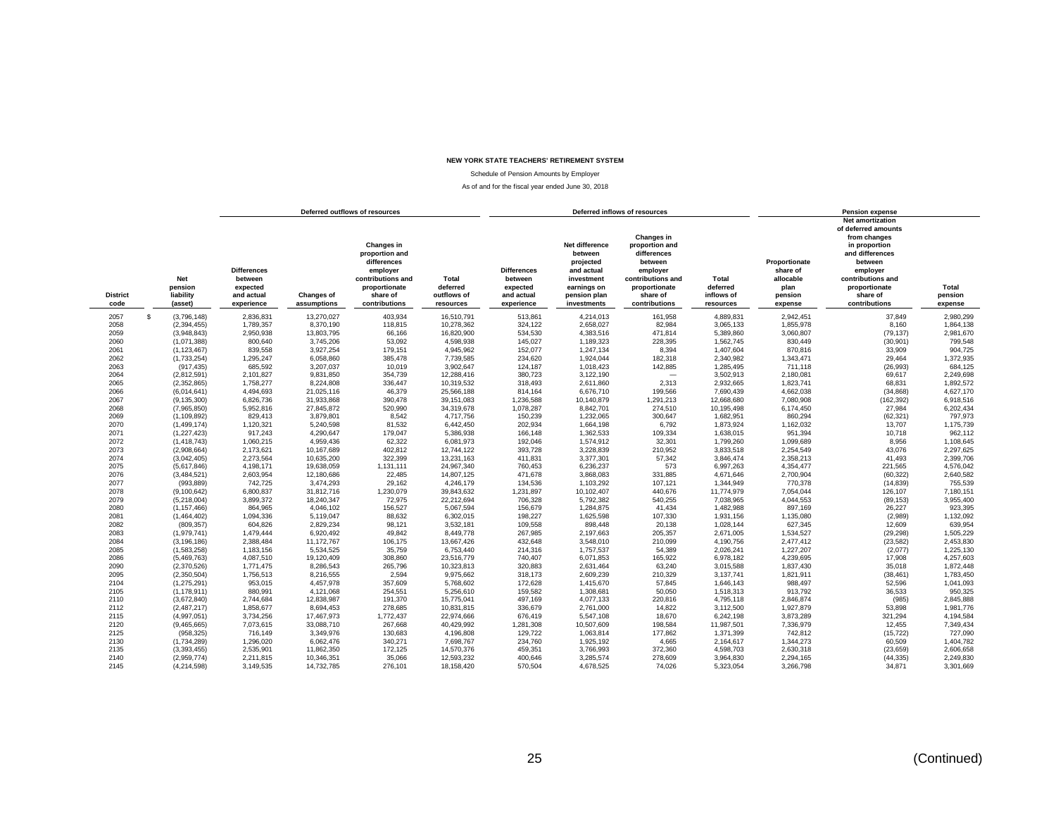# NEW YORK STATE TEACHERS' RETIREMENT SYSTEM

Schedule of Pension Amounts by Employer

As of and for the fiscal year ended June 30, 2018

| | | Deferred outflows of resources | | | | Deferred inflows of resources | | | | Pension expense | | |
|---|---|---|---|---|---|---|---|---|---|---|---|---|
| District code | Net pension liability (asset) | Differences between expected and actual experience | Changes of assumptions | Changes in proportion and differences employer contributions and proportionate share of contributions | Total deferred outflows of resources | Differences between expected and actual experience | Net difference between projected and actual investment earnings on pension plan investments | Changes in proportion and differences between employer contributions and proportionate share of contributions | Total deferred inflows of resources | Proportionate share of allocable plan pension expense | Net amortization of deferred amounts from changes in proportion and differences between employer contributions and proportionate share of contributions | Total pension expense |
| 2057 | $ (3,796,148) | 2,836,831 | 13,270,027 | 403,934 | 16,510,791 | 513,861 | 4,214,013 | 161,958 | 4,889,831 | 2,942,451 | 37,849 | 2,980,299 |
| 2058 | (2,394,455) | 1,789,357 | 8,370,190 | 118,815 | 10,278,362 | 324,122 | 2,658,027 | 82,984 | 3,065,133 | 1,855,978 | 8,160 | 1,864,138 |
| 2059 | (3,948,843) | 2,950,938 | 13,803,795 | 66,166 | 16,820,900 | 534,530 | 4,383,516 | 471,814 | 5,389,860 | 3,060,807 | (79,137) | 2,981,670 |
| 2060 | (1,071,388) | 800,640 | 3,745,206 | 53,092 | 4,598,938 | 145,027 | 1,189,323 | 228,395 | 1,562,745 | 830,449 | (30,901) | 799,548 |
| 2061 | (1,123,467) | 839,558 | 3,927,254 | 179,151 | 4,945,962 | 152,077 | 1,247,134 | 8,394 | 1,407,604 | 870,816 | 33,909 | 904,725 |
| 2062 | (1,733,254) | 1,295,247 | 6,058,860 | 385,478 | 7,739,585 | 234,620 | 1,924,044 | 182,318 | 2,340,982 | 1,343,471 | 29,464 | 1,372,935 |
| 2063 | (917,435) | 685,592 | 3,207,037 | 10,019 | 3,902,647 | 124,187 | 1,018,423 | 142,885 | 1,285,495 | 711,118 | (26,993) | 684,125 |
| 2064 | (2,812,591) | 2,101,827 | 9,831,850 | 354,739 | 12,288,416 | 380,723 | 3,122,190 | — | 3,502,913 | 2,180,081 | 69,617 | 2,249,698 |
| 2065 | (2,352,865) | 1,758,277 | 8,224,808 | 336,447 | 10,319,532 | 318,493 | 2,611,860 | 2,313 | 2,932,665 | 1,823,741 | 68,831 | 1,892,572 |
| 2066 | (6,014,641) | 4,494,693 | 21,025,116 | 46,379 | 25,566,188 | 814,164 | 6,676,710 | 199,566 | 7,690,439 | 4,662,038 | (34,868) | 4,627,170 |
| 2067 | (9,135,300) | 6,826,736 | 31,933,868 | 390,478 | 39,151,083 | 1,236,588 | 10,140,879 | 1,291,213 | 12,668,680 | 7,080,908 | (162,392) | 6,918,516 |
| 2068 | (7,965,850) | 5,952,816 | 27,845,872 | 520,990 | 34,319,678 | 1,078,287 | 8,842,701 | 274,510 | 10,195,498 | 6,174,450 | 27,984 | 6,202,434 |
| 2069 | (1,109,892) | 829,413 | 3,879,801 | 8,542 | 4,717,756 | 150,239 | 1,232,065 | 300,647 | 1,682,951 | 860,294 | (62,321) | 797,973 |
| 2070 | (1,499,174) | 1,120,321 | 5,240,598 | 81,532 | 6,442,450 | 202,934 | 1,664,198 | 6,792 | 1,873,924 | 1,162,032 | 13,707 | 1,175,739 |
| 2071 | (1,227,423) | 917,243 | 4,290,647 | 179,047 | 5,386,938 | 166,148 | 1,362,533 | 109,334 | 1,638,015 | 951,394 | 10,718 | 962,112 |
| 2072 | (1,418,743) | 1,060,215 | 4,959,436 | 62,322 | 6,081,973 | 192,046 | 1,574,912 | 32,301 | 1,799,260 | 1,099,689 | 8,956 | 1,108,645 |
| 2073 | (2,908,664) | 2,173,621 | 10,167,689 | 402,812 | 12,744,122 | 393,728 | 3,228,839 | 210,952 | 3,833,518 | 2,254,549 | 43,076 | 2,297,625 |
| 2074 | (3,042,405) | 2,273,564 | 10,635,200 | 322,399 | 13,231,163 | 411,831 | 3,377,301 | 57,342 | 3,846,474 | 2,358,213 | 41,493 | 2,399,706 |
| 2075 | (5,617,846) | 4,198,171 | 19,638,059 | 1,131,111 | 24,967,340 | 760,453 | 6,236,237 | 573 | 6,997,263 | 4,354,477 | 221,565 | 4,576,042 |
| 2076 | (3,484,521) | 2,603,954 | 12,180,686 | 22,485 | 14,807,125 | 471,678 | 3,868,083 | 331,885 | 4,671,646 | 2,700,904 | (60,322) | 2,640,582 |
| 2077 | (993,889) | 742,725 | 3,474,293 | 29,162 | 4,246,179 | 134,536 | 1,103,292 | 107,121 | 1,344,949 | 770,378 | (14,839) | 755,539 |
| 2078 | (9,100,642) | 6,800,837 | 31,812,716 | 1,230,079 | 39,843,632 | 1,231,897 | 10,102,407 | 440,676 | 11,774,979 | 7,054,044 | 126,107 | 7,180,151 |
| 2079 | (5,218,004) | 3,899,372 | 18,240,347 | 72,975 | 22,212,694 | 706,328 | 5,792,382 | 540,255 | 7,038,965 | 4,044,553 | (89,153) | 3,955,400 |
| 2080 | (1,157,466) | 864,965 | 4,046,102 | 156,527 | 5,067,594 | 156,679 | 1,284,875 | 41,434 | 1,482,988 | 897,169 | 26,227 | 923,395 |
| 2081 | (1,464,402) | 1,094,336 | 5,119,047 | 88,632 | 6,302,015 | 198,227 | 1,625,598 | 107,330 | 1,931,156 | 1,135,080 | (2,989) | 1,132,092 |
| 2082 | (809,357) | 604,826 | 2,829,234 | 98,121 | 3,532,181 | 109,558 | 898,448 | 20,138 | 1,028,144 | 627,345 | 12,609 | 639,954 |
| 2083 | (1,979,741) | 1,479,444 | 6,920,492 | 49,842 | 8,449,778 | 267,985 | 2,197,663 | 205,357 | 2,671,005 | 1,534,527 | (29,298) | 1,505,229 |
| 2084 | (3,196,186) | 2,388,484 | 11,172,767 | 106,175 | 13,667,426 | 432,648 | 3,548,010 | 210,099 | 4,190,756 | 2,477,412 | (23,582) | 2,453,830 |
| 2085 | (1,583,258) | 1,183,156 | 5,534,525 | 35,759 | 6,753,440 | 214,316 | 1,757,537 | 54,389 | 2,026,241 | 1,227,207 | (2,077) | 1,225,130 |
| 2086 | (5,469,763) | 4,087,510 | 19,120,409 | 308,860 | 23,516,779 | 740,407 | 6,071,853 | 165,922 | 6,978,182 | 4,239,695 | 17,908 | 4,257,603 |
| 2090 | (2,370,526) | 1,771,475 | 8,286,543 | 265,796 | 10,323,813 | 320,883 | 2,631,464 | 63,240 | 3,015,588 | 1,837,430 | 35,018 | 1,872,448 |
| 2095 | (2,350,504) | 1,756,513 | 8,216,555 | 2,594 | 9,975,662 | 318,173 | 2,609,239 | 210,329 | 3,137,741 | 1,821,911 | (38,461) | 1,783,450 |
| 2104 | (1,275,291) | 953,015 | 4,457,978 | 357,609 | 5,768,602 | 172,628 | 1,415,670 | 57,845 | 1,646,143 | 988,497 | 52,596 | 1,041,093 |
| 2105 | (1,178,911) | 880,991 | 4,121,068 | 254,551 | 5,256,610 | 159,582 | 1,308,681 | 50,050 | 1,518,313 | 913,792 | 36,533 | 950,325 |
| 2110 | (3,672,840) | 2,744,684 | 12,838,987 | 191,370 | 15,775,041 | 497,169 | 4,077,133 | 220,816 | 4,795,118 | 2,846,874 | (985) | 2,845,888 |
| 2112 | (2,487,217) | 1,858,677 | 8,694,453 | 278,685 | 10,831,815 | 336,679 | 2,761,000 | 14,822 | 3,112,500 | 1,927,879 | 53,898 | 1,981,776 |
| 2115 | (4,997,051) | 3,734,256 | 17,467,973 | 1,772,437 | 22,974,666 | 676,419 | 5,547,108 | 18,670 | 6,242,198 | 3,873,289 | 321,294 | 4,194,584 |
| 2120 | (9,465,665) | 7,073,615 | 33,088,710 | 267,668 | 40,429,992 | 1,281,308 | 10,507,609 | 198,584 | 11,987,501 | 7,336,979 | 12,455 | 7,349,434 |
| 2125 | (958,325) | 716,149 | 3,349,976 | 130,683 | 4,196,808 | 129,722 | 1,063,814 | 177,862 | 1,371,399 | 742,812 | (15,722) | 727,090 |
| 2130 | (1,734,289) | 1,296,020 | 6,062,476 | 340,271 | 7,698,767 | 234,760 | 1,925,192 | 4,665 | 2,164,617 | 1,344,273 | 60,509 | 1,404,782 |
| 2135 | (3,393,455) | 2,535,901 | 11,862,350 | 172,125 | 14,570,376 | 459,351 | 3,766,993 | 372,360 | 4,598,703 | 2,630,318 | (23,659) | 2,606,658 |
| 2140 | (2,959,774) | 2,211,815 | 10,346,351 | 35,066 | 12,593,232 | 400,646 | 3,285,574 | 278,609 | 3,964,830 | 2,294,165 | (44,335) | 2,249,830 |
| 2145 | (4,214,598) | 3,149,535 | 14,732,785 | 276,101 | 18,158,420 | 570,504 | 4,678,525 | 74,026 | 5,323,054 | 3,266,798 | 34,871 | 3,301,669 |

(Continued)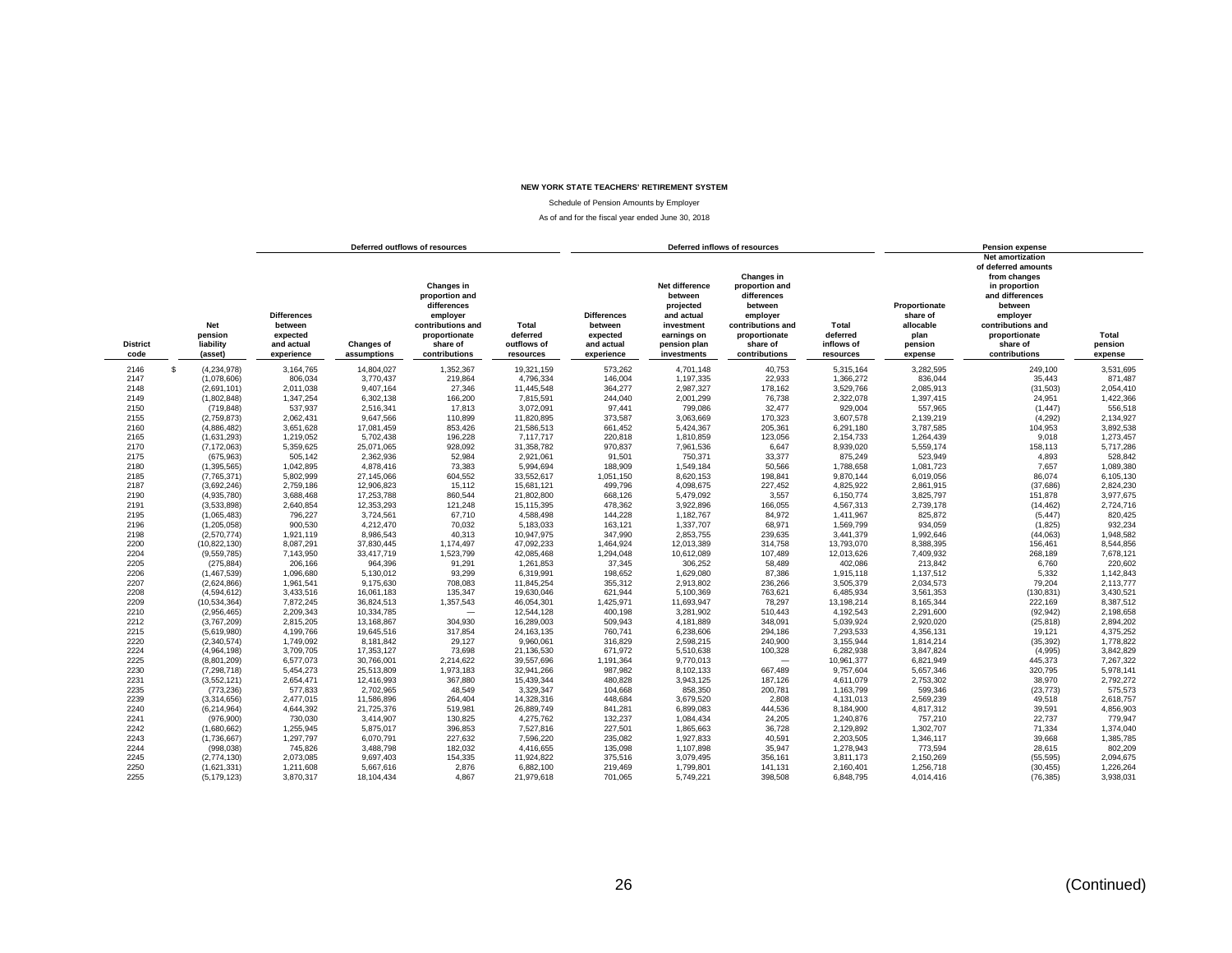**NEW YORK STATE TEACHERS' RETIREMENT SYSTEM**

Schedule of Pension Amounts by Employer

As of and for the fiscal year ended June 30, 2018

| | | Deferred outflows of resources | | | | Deferred inflows of resources | | | | Pension expense | | |
|---|---|---|---|---|---|---|---|---|---|---|---|---|
| District code | Net pension liability (asset) | Differences between expected and actual experience | Changes of assumptions | Changes in proportion and differences employer contributions and proportionate share of contributions | Total deferred outflows of resources | Differences between expected and actual experience | Net difference between projected and actual investment earnings on pension plan investments | Changes in proportion and differences between employer contributions and proportionate share of contributions | Total deferred inflows of resources | Proportionate share of allocable plan pension expense | Net amortization of deferred amounts from changes in proportion and differences between employer contributions and proportionate share of contributions | Total pension expense |
| 2146 | $ (4,234,978) | 3,164,765 | 14,804,027 | 1,352,367 | 19,321,159 | 573,262 | 4,701,148 | 40,753 | 5,315,164 | 3,282,595 | 249,100 | 3,531,695 |
| 2147 | (1,078,606) | 806,034 | 3,770,437 | 219,864 | 4,796,334 | 146,004 | 1,197,335 | 22,933 | 1,366,272 | 836,044 | 35,443 | 871,487 |
| 2148 | (2,691,101) | 2,011,038 | 9,407,164 | 27,346 | 11,445,548 | 364,277 | 2,987,327 | 178,162 | 3,529,766 | 2,085,913 | (31,503) | 2,054,410 |
| 2149 | (1,802,848) | 1,347,254 | 6,302,138 | 166,200 | 7,815,591 | 244,040 | 2,001,299 | 76,738 | 2,322,078 | 1,397,415 | 24,951 | 1,422,366 |
| 2150 | (719,848) | 537,937 | 2,516,341 | 17,813 | 3,072,091 | 97,441 | 799,086 | 32,477 | 929,004 | 557,965 | (1,447) | 556,518 |
| 2155 | (2,759,873) | 2,062,431 | 9,647,566 | 110,899 | 11,820,895 | 373,587 | 3,063,669 | 170,323 | 3,607,578 | 2,139,219 | (4,292) | 2,134,927 |
| 2160 | (4,886,482) | 3,651,628 | 17,081,459 | 853,426 | 21,586,513 | 661,452 | 5,424,367 | 205,361 | 6,291,180 | 3,787,585 | 104,953 | 3,892,538 |
| 2165 | (1,631,293) | 1,219,052 | 5,702,438 | 196,228 | 7,117,717 | 220,818 | 1,810,859 | 123,056 | 2,154,733 | 1,264,439 | 9,018 | 1,273,457 |
| 2170 | (7,172,063) | 5,359,625 | 25,071,065 | 928,092 | 31,358,782 | 970,837 | 7,961,536 | 6,647 | 8,939,020 | 5,559,174 | 158,113 | 5,717,286 |
| 2175 | (675,963) | 505,142 | 2,362,936 | 52,984 | 2,921,061 | 91,501 | 750,371 | 33,377 | 875,249 | 523,949 | 4,893 | 528,842 |
| 2180 | (1,395,565) | 1,042,895 | 4,878,416 | 73,383 | 5,994,694 | 188,909 | 1,549,184 | 50,566 | 1,788,658 | 1,081,723 | 7,657 | 1,089,380 |
| 2185 | (7,765,371) | 5,802,999 | 27,145,066 | 604,552 | 33,552,617 | 1,051,150 | 8,620,153 | 198,841 | 9,870,144 | 6,019,056 | 86,074 | 6,105,130 |
| 2187 | (3,692,246) | 2,759,186 | 12,906,823 | 15,112 | 15,681,121 | 499,796 | 4,098,675 | 227,452 | 4,825,922 | 2,861,915 | (37,686) | 2,824,230 |
| 2190 | (4,935,780) | 3,688,468 | 17,253,788 | 860,544 | 21,802,800 | 668,126 | 5,479,092 | 3,557 | 6,150,774 | 3,825,797 | 151,878 | 3,977,675 |
| 2191 | (3,533,898) | 2,640,854 | 12,353,293 | 121,248 | 15,115,395 | 478,362 | 3,922,896 | 166,055 | 4,567,313 | 2,739,178 | (14,462) | 2,724,716 |
| 2195 | (1,065,483) | 796,227 | 3,724,561 | 67,710 | 4,588,498 | 144,228 | 1,182,767 | 84,972 | 1,411,967 | 825,872 | (5,447) | 820,425 |
| 2196 | (1,205,058) | 900,530 | 4,212,470 | 70,032 | 5,183,033 | 163,121 | 1,337,707 | 68,971 | 1,569,799 | 934,059 | (1,825) | 932,234 |
| 2198 | (2,570,774) | 1,921,119 | 8,986,543 | 40,313 | 10,947,975 | 347,990 | 2,853,755 | 239,635 | 3,441,379 | 1,992,646 | (44,063) | 1,948,582 |
| 2200 | (10,822,130) | 8,087,291 | 37,830,445 | 1,174,497 | 47,092,233 | 1,464,924 | 12,013,389 | 314,758 | 13,793,070 | 8,388,395 | 156,461 | 8,544,856 |
| 2204 | (9,559,785) | 7,143,950 | 33,417,719 | 1,523,799 | 42,085,468 | 1,294,048 | 10,612,089 | 107,489 | 12,013,626 | 7,409,932 | 268,189 | 7,678,121 |
| 2205 | (275,884) | 206,166 | 964,396 | 91,291 | 1,261,853 | 37,345 | 306,252 | 58,489 | 402,086 | 213,842 | 6,760 | 220,602 |
| 2206 | (1,467,539) | 1,096,680 | 5,130,012 | 93,299 | 6,319,991 | 198,652 | 1,629,080 | 87,386 | 1,915,118 | 1,137,512 | 5,332 | 1,142,843 |
| 2207 | (2,624,866) | 1,961,541 | 9,175,630 | 708,083 | 11,845,254 | 355,312 | 2,913,802 | 236,266 | 3,505,379 | 2,034,573 | 79,204 | 2,113,777 |
| 2208 | (4,594,612) | 3,433,516 | 16,061,183 | 135,347 | 19,630,046 | 621,944 | 5,100,369 | 763,621 | 6,485,934 | 3,561,353 | (130,831) | 3,430,521 |
| 2209 | (10,534,364) | 7,872,245 | 36,824,513 | 1,357,543 | 46,054,301 | 1,425,971 | 11,693,947 | 78,297 | 13,198,214 | 8,165,344 | 222,169 | 8,387,512 |
| 2210 | (2,956,465) | 2,209,343 | 10,334,785 | — | 12,544,128 | 400,198 | 3,281,902 | 510,443 | 4,192,543 | 2,291,600 | (92,942) | 2,198,658 |
| 2212 | (3,767,209) | 2,815,205 | 13,168,867 | 304,930 | 16,289,003 | 509,943 | 4,181,889 | 348,091 | 5,039,924 | 2,920,020 | (25,818) | 2,894,202 |
| 2215 | (5,619,980) | 4,199,766 | 19,645,516 | 317,854 | 24,163,135 | 760,741 | 6,238,606 | 294,186 | 7,293,533 | 4,356,131 | 19,121 | 4,375,252 |
| 2220 | (2,340,574) | 1,749,092 | 8,181,842 | 29,127 | 9,960,061 | 316,829 | 2,598,215 | 240,900 | 3,155,944 | 1,814,214 | (35,392) | 1,778,822 |
| 2224 | (4,964,198) | 3,709,705 | 17,353,127 | 73,698 | 21,136,530 | 671,972 | 5,510,638 | 100,328 | 6,282,938 | 3,847,824 | (4,995) | 3,842,829 |
| 2225 | (8,801,209) | 6,577,073 | 30,766,001 | 2,214,622 | 39,557,696 | 1,191,364 | 9,770,013 | — | 10,961,377 | 6,821,949 | 445,373 | 7,267,322 |
| 2230 | (7,298,718) | 5,454,273 | 25,513,809 | 1,973,183 | 32,941,266 | 987,982 | 8,102,133 | 667,489 | 9,757,604 | 5,657,346 | 320,795 | 5,978,141 |
| 2231 | (3,552,121) | 2,654,471 | 12,416,993 | 367,880 | 15,439,344 | 480,828 | 3,943,125 | 187,126 | 4,611,079 | 2,753,302 | 38,970 | 2,792,272 |
| 2235 | (773,236) | 577,833 | 2,702,965 | 48,549 | 3,329,347 | 104,668 | 858,350 | 200,781 | 1,163,799 | 599,346 | (23,773) | 575,573 |
| 2239 | (3,314,656) | 2,477,015 | 11,586,896 | 264,404 | 14,328,316 | 448,684 | 3,679,520 | 2,808 | 4,131,013 | 2,569,239 | 49,518 | 2,618,757 |
| 2240 | (6,214,964) | 4,644,392 | 21,725,376 | 519,981 | 26,889,749 | 841,281 | 6,899,083 | 444,536 | 8,184,900 | 4,817,312 | 39,591 | 4,856,903 |
| 2241 | (976,900) | 730,030 | 3,414,907 | 130,825 | 4,275,762 | 132,237 | 1,084,434 | 24,205 | 1,240,876 | 757,210 | 22,737 | 779,947 |
| 2242 | (1,680,662) | 1,255,945 | 5,875,017 | 396,853 | 7,527,816 | 227,501 | 1,865,663 | 36,728 | 2,129,892 | 1,302,707 | 71,334 | 1,374,040 |
| 2243 | (1,736,667) | 1,297,797 | 6,070,791 | 227,632 | 7,596,220 | 235,082 | 1,927,833 | 40,591 | 2,203,505 | 1,346,117 | 39,668 | 1,385,785 |
| 2244 | (998,038) | 745,826 | 3,488,798 | 182,032 | 4,416,655 | 135,098 | 1,107,898 | 35,947 | 1,278,943 | 773,594 | 28,615 | 802,209 |
| 2245 | (2,774,130) | 2,073,085 | 9,697,403 | 154,335 | 11,924,822 | 375,516 | 3,079,495 | 356,161 | 3,811,173 | 2,150,269 | (55,595) | 2,094,675 |
| 2250 | (1,621,331) | 1,211,608 | 5,667,616 | 2,876 | 6,882,100 | 219,469 | 1,799,801 | 141,131 | 2,160,401 | 1,256,718 | (30,455) | 1,226,264 |
| 2255 | (5,179,123) | 3,870,317 | 18,104,434 | 4,867 | 21,979,618 | 701,065 | 5,749,221 | 398,508 | 6,848,795 | 4,014,416 | (76,385) | 3,938,031 |

(Continued)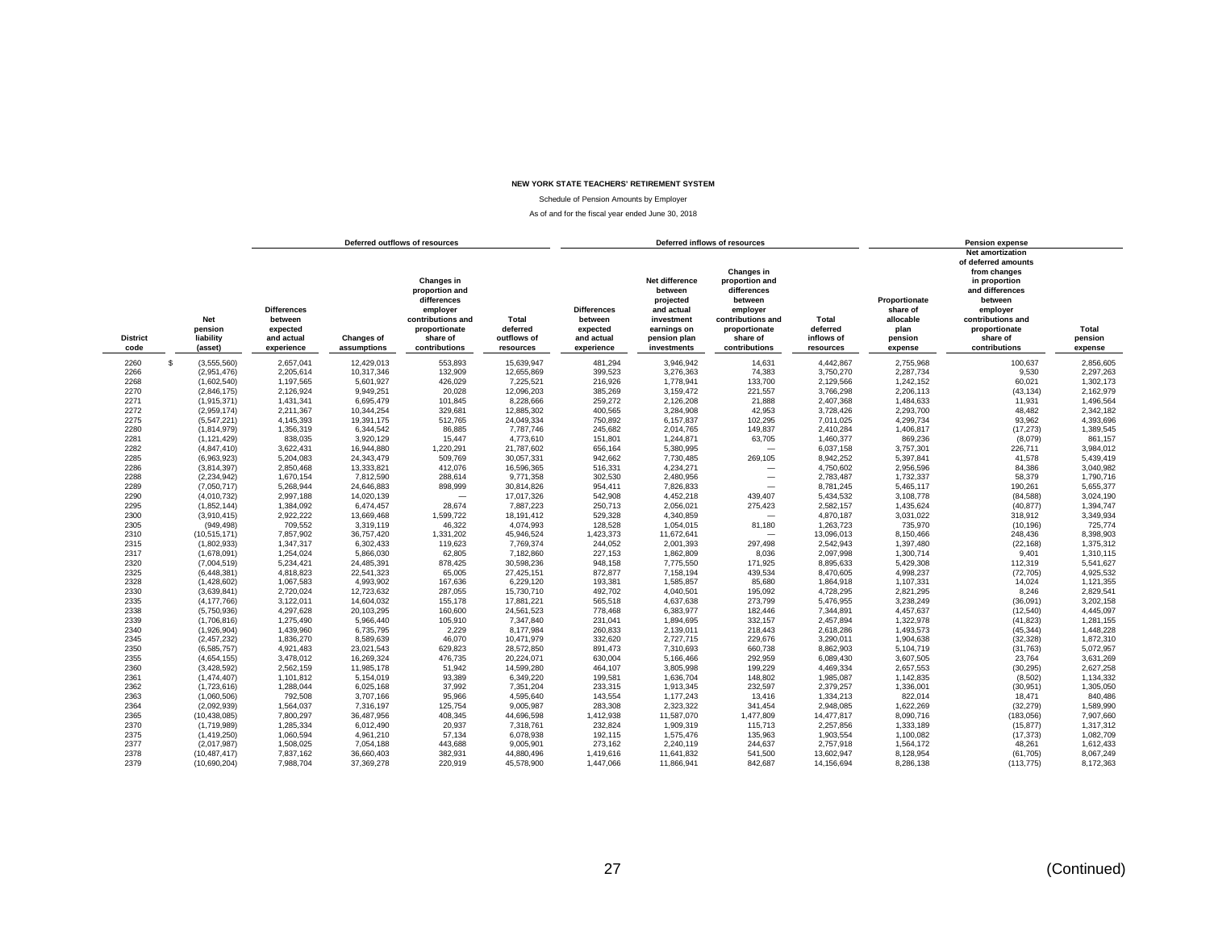**NEW YORK STATE TEACHERS' RETIREMENT SYSTEM**

Schedule of Pension Amounts by Employer

As of and for the fiscal year ended June 30, 2018

| | | Deferred outflows of resources | | | | Deferred inflows of resources | | | | Pension expense | | |
|---|---|---|---|---|---|---|---|---|---|---|---|---|
| District code | Net pension liability (asset) | Differences between expected and actual experience | Changes of assumptions | Changes in proportion and differences employer contributions and proportionate share of contributions | Total deferred outflows of resources | Differences between expected and actual experience | Net difference between projected and actual investment earnings on pension plan investments | Changes in proportion and differences between employer contributions and proportionate share of contributions | Total deferred inflows of resources | Proportionate share of allocable plan pension expense | Net amortization of deferred amounts from changes in proportion and differences between employer contributions and proportionate share of contributions | Total pension expense |
| 2260 | $ (3,555,560) | 2,657,041 | 12,429,013 | 553,893 | 15,639,947 | 481,294 | 3,946,942 | 14,631 | 4,442,867 | 2,755,968 | 100,637 | 2,856,605 |
| 2266 | (2,951,476) | 2,205,614 | 10,317,346 | 132,909 | 12,655,869 | 399,523 | 3,276,363 | 74,383 | 3,750,270 | 2,287,734 | 9,530 | 2,297,263 |
| 2268 | (1,602,540) | 1,197,565 | 5,601,927 | 426,029 | 7,225,521 | 216,926 | 1,778,941 | 133,700 | 2,129,566 | 1,242,152 | 60,021 | 1,302,173 |
| 2270 | (2,846,175) | 2,126,924 | 9,949,251 | 20,028 | 12,096,203 | 385,269 | 3,159,472 | 221,557 | 3,766,298 | 2,206,113 | (43,134) | 2,162,979 |
| 2271 | (1,915,371) | 1,431,341 | 6,695,479 | 101,845 | 8,228,666 | 259,272 | 2,126,208 | 21,888 | 2,407,368 | 1,484,633 | 11,931 | 1,496,564 |
| 2272 | (2,959,174) | 2,211,367 | 10,344,254 | 329,681 | 12,885,302 | 400,565 | 3,284,908 | 42,953 | 3,728,426 | 2,293,700 | 48,482 | 2,342,182 |
| 2275 | (5,547,221) | 4,145,393 | 19,391,175 | 512,765 | 24,049,334 | 750,892 | 6,157,837 | 102,295 | 7,011,025 | 4,299,734 | 93,962 | 4,393,696 |
| 2280 | (1,814,979) | 1,356,319 | 6,344,542 | 86,885 | 7,787,746 | 245,682 | 2,014,765 | 149,837 | 2,410,284 | 1,406,817 | (17,273) | 1,389,545 |
| 2281 | (1,121,429) | 838,035 | 3,920,129 | 15,447 | 4,773,610 | 151,801 | 1,244,871 | 63,705 | 1,460,377 | 869,236 | (8,079) | 861,157 |
| 2282 | (4,847,410) | 3,622,431 | 16,944,880 | 1,220,291 | 21,787,602 | 656,164 | 5,380,995 | — | 6,037,158 | 3,757,301 | 226,711 | 3,984,012 |
| 2285 | (6,963,923) | 5,204,083 | 24,343,479 | 509,769 | 30,057,331 | 942,662 | 7,730,485 | 269,105 | 8,942,252 | 5,397,841 | 41,578 | 5,439,419 |
| 2286 | (3,814,397) | 2,850,468 | 13,333,821 | 412,076 | 16,596,365 | 516,331 | 4,234,271 | — | 4,750,602 | 2,956,596 | 84,386 | 3,040,982 |
| 2288 | (2,234,942) | 1,670,154 | 7,812,590 | 288,614 | 9,771,358 | 302,530 | 2,480,956 | — | 2,783,487 | 1,732,337 | 58,379 | 1,790,716 |
| 2289 | (7,050,717) | 5,268,944 | 24,646,883 | 898,999 | 30,814,826 | 954,411 | 7,826,833 | — | 8,781,245 | 5,465,117 | 190,261 | 5,655,377 |
| 2290 | (4,010,732) | 2,997,188 | 14,020,139 | — | 17,017,326 | 542,908 | 4,452,218 | 439,407 | 5,434,532 | 3,108,778 | (84,588) | 3,024,190 |
| 2295 | (1,852,144) | 1,384,092 | 6,474,457 | 28,674 | 7,887,223 | 250,713 | 2,056,021 | 275,423 | 2,582,157 | 1,435,624 | (40,877) | 1,394,747 |
| 2300 | (3,910,415) | 2,922,222 | 13,669,468 | 1,599,722 | 18,191,412 | 529,328 | 4,340,859 | — | 4,870,187 | 3,031,022 | 318,912 | 3,349,934 |
| 2305 | (949,498) | 709,552 | 3,319,119 | 46,322 | 4,074,993 | 128,528 | 1,054,015 | 81,180 | 1,263,723 | 735,970 | (10,196) | 725,774 |
| 2310 | (10,515,171) | 7,857,902 | 36,757,420 | 1,331,202 | 45,946,524 | 1,423,373 | 11,672,641 | — | 13,096,013 | 8,150,466 | 248,436 | 8,398,903 |
| 2315 | (1,802,933) | 1,347,317 | 6,302,433 | 119,623 | 7,769,374 | 244,052 | 2,001,393 | 297,498 | 2,542,943 | 1,397,480 | (22,168) | 1,375,312 |
| 2317 | (1,678,091) | 1,254,024 | 5,866,030 | 62,805 | 7,182,860 | 227,153 | 1,862,809 | 8,036 | 2,097,998 | 1,300,714 | 9,401 | 1,310,115 |
| 2320 | (7,004,519) | 5,234,421 | 24,485,391 | 878,425 | 30,598,236 | 948,158 | 7,775,550 | 171,925 | 8,895,633 | 5,429,308 | 112,319 | 5,541,627 |
| 2325 | (6,448,381) | 4,818,823 | 22,541,323 | 65,005 | 27,425,151 | 872,877 | 7,158,194 | 439,534 | 8,470,605 | 4,998,237 | (72,705) | 4,925,532 |
| 2328 | (1,428,602) | 1,067,583 | 4,993,902 | 167,636 | 6,229,120 | 193,381 | 1,585,857 | 85,680 | 1,864,918 | 1,107,331 | 14,024 | 1,121,355 |
| 2330 | (3,639,841) | 2,720,024 | 12,723,632 | 287,055 | 15,730,710 | 492,702 | 4,040,501 | 195,092 | 4,728,295 | 2,821,295 | 8,246 | 2,829,541 |
| 2335 | (4,177,766) | 3,122,011 | 14,604,032 | 155,178 | 17,881,221 | 565,518 | 4,637,638 | 273,799 | 5,476,955 | 3,238,249 | (36,091) | 3,202,158 |
| 2338 | (5,750,936) | 4,297,628 | 20,103,295 | 160,600 | 24,561,523 | 778,468 | 6,383,977 | 182,446 | 7,344,891 | 4,457,637 | (12,540) | 4,445,097 |
| 2339 | (1,706,816) | 1,275,490 | 5,966,440 | 105,910 | 7,347,840 | 231,041 | 1,894,695 | 332,157 | 2,457,894 | 1,322,978 | (41,823) | 1,281,155 |
| 2340 | (1,926,904) | 1,439,960 | 6,735,795 | 2,229 | 8,177,984 | 260,833 | 2,139,011 | 218,443 | 2,618,286 | 1,493,573 | (45,344) | 1,448,228 |
| 2345 | (2,457,232) | 1,836,270 | 8,589,639 | 46,070 | 10,471,979 | 332,620 | 2,727,715 | 229,676 | 3,290,011 | 1,904,638 | (32,328) | 1,872,310 |
| 2350 | (6,585,757) | 4,921,483 | 23,021,543 | 629,823 | 28,572,850 | 891,473 | 7,310,693 | 660,738 | 8,862,903 | 5,104,719 | (31,763) | 5,072,957 |
| 2355 | (4,654,155) | 3,478,012 | 16,269,324 | 476,735 | 20,224,071 | 630,004 | 5,166,466 | 292,959 | 6,089,430 | 3,607,505 | 23,764 | 3,631,269 |
| 2360 | (3,428,592) | 2,562,159 | 11,985,178 | 51,942 | 14,599,280 | 464,107 | 3,805,998 | 199,229 | 4,469,334 | 2,657,553 | (30,295) | 2,627,258 |
| 2361 | (1,474,407) | 1,101,812 | 5,154,019 | 93,389 | 6,349,220 | 199,581 | 1,636,704 | 148,802 | 1,985,087 | 1,142,835 | (8,502) | 1,134,332 |
| 2362 | (1,723,616) | 1,288,044 | 6,025,168 | 37,992 | 7,351,204 | 233,315 | 1,913,345 | 232,597 | 2,379,257 | 1,336,001 | (30,951) | 1,305,050 |
| 2363 | (1,060,506) | 792,508 | 3,707,166 | 95,966 | 4,595,640 | 143,554 | 1,177,243 | 13,416 | 1,334,213 | 822,014 | 18,471 | 840,486 |
| 2364 | (2,092,939) | 1,564,037 | 7,316,197 | 125,754 | 9,005,987 | 283,308 | 2,323,322 | 341,454 | 2,948,085 | 1,622,269 | (32,279) | 1,589,990 |
| 2365 | (10,438,085) | 7,800,297 | 36,487,956 | 408,345 | 44,696,598 | 1,412,938 | 11,587,070 | 1,477,809 | 14,477,817 | 8,090,716 | (183,056) | 7,907,660 |
| 2370 | (1,719,989) | 1,285,334 | 6,012,490 | 20,937 | 7,318,761 | 232,824 | 1,909,319 | 115,713 | 2,257,856 | 1,333,189 | (15,877) | 1,317,312 |
| 2375 | (1,419,250) | 1,060,594 | 4,961,210 | 57,134 | 6,078,938 | 192,115 | 1,575,476 | 135,963 | 1,903,554 | 1,100,082 | (17,373) | 1,082,709 |
| 2377 | (2,017,987) | 1,508,025 | 7,054,188 | 443,688 | 9,005,901 | 273,162 | 2,240,119 | 244,637 | 2,757,918 | 1,564,172 | 48,261 | 1,612,433 |
| 2378 | (10,487,417) | 7,837,162 | 36,660,403 | 382,931 | 44,880,496 | 1,419,616 | 11,641,832 | 541,500 | 13,602,947 | 8,128,954 | (61,705) | 8,067,249 |
| 2379 | (10,690,204) | 7,988,704 | 37,369,278 | 220,919 | 45,578,900 | 1,447,066 | 11,866,941 | 842,687 | 14,156,694 | 8,286,138 | (113,775) | 8,172,363 |

(Continued)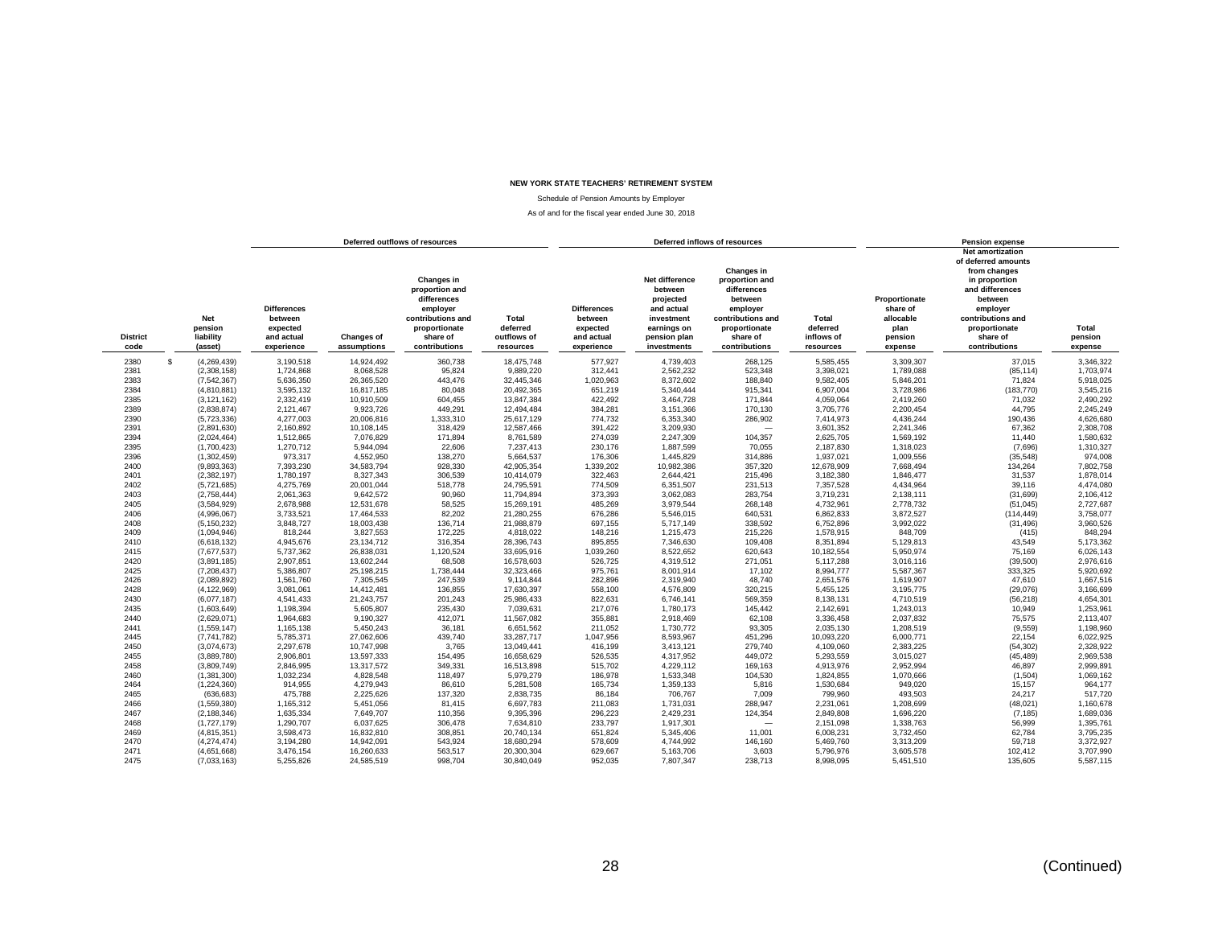**NEW YORK STATE TEACHERS' RETIREMENT SYSTEM**

Schedule of Pension Amounts by Employer

As of and for the fiscal year ended June 30, 2018

| | | Deferred outflows of resources | | | | Deferred inflows of resources | | | | Pension expense | | |
|---|---|---|---|---|---|---|---|---|---|---|---|---|
| District code | Net pension liability (asset) | Differences between expected and actual experience | Changes of assumptions | Changes in proportion and differences employer contributions and proportionate share of contributions | Total deferred outflows of resources | Differences between expected and actual experience | Net difference between projected and actual investment earnings on pension plan investments | Changes in proportion and differences between employer contributions and proportionate share of contributions | Total deferred inflows of resources | Proportionate share of allocable plan pension expense | Net amortization of deferred amounts from changes in proportion and differences between employer contributions and proportionate share of contributions | Total pension expense |
| 2380 | $ (4,269,439) | 3,190,518 | 14,924,492 | 360,738 | 18,475,748 | 577,927 | 4,739,403 | 268,125 | 5,585,455 | 3,309,307 | 37,015 | 3,346,322 |
| 2381 | (2,308,158) | 1,724,868 | 8,068,528 | 95,824 | 9,889,220 | 312,441 | 2,562,232 | 523,348 | 3,398,021 | 1,789,088 | (85,114) | 1,703,974 |
| 2383 | (7,542,367) | 5,636,350 | 26,365,520 | 443,476 | 32,445,346 | 1,020,963 | 8,372,602 | 188,840 | 9,582,405 | 5,846,201 | 71,824 | 5,918,025 |
| 2384 | (4,810,881) | 3,595,132 | 16,817,185 | 80,048 | 20,492,365 | 651,219 | 5,340,444 | 915,341 | 6,907,004 | 3,728,986 | (183,770) | 3,545,216 |
| 2385 | (3,121,162) | 2,332,419 | 10,910,509 | 604,455 | 13,847,384 | 422,492 | 3,464,728 | 171,844 | 4,059,064 | 2,419,260 | 71,032 | 2,490,292 |
| 2389 | (2,838,874) | 2,121,467 | 9,923,726 | 449,291 | 12,494,484 | 384,281 | 3,151,366 | 170,130 | 3,705,776 | 2,200,454 | 44,795 | 2,245,249 |
| 2390 | (5,723,336) | 4,277,003 | 20,006,816 | 1,333,310 | 25,617,129 | 774,732 | 6,353,340 | 286,902 | 7,414,973 | 4,436,244 | 190,436 | 4,626,680 |
| 2391 | (2,891,630) | 2,160,892 | 10,108,145 | 318,429 | 12,587,466 | 391,422 | 3,209,930 | — | 3,601,352 | 2,241,346 | 67,362 | 2,308,708 |
| 2394 | (2,024,464) | 1,512,865 | 7,076,829 | 171,894 | 8,761,589 | 274,039 | 2,247,309 | 104,357 | 2,625,705 | 1,569,192 | 11,440 | 1,580,632 |
| 2395 | (1,700,423) | 1,270,712 | 5,944,094 | 22,606 | 7,237,413 | 230,176 | 1,887,599 | 70,055 | 2,187,830 | 1,318,023 | (7,696) | 1,310,327 |
| 2396 | (1,302,459) | 973,317 | 4,552,950 | 138,270 | 5,664,537 | 176,306 | 1,445,829 | 314,886 | 1,937,021 | 1,009,556 | (35,548) | 974,008 |
| 2400 | (9,893,363) | 7,393,230 | 34,583,794 | 928,330 | 42,905,354 | 1,339,202 | 10,982,386 | 357,320 | 12,678,909 | 7,668,494 | 134,264 | 7,802,758 |
| 2401 | (2,382,197) | 1,780,197 | 8,327,343 | 306,539 | 10,414,079 | 322,463 | 2,644,421 | 215,496 | 3,182,380 | 1,846,477 | 31,537 | 1,878,014 |
| 2402 | (5,721,685) | 4,275,769 | 20,001,044 | 518,778 | 24,795,591 | 774,509 | 6,351,507 | 231,513 | 7,357,528 | 4,434,964 | 39,116 | 4,474,080 |
| 2403 | (2,758,444) | 2,061,363 | 9,642,572 | 90,960 | 11,794,894 | 373,393 | 3,062,083 | 283,754 | 3,719,231 | 2,138,111 | (31,699) | 2,106,412 |
| 2405 | (3,584,929) | 2,678,988 | 12,531,678 | 58,525 | 15,269,191 | 485,269 | 3,979,544 | 268,148 | 4,732,961 | 2,778,732 | (51,045) | 2,727,687 |
| 2406 | (4,996,067) | 3,733,521 | 17,464,533 | 82,202 | 21,280,255 | 676,286 | 5,546,015 | 640,531 | 6,862,833 | 3,872,527 | (114,449) | 3,758,077 |
| 2408 | (5,150,232) | 3,848,727 | 18,003,438 | 136,714 | 21,988,879 | 697,155 | 5,717,149 | 338,592 | 6,752,896 | 3,992,022 | (31,496) | 3,960,526 |
| 2409 | (1,094,946) | 818,244 | 3,827,553 | 172,225 | 4,818,022 | 148,216 | 1,215,473 | 215,226 | 1,578,915 | 848,709 | (415) | 848,294 |
| 2410 | (6,618,132) | 4,945,676 | 23,134,712 | 316,354 | 28,396,743 | 895,855 | 7,346,630 | 109,408 | 8,351,894 | 5,129,813 | 43,549 | 5,173,362 |
| 2415 | (7,677,537) | 5,737,362 | 26,838,031 | 1,120,524 | 33,695,916 | 1,039,260 | 8,522,652 | 620,643 | 10,182,554 | 5,950,974 | 75,169 | 6,026,143 |
| 2420 | (3,891,185) | 2,907,851 | 13,602,244 | 68,508 | 16,578,603 | 526,725 | 4,319,512 | 271,051 | 5,117,288 | 3,016,116 | (39,500) | 2,976,616 |
| 2425 | (7,208,437) | 5,386,807 | 25,198,215 | 1,738,444 | 32,323,466 | 975,761 | 8,001,914 | 17,102 | 8,994,777 | 5,587,367 | 333,325 | 5,920,692 |
| 2426 | (2,089,892) | 1,561,760 | 7,305,545 | 247,539 | 9,114,844 | 282,896 | 2,319,940 | 48,740 | 2,651,576 | 1,619,907 | 47,610 | 1,667,516 |
| 2428 | (4,122,969) | 3,081,061 | 14,412,481 | 136,855 | 17,630,397 | 558,100 | 4,576,809 | 320,215 | 5,455,125 | 3,195,775 | (29,076) | 3,166,699 |
| 2430 | (6,077,187) | 4,541,433 | 21,243,757 | 201,243 | 25,986,433 | 822,631 | 6,746,141 | 569,359 | 8,138,131 | 4,710,519 | (56,218) | 4,654,301 |
| 2435 | (1,603,649) | 1,198,394 | 5,605,807 | 235,430 | 7,039,631 | 217,076 | 1,780,173 | 145,442 | 2,142,691 | 1,243,013 | 10,949 | 1,253,961 |
| 2440 | (2,629,071) | 1,964,683 | 9,190,327 | 412,071 | 11,567,082 | 355,881 | 2,918,469 | 62,108 | 3,336,458 | 2,037,832 | 75,575 | 2,113,407 |
| 2441 | (1,559,147) | 1,165,138 | 5,450,243 | 36,181 | 6,651,562 | 211,052 | 1,730,772 | 93,305 | 2,035,130 | 1,208,519 | (9,559) | 1,198,960 |
| 2445 | (7,741,782) | 5,785,371 | 27,062,606 | 439,740 | 33,287,717 | 1,047,956 | 8,593,967 | 451,296 | 10,093,220 | 6,000,771 | 22,154 | 6,022,925 |
| 2450 | (3,074,673) | 2,297,678 | 10,747,998 | 3,765 | 13,049,441 | 416,199 | 3,413,121 | 279,740 | 4,109,060 | 2,383,225 | (54,302) | 2,328,922 |
| 2455 | (3,889,780) | 2,906,801 | 13,597,333 | 154,495 | 16,658,629 | 526,535 | 4,317,952 | 449,072 | 5,293,559 | 3,015,027 | (45,489) | 2,969,538 |
| 2458 | (3,809,749) | 2,846,995 | 13,317,572 | 349,331 | 16,513,898 | 515,702 | 4,229,112 | 169,163 | 4,913,976 | 2,952,994 | 46,897 | 2,999,891 |
| 2460 | (1,381,300) | 1,032,234 | 4,828,548 | 118,497 | 5,979,279 | 186,978 | 1,533,348 | 104,530 | 1,824,855 | 1,070,666 | (1,504) | 1,069,162 |
| 2464 | (1,224,360) | 914,955 | 4,279,943 | 86,610 | 5,281,508 | 165,734 | 1,359,133 | 5,816 | 1,530,684 | 949,020 | 15,157 | 964,177 |
| 2465 | (636,683) | 475,788 | 2,225,626 | 137,320 | 2,838,735 | 86,184 | 706,767 | 7,009 | 799,960 | 493,503 | 24,217 | 517,720 |
| 2466 | (1,559,380) | 1,165,312 | 5,451,056 | 81,415 | 6,697,783 | 211,083 | 1,731,031 | 288,947 | 2,231,061 | 1,208,699 | (48,021) | 1,160,678 |
| 2467 | (2,188,346) | 1,635,334 | 7,649,707 | 110,356 | 9,395,396 | 296,223 | 2,429,231 | 124,354 | 2,849,808 | 1,696,220 | (7,185) | 1,689,036 |
| 2468 | (1,727,179) | 1,290,707 | 6,037,625 | 306,478 | 7,634,810 | 233,797 | 1,917,301 | — | 2,151,098 | 1,338,763 | 56,999 | 1,395,761 |
| 2469 | (4,815,351) | 3,598,473 | 16,832,810 | 308,851 | 20,740,134 | 651,824 | 5,345,406 | 11,001 | 6,008,231 | 3,732,450 | 62,784 | 3,795,235 |
| 2470 | (4,274,474) | 3,194,280 | 14,942,091 | 543,924 | 18,680,294 | 578,609 | 4,744,992 | 146,160 | 5,469,760 | 3,313,209 | 59,718 | 3,372,927 |
| 2471 | (4,651,668) | 3,476,154 | 16,260,633 | 563,517 | 20,300,304 | 629,667 | 5,163,706 | 3,603 | 5,796,976 | 3,605,578 | 102,412 | 3,707,990 |
| 2475 | (7,033,163) | 5,255,826 | 24,585,519 | 998,704 | 30,840,049 | 952,035 | 7,807,347 | 238,713 | 8,998,095 | 5,451,510 | 135,605 | 5,587,115 |

(Continued)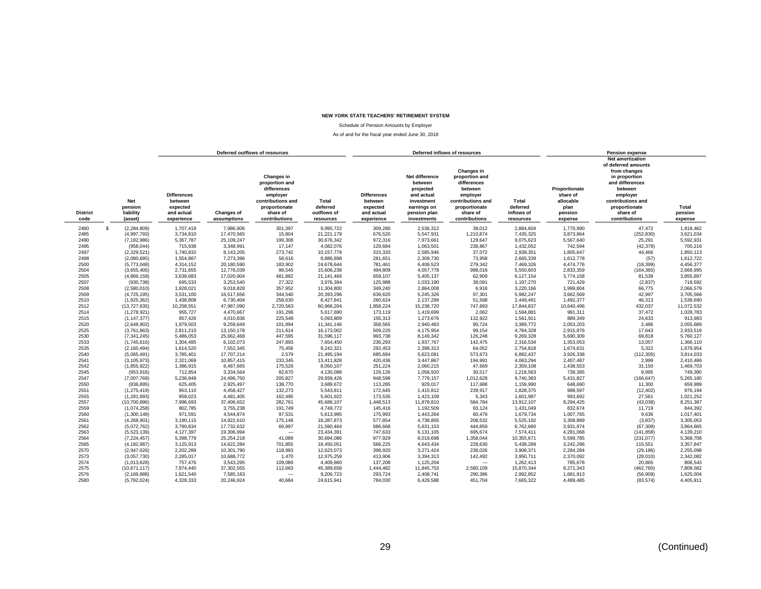**NEW YORK STATE TEACHERS' RETIREMENT SYSTEM**

Schedule of Pension Amounts by Employer

As of and for the fiscal year ended June 30, 2018

| | | Deferred outflows of resources | | | | Deferred inflows of resources | | | | Pension expense | | |
|---|---|---|---|---|---|---|---|---|---|---|---|---|
| District code | Net pension liability (asset) | Differences between expected and actual experience | Changes of assumptions | Changes in proportion and differences employer contributions and proportionate share of contributions | Total deferred outflows of resources | Differences between expected and actual experience | Net difference between projected and actual investment earnings on pension plan investments | Changes in proportion and differences between employer contributions and proportionate share of contributions | Total deferred inflows of resources | Proportionate share of allocable plan pension expense | Net amortization of deferred amounts from changes in proportion and differences between employer contributions and proportionate share of contributions | Total pension expense |
| 2480 | $ (2,284,809) | 1,707,419 | 7,986,906 | 301,397 | 9,995,722 | 309,280 | 2,536,312 | 39,012 | 2,884,604 | 1,770,990 | 47,472 | 1,818,462 |
| 2485 | (4,997,793) | 3,734,810 | 17,470,565 | 15,804 | 21,221,179 | 676,520 | 5,547,931 | 1,210,874 | 7,435,325 | 3,873,864 | (252,830) | 3,621,034 |
| 2490 | (7,182,986) | 5,367,787 | 25,109,247 | 199,308 | 30,676,342 | 972,316 | 7,973,661 | 129,647 | 9,075,623 | 5,567,640 | 25,291 | 5,592,931 |
| 2495 | (958,044) | 715,938 | 3,348,991 | 17,147 | 4,082,076 | 129,684 | 1,063,501 | 238,867 | 1,432,052 | 742,594 | (42,378) | 700,216 |
| 2497 | (2,329,521) | 1,740,832 | 8,143,205 | 273,742 | 10,157,779 | 315,333 | 2,585,946 | 37,072 | 2,938,351 | 1,805,647 | 44,466 | 1,850,113 |
| 2498 | (2,080,695) | 1,554,887 | 7,273,396 | 58,616 | 8,886,898 | 281,651 | 2,309,730 | 73,958 | 2,665,339 | 1,612,778 | (57) | 1,612,722 |
| 2500 | (5,773,048) | 4,314,152 | 20,180,590 | 183,902 | 24,678,644 | 781,461 | 6,408,523 | 279,342 | 7,469,326 | 4,474,776 | (18,399) | 4,456,377 |
| 2504 | (3,655,405) | 2,731,655 | 12,778,039 | 96,545 | 15,606,238 | 494,809 | 4,057,778 | 998,016 | 5,550,603 | 2,833,359 | (164,365) | 2,668,995 |
| 2505 | (4,869,159) | 3,638,683 | 17,020,904 | 481,882 | 21,141,469 | 659,107 | 5,405,137 | 62,909 | 6,127,154 | 3,774,158 | 81,539 | 3,855,697 |
| 2507 | (930,738) | 695,533 | 3,253,540 | 27,322 | 3,976,394 | 125,988 | 1,033,190 | 38,091 | 1,197,270 | 721,429 | (2,837) | 718,592 |
| 2508 | (2,580,010) | 1,928,021 | 9,018,828 | 357,952 | 11,304,800 | 349,240 | 2,864,008 | 6,918 | 3,220,166 | 1,999,804 | 66,775 | 2,066,579 |
| 2509 | (4,725,195) | 3,531,100 | 16,517,656 | 344,540 | 20,393,296 | 639,620 | 5,245,326 | 97,301 | 5,982,247 | 3,662,569 | 42,997 | 3,705,566 |
| 2510 | (1,925,362) | 1,438,808 | 6,730,404 | 258,630 | 8,427,841 | 260,624 | 2,137,299 | 51,568 | 2,449,491 | 1,492,377 | 46,313 | 1,538,690 |
| 2512 | (13,727,635) | 10,258,551 | 47,987,090 | 2,720,563 | 60,966,204 | 1,858,224 | 15,238,720 | 747,893 | 17,844,837 | 10,640,496 | 432,037 | 11,072,532 |
| 2514 | (1,278,921) | 955,727 | 4,470,667 | 191,296 | 5,617,690 | 173,119 | 1,419,699 | 2,062 | 1,594,881 | 991,311 | 37,472 | 1,028,783 |
| 2515 | (1,147,377) | 857,426 | 4,010,836 | 225,548 | 5,093,809 | 155,313 | 1,273,676 | 132,922 | 1,561,911 | 889,349 | 24,633 | 913,983 |
| 2520 | (2,648,902) | 1,979,503 | 9,259,649 | 101,994 | 11,341,146 | 358,565 | 2,940,483 | 90,724 | 3,389,772 | 2,053,203 | 2,486 | 2,055,689 |
| 2525 | (3,761,863) | 2,811,210 | 13,150,178 | 211,614 | 16,173,002 | 509,220 | 4,175,954 | 99,154 | 4,784,328 | 2,915,876 | 17,643 | 2,933,519 |
| 2530 | (7,341,245) | 5,486,053 | 25,662,468 | 447,595 | 31,596,117 | 993,738 | 8,149,342 | 126,248 | 9,269,328 | 5,690,309 | 69,818 | 5,760,127 |
| 2533 | (1,745,616) | 1,304,485 | 6,102,073 | 247,893 | 7,654,450 | 236,293 | 1,937,767 | 142,475 | 2,316,534 | 1,353,053 | 13,057 | 1,366,110 |
| 2535 | (2,160,494) | 1,614,520 | 7,552,345 | 75,456 | 9,242,321 | 292,453 | 2,398,313 | 64,052 | 2,754,818 | 1,674,631 | 5,322 | 1,679,954 |
| 2540 | (5,065,491) | 3,785,401 | 17,707,214 | 2,579 | 21,495,194 | 685,684 | 5,623,081 | 573,673 | 6,882,437 | 3,926,338 | (112,305) | 3,814,033 |
| 2541 | (3,105,973) | 2,321,069 | 10,857,415 | 233,345 | 13,411,828 | 420,436 | 3,447,867 | 194,991 | 4,063,294 | 2,407,487 | 2,999 | 2,410,486 |
| 2542 | (1,855,922) | 1,386,915 | 6,487,665 | 175,526 | 8,050,107 | 251,224 | 2,060,215 | 47,669 | 2,359,108 | 1,438,553 | 31,150 | 1,469,703 |
| 2545 | (953,916) | 712,854 | 3,334,564 | 82,670 | 4,130,088 | 129,126 | 1,058,920 | 30,517 | 1,218,563 | 739,395 | 9,995 | 749,390 |
| 2547 | (7,007,769) | 5,236,849 | 24,496,750 | 205,827 | 29,939,426 | 948,598 | 7,779,157 | 1,012,628 | 9,740,383 | 5,431,827 | (166,647) | 5,265,180 |
| 2550 | (836,895) | 625,405 | 2,925,497 | 138,770 | 3,689,672 | 113,285 | 929,017 | 117,688 | 1,159,990 | 648,690 | 11,300 | 659,989 |
| 2551 | (1,275,419) | 953,110 | 4,458,427 | 132,273 | 5,543,811 | 172,645 | 1,415,812 | 239,917 | 1,828,375 | 988,597 | (12,402) | 976,194 |
| 2555 | (1,281,993) | 958,023 | 4,481,405 | 162,495 | 5,601,922 | 173,535 | 1,423,109 | 5,343 | 1,601,987 | 993,692 | 27,561 | 1,021,252 |
| 2557 | (10,700,896) | 7,996,693 | 37,406,652 | 282,761 | 45,686,107 | 1,448,513 | 11,878,810 | 584,784 | 13,912,107 | 8,294,425 | (43,038) | 8,251,387 |
| 2559 | (1,074,258) | 802,785 | 3,755,238 | 191,749 | 4,749,772 | 145,416 | 1,192,509 | 93,124 | 1,431,049 | 832,674 | 11,719 | 844,392 |
| 2560 | (1,300,149) | 971,591 | 4,544,874 | 97,531 | 5,613,995 | 175,993 | 1,443,264 | 60,476 | 1,679,734 | 1,007,765 | 9,636 | 1,017,401 |
| 2561 | (4,268,901) | 3,190,115 | 14,922,610 | 175,148 | 18,287,873 | 577,854 | 4,738,805 | 208,532 | 5,525,192 | 3,308,889 | (3,837) | 3,305,053 |
| 2562 | (5,072,762) | 3,790,834 | 17,732,632 | 66,997 | 21,590,464 | 686,668 | 5,631,153 | 444,859 | 6,762,680 | 3,931,974 | (67,309) | 3,864,665 |
| 2563 | (5,523,139) | 4,127,397 | 19,306,994 | — | 23,434,391 | 747,633 | 6,131,105 | 695,674 | 7,574,411 | 4,281,068 | (141,858) | 4,139,210 |
| 2564 | (7,224,457) | 5,398,779 | 25,254,218 | 41,089 | 30,694,086 | 977,929 | 8,019,698 | 1,358,044 | 10,355,671 | 5,599,785 | (231,077) | 5,368,708 |
| 2565 | (4,182,987) | 3,125,913 | 14,622,284 | 701,855 | 18,450,051 | 566,225 | 4,643,434 | 228,630 | 5,438,289 | 3,242,296 | 115,551 | 3,357,847 |
| 2570 | (2,947,026) | 2,202,289 | 10,301,790 | 118,993 | 12,623,073 | 398,920 | 3,271,424 | 236,026 | 3,906,371 | 2,284,284 | (29,186) | 2,255,098 |
| 2573 | (3,057,730) | 2,285,017 | 10,688,772 | 1,470 | 12,975,259 | 413,906 | 3,394,313 | 142,492 | 3,950,711 | 2,370,092 | (28,010) | 2,342,082 |
| 2574 | (1,013,628) | 757,476 | 3,543,295 | 109,089 | 4,409,860 | 137,208 | 1,125,204 | — | 1,262,413 | 785,678 | 20,865 | 806,543 |
| 2575 | (10,671,117) | 7,974,440 | 37,302,555 | 112,663 | 45,389,658 | 1,444,482 | 11,845,753 | 2,580,109 | 15,870,344 | 8,271,343 | (462,760) | 7,808,582 |
| 2576 | (2,169,888) | 1,621,540 | 7,585,183 | — | 9,206,723 | 293,724 | 2,408,741 | 290,386 | 2,992,852 | 1,681,913 | (56,909) | 1,625,004 |
| 2580 | (5,792,024) | 4,328,333 | 20,246,924 | 40,684 | 24,615,941 | 784,030 | 6,429,588 | 451,704 | 7,665,322 | 4,489,485 | (83,574) | 4,405,911 |

(Continued)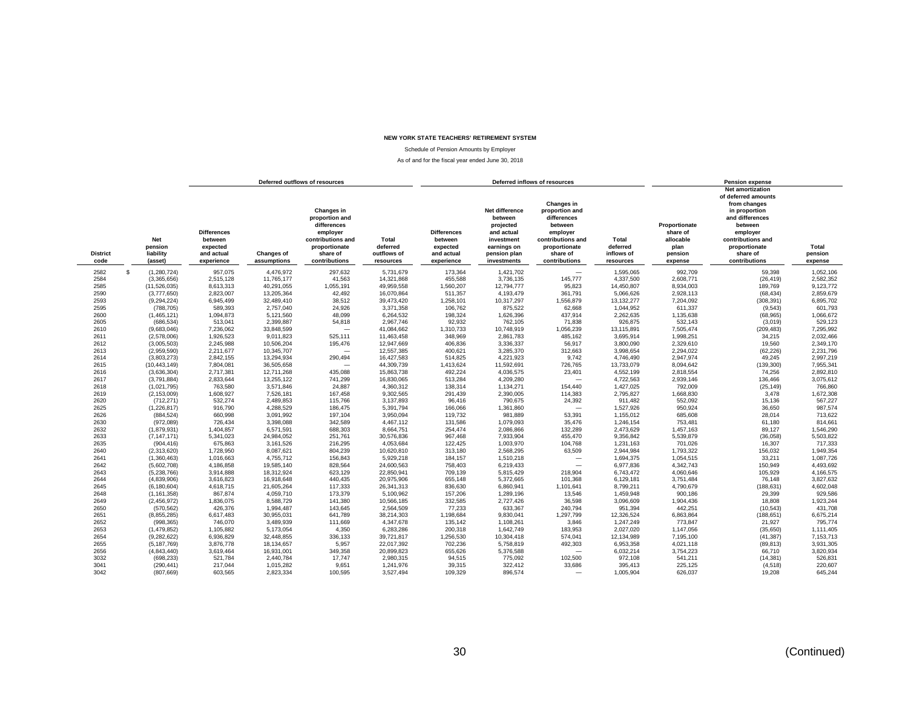**NEW YORK STATE TEACHERS' RETIREMENT SYSTEM**

Schedule of Pension Amounts by Employer

As of and for the fiscal year ended June 30, 2018

| | | Deferred outflows of resources | | | | Deferred inflows of resources | | | | Pension expense | | |
|---|---|---|---|---|---|---|---|---|---|---|---|---|
| District code | Net pension liability (asset) | Differences between expected and actual experience | Changes of assumptions | Changes in proportion and differences employer contributions and proportionate share of contributions | Total deferred outflows of resources | Differences between expected and actual experience | Net difference between projected and actual investment earnings on pension plan investments | Changes in proportion and differences between employer contributions and proportionate share of contributions | Total deferred inflows of resources | Proportionate share of allocable plan pension expense | Net amortization of deferred amounts from changes in proportion and differences between employer contributions and proportionate share of contributions | Total pension expense |
| 2582 | $ (1,280,724) | 957,075 | 4,476,972 | 297,632 | 5,731,679 | 173,364 | 1,421,702 | — | 1,595,065 | 992,709 | 59,398 | 1,052,106 |
| 2584 | (3,365,656) | 2,515,128 | 11,765,177 | 41,563 | 14,321,868 | 455,588 | 3,736,135 | 145,777 | 4,337,500 | 2,608,771 | (26,419) | 2,582,352 |
| 2585 | (11,526,035) | 8,613,313 | 40,291,055 | 1,055,191 | 49,959,558 | 1,560,207 | 12,794,777 | 95,823 | 14,450,807 | 8,934,003 | 189,769 | 9,123,772 |
| 2590 | (3,777,650) | 2,823,007 | 13,205,364 | 42,492 | 16,070,864 | 511,357 | 4,193,479 | 361,791 | 5,066,626 | 2,928,113 | (68,434) | 2,859,679 |
| 2593 | (9,294,224) | 6,945,499 | 32,489,410 | 38,512 | 39,473,420 | 1,258,101 | 10,317,297 | 1,556,879 | 13,132,277 | 7,204,092 | (308,391) | 6,895,702 |
| 2595 | (788,705) | 589,393 | 2,757,040 | 24,926 | 3,371,358 | 106,762 | 875,522 | 62,668 | 1,044,952 | 611,337 | (9,543) | 601,793 |
| 2600 | (1,465,121) | 1,094,873 | 5,121,560 | 48,099 | 6,264,532 | 198,324 | 1,626,396 | 437,914 | 2,262,635 | 1,135,638 | (68,965) | 1,066,672 |
| 2605 | (686,534) | 513,041 | 2,399,887 | 54,818 | 2,967,746 | 92,932 | 762,105 | 71,838 | 926,875 | 532,143 | (3,019) | 529,123 |
| 2610 | (9,683,046) | 7,236,062 | 33,848,599 | — | 41,084,662 | 1,310,733 | 10,748,919 | 1,056,239 | 13,115,891 | 7,505,474 | (209,483) | 7,295,992 |
| 2611 | (2,578,006) | 1,926,523 | 9,011,823 | 525,111 | 11,463,458 | 348,969 | 2,861,783 | 485,162 | 3,695,914 | 1,998,251 | 34,215 | 2,032,466 |
| 2612 | (3,005,503) | 2,245,988 | 10,506,204 | 195,476 | 12,947,669 | 406,836 | 3,336,337 | 56,917 | 3,800,090 | 2,329,610 | 19,560 | 2,349,170 |
| 2613 | (2,959,590) | 2,211,677 | 10,345,707 | — | 12,557,385 | 400,621 | 3,285,370 | 312,663 | 3,998,654 | 2,294,022 | (62,226) | 2,231,796 |
| 2614 | (3,803,273) | 2,842,155 | 13,294,934 | 290,494 | 16,427,583 | 514,825 | 4,221,923 | 9,742 | 4,746,490 | 2,947,974 | 49,245 | 2,997,219 |
| 2615 | (10,443,149) | 7,804,081 | 36,505,658 | — | 44,309,739 | 1,413,624 | 11,592,691 | 726,765 | 13,733,079 | 8,094,642 | (139,300) | 7,955,341 |
| 2616 | (3,636,304) | 2,717,381 | 12,711,268 | 435,088 | 15,863,738 | 492,224 | 4,036,575 | 23,401 | 4,552,199 | 2,818,554 | 74,256 | 2,892,810 |
| 2617 | (3,791,884) | 2,833,644 | 13,255,122 | 741,299 | 16,830,065 | 513,284 | 4,209,280 | — | 4,722,563 | 2,939,146 | 136,466 | 3,075,612 |
| 2618 | (1,021,795) | 763,580 | 3,571,846 | 24,887 | 4,360,312 | 138,314 | 1,134,271 | 154,440 | 1,427,025 | 792,009 | (25,149) | 766,860 |
| 2619 | (2,153,009) | 1,608,927 | 7,526,181 | 167,458 | 9,302,565 | 291,439 | 2,390,005 | 114,383 | 2,795,827 | 1,668,830 | 3,478 | 1,672,308 |
| 2620 | (712,271) | 532,274 | 2,489,853 | 115,766 | 3,137,893 | 96,416 | 790,675 | 24,392 | 911,482 | 552,092 | 15,136 | 567,227 |
| 2625 | (1,226,817) | 916,790 | 4,288,529 | 186,475 | 5,391,794 | 166,066 | 1,361,860 | — | 1,527,926 | 950,924 | 36,650 | 987,574 |
| 2626 | (884,524) | 660,998 | 3,091,992 | 197,104 | 3,950,094 | 119,732 | 981,889 | 53,391 | 1,155,012 | 685,608 | 28,014 | 713,622 |
| 2630 | (972,089) | 726,434 | 3,398,088 | 342,589 | 4,467,112 | 131,586 | 1,079,093 | 35,476 | 1,246,154 | 753,481 | 61,180 | 814,661 |
| 2632 | (1,879,931) | 1,404,857 | 6,571,591 | 688,303 | 8,664,751 | 254,474 | 2,086,866 | 132,289 | 2,473,629 | 1,457,163 | 89,127 | 1,546,290 |
| 2633 | (7,147,171) | 5,341,023 | 24,984,052 | 251,761 | 30,576,836 | 967,468 | 7,933,904 | 455,470 | 9,356,842 | 5,539,879 | (36,058) | 5,503,822 |
| 2635 | (904,416) | 675,863 | 3,161,526 | 216,295 | 4,053,684 | 122,425 | 1,003,970 | 104,768 | 1,231,163 | 701,026 | 16,307 | 717,333 |
| 2640 | (2,313,620) | 1,728,950 | 8,087,621 | 804,239 | 10,620,810 | 313,180 | 2,568,295 | 63,509 | 2,944,984 | 1,793,322 | 156,032 | 1,949,354 |
| 2641 | (1,360,463) | 1,016,663 | 4,755,712 | 156,843 | 5,929,218 | 184,157 | 1,510,218 | — | 1,694,375 | 1,054,515 | 33,211 | 1,087,726 |
| 2642 | (5,602,708) | 4,186,858 | 19,585,140 | 828,564 | 24,600,563 | 758,403 | 6,219,433 | — | 6,977,836 | 4,342,743 | 150,949 | 4,493,692 |
| 2643 | (5,238,766) | 3,914,888 | 18,312,924 | 623,129 | 22,850,941 | 709,139 | 5,815,429 | 218,904 | 6,743,472 | 4,060,646 | 105,929 | 4,166,575 |
| 2644 | (4,839,906) | 3,616,823 | 16,918,648 | 440,435 | 20,975,906 | 655,148 | 5,372,665 | 101,368 | 6,129,181 | 3,751,484 | 76,148 | 3,827,632 |
| 2645 | (6,180,604) | 4,618,715 | 21,605,264 | 117,333 | 26,341,313 | 836,630 | 6,860,941 | 1,101,641 | 8,799,211 | 4,790,679 | (188,631) | 4,602,048 |
| 2648 | (1,161,358) | 867,874 | 4,059,710 | 173,379 | 5,100,962 | 157,206 | 1,289,196 | 13,546 | 1,459,948 | 900,186 | 29,399 | 929,586 |
| 2649 | (2,456,972) | 1,836,075 | 8,588,729 | 141,380 | 10,566,185 | 332,585 | 2,727,426 | 36,598 | 3,096,609 | 1,904,436 | 18,808 | 1,923,244 |
| 2650 | (570,562) | 426,376 | 1,994,487 | 143,645 | 2,564,509 | 77,233 | 633,367 | 240,794 | 951,394 | 442,251 | (10,543) | 431,708 |
| 2651 | (8,855,285) | 6,617,483 | 30,955,031 | 641,789 | 38,214,303 | 1,198,684 | 9,830,041 | 1,297,799 | 12,326,524 | 6,863,864 | (188,651) | 6,675,214 |
| 2652 | (998,365) | 746,070 | 3,489,939 | 111,669 | 4,347,678 | 135,142 | 1,108,261 | 3,846 | 1,247,249 | 773,847 | 21,927 | 795,774 |
| 2653 | (1,479,852) | 1,105,882 | 5,173,054 | 4,350 | 6,283,286 | 200,318 | 1,642,749 | 183,953 | 2,027,020 | 1,147,056 | (35,650) | 1,111,405 |
| 2654 | (9,282,622) | 6,936,829 | 32,448,855 | 336,133 | 39,721,817 | 1,256,530 | 10,304,418 | 574,041 | 12,134,989 | 7,195,100 | (41,387) | 7,153,713 |
| 2655 | (5,187,769) | 3,876,778 | 18,134,657 | 5,957 | 22,017,392 | 702,236 | 5,758,819 | 492,303 | 6,953,358 | 4,021,118 | (89,813) | 3,931,305 |
| 2656 | (4,843,440) | 3,619,464 | 16,931,001 | 349,358 | 20,899,823 | 655,626 | 5,376,588 | — | 6,032,214 | 3,754,223 | 66,710 | 3,820,934 |
| 3032 | (698,233) | 521,784 | 2,440,784 | 17,747 | 2,980,315 | 94,515 | 775,092 | 102,500 | 972,108 | 541,211 | (14,381) | 526,831 |
| 3041 | (290,441) | 217,044 | 1,015,282 | 9,651 | 1,241,976 | 39,315 | 322,412 | 33,686 | 395,413 | 225,125 | (4,518) | 220,607 |
| 3042 | (807,669) | 603,565 | 2,823,334 | 100,595 | 3,527,494 | 109,329 | 896,574 | — | 1,005,904 | 626,037 | 19,208 | 645,244 |

(Continued)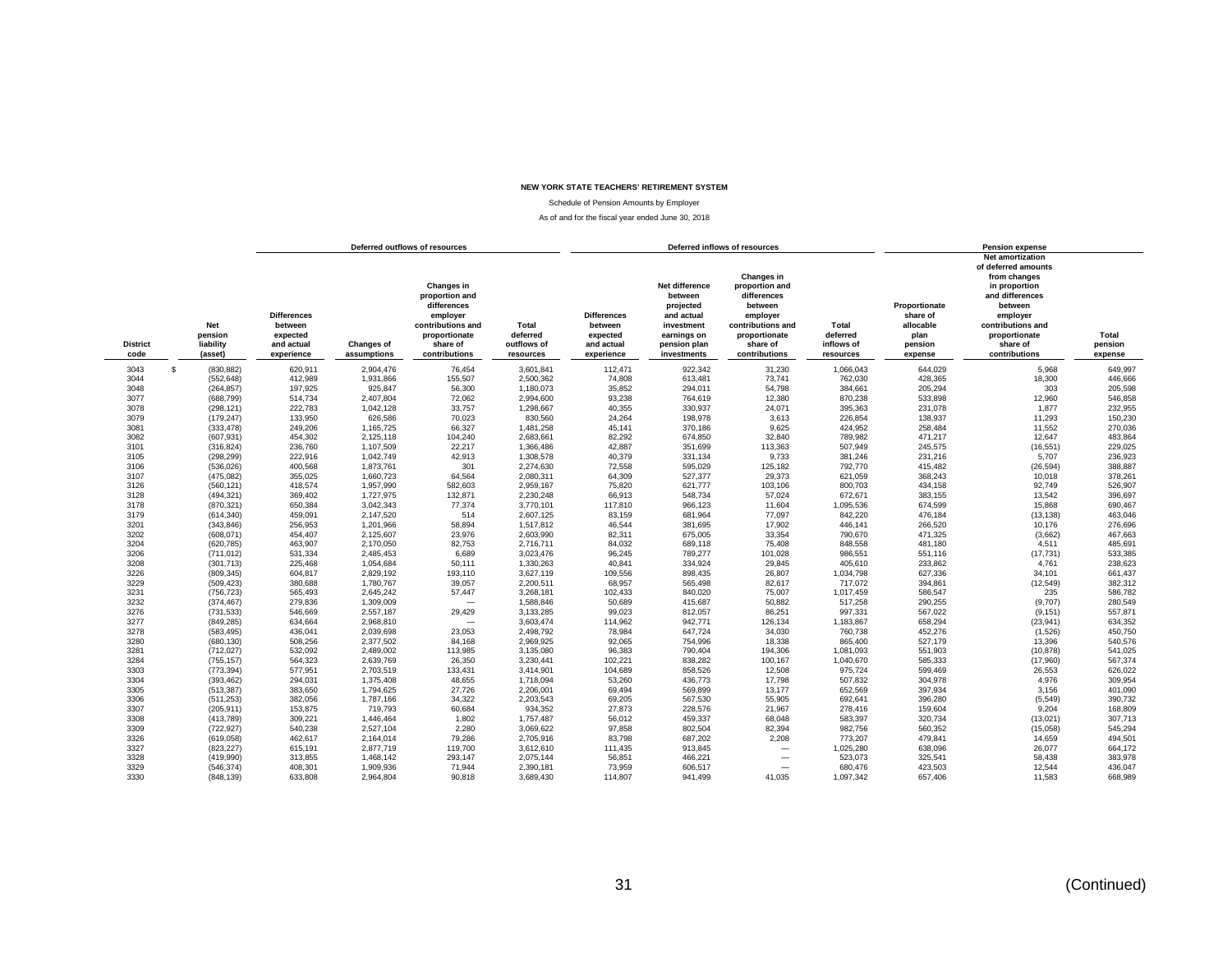**NEW YORK STATE TEACHERS' RETIREMENT SYSTEM**

Schedule of Pension Amounts by Employer

As of and for the fiscal year ended June 30, 2018

| | | Deferred outflows of resources | | | | Deferred inflows of resources | | | | Pension expense | | |
|---|---|---|---|---|---|---|---|---|---|---|---|---|
| District code | Net pension liability (asset) | Differences between expected and actual experience | Changes of assumptions | Changes in proportion and differences employer contributions and proportionate share of contributions | Total deferred outflows of resources | Differences between expected and actual experience | Net difference between projected and actual investment earnings on pension plan investments | Changes in proportion and differences between employer contributions and proportionate share of contributions | Total deferred inflows of resources | Proportionate share of allocable plan pension expense | Net amortization of deferred amounts from changes in proportion and differences between employer contributions and proportionate share of contributions | Total pension expense |
| 3043 | $ (830,882) | 620,911 | 2,904,476 | 76,454 | 3,601,841 | 112,471 | 922,342 | 31,230 | 1,066,043 | 644,029 | 5,968 | 649,997 |
| 3044 | (552,648) | 412,989 | 1,931,866 | 155,507 | 2,500,362 | 74,808 | 613,481 | 73,741 | 762,030 | 428,365 | 18,300 | 446,666 |
| 3048 | (264,857) | 197,925 | 925,847 | 56,300 | 1,180,073 | 35,852 | 294,011 | 54,798 | 384,661 | 205,294 | 303 | 205,598 |
| 3077 | (688,799) | 514,734 | 2,407,804 | 72,062 | 2,994,600 | 93,238 | 764,619 | 12,380 | 870,238 | 533,898 | 12,960 | 546,858 |
| 3078 | (298,121) | 222,783 | 1,042,128 | 33,757 | 1,298,667 | 40,355 | 330,937 | 24,071 | 395,363 | 231,078 | 1,877 | 232,955 |
| 3079 | (179,247) | 133,950 | 626,586 | 70,023 | 830,560 | 24,264 | 198,978 | 3,613 | 226,854 | 138,937 | 11,293 | 150,230 |
| 3081 | (333,478) | 249,206 | 1,165,725 | 66,327 | 1,481,258 | 45,141 | 370,186 | 9,625 | 424,952 | 258,484 | 11,552 | 270,036 |
| 3082 | (607,931) | 454,302 | 2,125,118 | 104,240 | 2,683,661 | 82,292 | 674,850 | 32,840 | 789,982 | 471,217 | 12,647 | 483,864 |
| 3101 | (316,824) | 236,760 | 1,107,509 | 22,217 | 1,366,486 | 42,887 | 351,699 | 113,363 | 507,949 | 245,575 | (16,551) | 229,025 |
| 3105 | (298,299) | 222,916 | 1,042,749 | 42,913 | 1,308,578 | 40,379 | 331,134 | 9,733 | 381,246 | 231,216 | 5,707 | 236,923 |
| 3106 | (536,026) | 400,568 | 1,873,761 | 301 | 2,274,630 | 72,558 | 595,029 | 125,182 | 792,770 | 415,482 | (26,594) | 388,887 |
| 3107 | (475,082) | 355,025 | 1,660,723 | 64,564 | 2,080,311 | 64,309 | 527,377 | 29,373 | 621,059 | 368,243 | 10,018 | 378,261 |
| 3126 | (560,121) | 418,574 | 1,957,990 | 582,603 | 2,959,167 | 75,820 | 621,777 | 103,106 | 800,703 | 434,158 | 92,749 | 526,907 |
| 3128 | (494,321) | 369,402 | 1,727,975 | 132,871 | 2,230,248 | 66,913 | 548,734 | 57,024 | 672,671 | 383,155 | 13,542 | 396,697 |
| 3178 | (870,321) | 650,384 | 3,042,343 | 77,374 | 3,770,101 | 117,810 | 966,123 | 11,604 | 1,095,536 | 674,599 | 15,868 | 690,467 |
| 3179 | (614,340) | 459,091 | 2,147,520 | 514 | 2,607,125 | 83,159 | 681,964 | 77,097 | 842,220 | 476,184 | (13,138) | 463,046 |
| 3201 | (343,846) | 256,953 | 1,201,966 | 58,894 | 1,517,812 | 46,544 | 381,695 | 17,902 | 446,141 | 266,520 | 10,176 | 276,696 |
| 3202 | (608,071) | 454,407 | 2,125,607 | 23,976 | 2,603,990 | 82,311 | 675,005 | 33,354 | 790,670 | 471,325 | (3,662) | 467,663 |
| 3204 | (620,785) | 463,907 | 2,170,050 | 82,753 | 2,716,711 | 84,032 | 689,118 | 75,408 | 848,558 | 481,180 | 4,511 | 485,691 |
| 3206 | (711,012) | 531,334 | 2,485,453 | 6,689 | 3,023,476 | 96,245 | 789,277 | 101,028 | 986,551 | 551,116 | (17,731) | 533,385 |
| 3208 | (301,713) | 225,468 | 1,054,684 | 50,111 | 1,330,263 | 40,841 | 334,924 | 29,845 | 405,610 | 233,862 | 4,761 | 238,623 |
| 3226 | (809,345) | 604,817 | 2,829,192 | 193,110 | 3,627,119 | 109,556 | 898,435 | 26,807 | 1,034,798 | 627,336 | 34,101 | 661,437 |
| 3229 | (509,423) | 380,688 | 1,780,767 | 39,057 | 2,200,511 | 68,957 | 565,498 | 82,617 | 717,072 | 394,861 | (12,549) | 382,312 |
| 3231 | (756,723) | 565,493 | 2,645,242 | 57,447 | 3,268,181 | 102,433 | 840,020 | 75,007 | 1,017,459 | 586,547 | 235 | 586,782 |
| 3232 | (374,467) | 279,836 | 1,309,009 | — | 1,588,846 | 50,689 | 415,687 | 50,882 | 517,258 | 290,255 | (9,707) | 280,549 |
| 3276 | (731,533) | 546,669 | 2,557,187 | 29,429 | 3,133,285 | 99,023 | 812,057 | 86,251 | 997,331 | 567,022 | (9,151) | 557,871 |
| 3277 | (849,285) | 634,664 | 2,968,810 | — | 3,603,474 | 114,962 | 942,771 | 126,134 | 1,183,867 | 658,294 | (23,941) | 634,352 |
| 3278 | (583,495) | 436,041 | 2,039,698 | 23,053 | 2,498,792 | 78,984 | 647,724 | 34,030 | 760,738 | 452,276 | (1,526) | 450,750 |
| 3280 | (680,130) | 508,256 | 2,377,502 | 84,168 | 2,969,925 | 92,065 | 754,996 | 18,338 | 865,400 | 527,179 | 13,396 | 540,576 |
| 3281 | (712,027) | 532,092 | 2,489,002 | 113,985 | 3,135,080 | 96,383 | 790,404 | 194,306 | 1,081,093 | 551,903 | (10,878) | 541,025 |
| 3284 | (755,157) | 564,323 | 2,639,769 | 26,350 | 3,230,441 | 102,221 | 838,282 | 100,167 | 1,040,670 | 585,333 | (17,960) | 567,374 |
| 3303 | (773,394) | 577,951 | 2,703,519 | 133,431 | 3,414,901 | 104,689 | 858,526 | 12,508 | 975,724 | 599,469 | 26,553 | 626,022 |
| 3304 | (393,462) | 294,031 | 1,375,408 | 48,655 | 1,718,094 | 53,260 | 436,773 | 17,798 | 507,832 | 304,978 | 4,976 | 309,954 |
| 3305 | (513,387) | 383,650 | 1,794,625 | 27,726 | 2,206,001 | 69,494 | 569,899 | 13,177 | 652,569 | 397,934 | 3,156 | 401,090 |
| 3306 | (511,253) | 382,056 | 1,787,166 | 34,322 | 2,203,543 | 69,205 | 567,530 | 55,905 | 692,641 | 396,280 | (5,549) | 390,732 |
| 3307 | (205,911) | 153,875 | 719,793 | 60,684 | 934,352 | 27,873 | 228,576 | 21,967 | 278,416 | 159,604 | 9,204 | 168,809 |
| 3308 | (413,789) | 309,221 | 1,446,464 | 1,802 | 1,757,487 | 56,012 | 459,337 | 68,048 | 583,397 | 320,734 | (13,021) | 307,713 |
| 3309 | (722,927) | 540,238 | 2,527,104 | 2,280 | 3,069,622 | 97,858 | 802,504 | 82,394 | 982,756 | 560,352 | (15,058) | 545,294 |
| 3326 | (619,058) | 462,617 | 2,164,014 | 79,286 | 2,705,916 | 83,798 | 687,202 | 2,208 | 773,207 | 479,841 | 14,659 | 494,501 |
| 3327 | (823,227) | 615,191 | 2,877,719 | 119,700 | 3,612,610 | 111,435 | 913,845 | — | 1,025,280 | 638,096 | 26,077 | 664,172 |
| 3328 | (419,990) | 313,855 | 1,468,142 | 293,147 | 2,075,144 | 56,851 | 466,221 | — | 523,073 | 325,541 | 58,438 | 383,978 |
| 3329 | (546,374) | 408,301 | 1,909,936 | 71,944 | 2,390,181 | 73,959 | 606,517 | — | 680,476 | 423,503 | 12,544 | 436,047 |
| 3330 | (848,139) | 633,808 | 2,964,804 | 90,818 | 3,689,430 | 114,807 | 941,499 | 41,035 | 1,097,342 | 657,406 | 11,583 | 668,989 |

(Continued)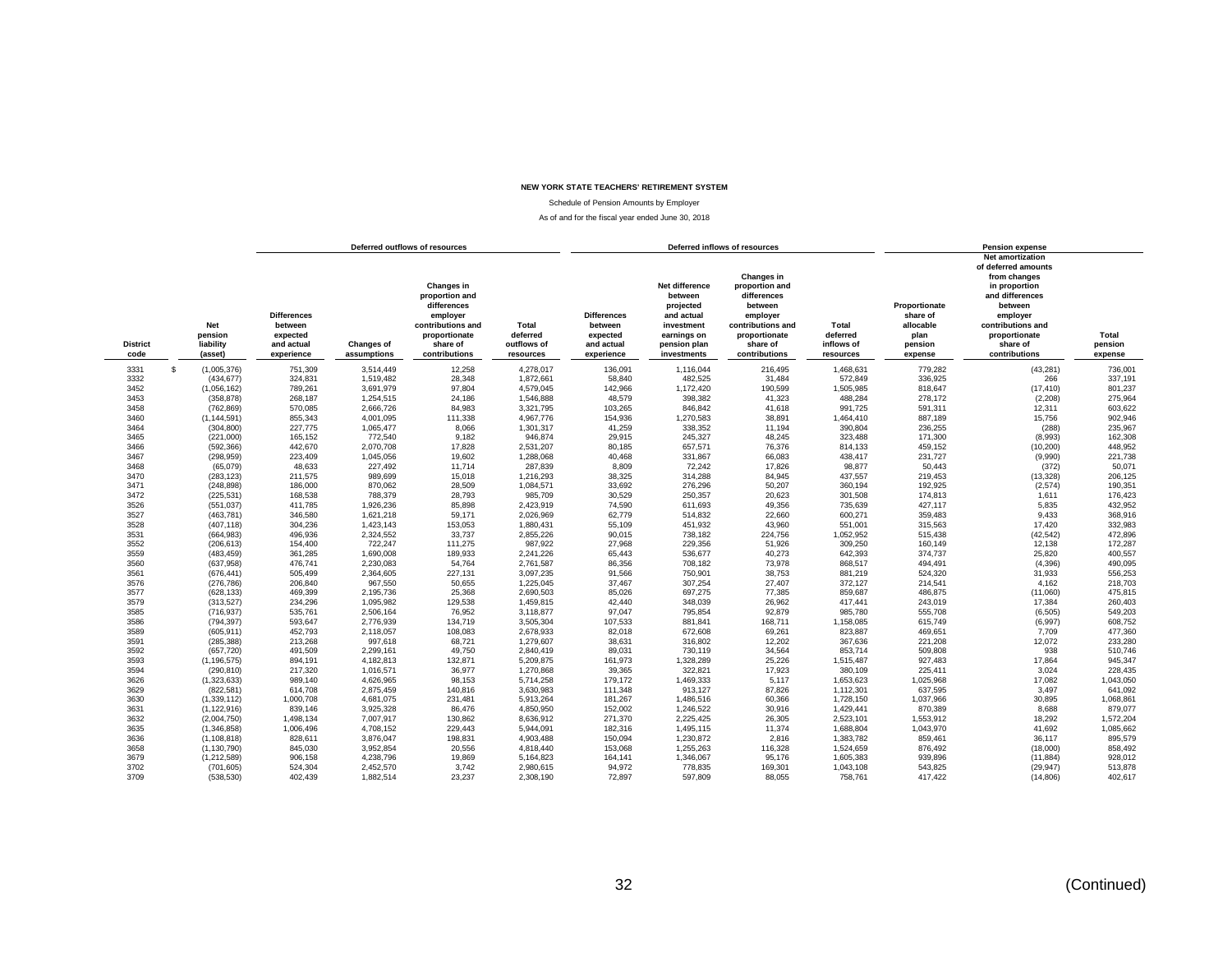**NEW YORK STATE TEACHERS' RETIREMENT SYSTEM**

Schedule of Pension Amounts by Employer

As of and for the fiscal year ended June 30, 2018

| | | Deferred outflows of resources | | | | Deferred inflows of resources | | | | Pension expense | | |
|---|---|---|---|---|---|---|---|---|---|---|---|---|
| **District code** | **Net pension liability (asset)** | **Differences between expected and actual experience** | **Changes of assumptions** | **Changes in proportion and differences employer contributions and proportionate share of contributions** | **Total deferred outflows of resources** | **Differences between expected and actual experience** | **Net difference between projected and actual investment earnings on pension plan investments** | **Changes in proportion and differences between employer contributions and proportionate share of contributions** | **Total deferred inflows of resources** | **Proportionate share of allocable plan pension expense** | **Net amortization of deferred amounts from changes in proportion and differences between employer contributions and proportionate share of contributions** | **Total pension expense** |
| 3331 | $ (1,005,376) | 751,309 | 3,514,449 | 12,258 | 4,278,017 | 136,091 | 1,116,044 | 216,495 | 1,468,631 | 779,282 | (43,281) | 736,001 |
| 3332 | (434,677) | 324,831 | 1,519,482 | 28,348 | 1,872,661 | 58,840 | 482,525 | 31,484 | 572,849 | 336,925 | 266 | 337,191 |
| 3452 | (1,056,162) | 789,261 | 3,691,979 | 97,804 | 4,579,045 | 142,966 | 1,172,420 | 190,599 | 1,505,985 | 818,647 | (17,410) | 801,237 |
| 3453 | (358,878) | 268,187 | 1,254,515 | 24,186 | 1,546,888 | 48,579 | 398,382 | 41,323 | 488,284 | 278,172 | (2,208) | 275,964 |
| 3458 | (762,869) | 570,085 | 2,666,726 | 84,983 | 3,321,795 | 103,265 | 846,842 | 41,618 | 991,725 | 591,311 | 12,311 | 603,622 |
| 3460 | (1,144,591) | 855,343 | 4,001,095 | 111,338 | 4,967,776 | 154,936 | 1,270,583 | 38,891 | 1,464,410 | 887,189 | 15,756 | 902,946 |
| 3464 | (304,800) | 227,775 | 1,065,477 | 8,066 | 1,301,317 | 41,259 | 338,352 | 11,194 | 390,804 | 236,255 | (288) | 235,967 |
| 3465 | (221,000) | 165,152 | 772,540 | 9,182 | 946,874 | 29,915 | 245,327 | 48,245 | 323,488 | 171,300 | (8,993) | 162,308 |
| 3466 | (592,366) | 442,670 | 2,070,708 | 17,828 | 2,531,207 | 80,185 | 657,571 | 76,376 | 814,133 | 459,152 | (10,200) | 448,952 |
| 3467 | (298,959) | 223,409 | 1,045,056 | 19,602 | 1,288,068 | 40,468 | 331,867 | 66,083 | 438,417 | 231,727 | (9,990) | 221,738 |
| 3468 | (65,079) | 48,633 | 227,492 | 11,714 | 287,839 | 8,809 | 72,242 | 17,826 | 98,877 | 50,443 | (372) | 50,071 |
| 3470 | (283,123) | 211,575 | 989,699 | 15,018 | 1,216,293 | 38,325 | 314,288 | 84,945 | 437,557 | 219,453 | (13,328) | 206,125 |
| 3471 | (248,898) | 186,000 | 870,062 | 28,509 | 1,084,571 | 33,692 | 276,296 | 50,207 | 360,194 | 192,925 | (2,574) | 190,351 |
| 3472 | (225,531) | 168,538 | 788,379 | 28,793 | 985,709 | 30,529 | 250,357 | 20,623 | 301,508 | 174,813 | 1,611 | 176,423 |
| 3526 | (551,037) | 411,785 | 1,926,236 | 85,898 | 2,423,919 | 74,590 | 611,693 | 49,356 | 735,639 | 427,117 | 5,835 | 432,952 |
| 3527 | (463,781) | 346,580 | 1,621,218 | 59,171 | 2,026,969 | 62,779 | 514,832 | 22,660 | 600,271 | 359,483 | 9,433 | 368,916 |
| 3528 | (407,118) | 304,236 | 1,423,143 | 153,053 | 1,880,431 | 55,109 | 451,932 | 43,960 | 551,001 | 315,563 | 17,420 | 332,983 |
| 3531 | (664,983) | 496,936 | 2,324,552 | 33,737 | 2,855,226 | 90,015 | 738,182 | 224,756 | 1,052,952 | 515,438 | (42,542) | 472,896 |
| 3552 | (206,613) | 154,400 | 722,247 | 111,275 | 987,922 | 27,968 | 229,356 | 51,926 | 309,250 | 160,149 | 12,138 | 172,287 |
| 3559 | (483,459) | 361,285 | 1,690,008 | 189,933 | 2,241,226 | 65,443 | 536,677 | 40,273 | 642,393 | 374,737 | 25,820 | 400,557 |
| 3560 | (637,958) | 476,741 | 2,230,083 | 54,764 | 2,761,587 | 86,356 | 708,182 | 73,978 | 868,517 | 494,491 | (4,396) | 490,095 |
| 3561 | (676,441) | 505,499 | 2,364,605 | 227,131 | 3,097,235 | 91,566 | 750,901 | 38,753 | 881,219 | 524,320 | 31,933 | 556,253 |
| 3576 | (276,786) | 206,840 | 967,550 | 50,655 | 1,225,045 | 37,467 | 307,254 | 27,407 | 372,127 | 214,541 | 4,162 | 218,703 |
| 3577 | (628,133) | 469,399 | 2,195,736 | 25,368 | 2,690,503 | 85,026 | 697,275 | 77,385 | 859,687 | 486,875 | (11,060) | 475,815 |
| 3579 | (313,527) | 234,296 | 1,095,982 | 129,538 | 1,459,815 | 42,440 | 348,039 | 26,962 | 417,441 | 243,019 | 17,384 | 260,403 |
| 3585 | (716,937) | 535,761 | 2,506,164 | 76,952 | 3,118,877 | 97,047 | 795,854 | 92,879 | 985,780 | 555,708 | (6,505) | 549,203 |
| 3586 | (794,397) | 593,647 | 2,776,939 | 134,719 | 3,505,304 | 107,533 | 881,841 | 168,711 | 1,158,085 | 615,749 | (6,997) | 608,752 |
| 3589 | (605,911) | 452,793 | 2,118,057 | 108,083 | 2,678,933 | 82,018 | 672,608 | 69,261 | 823,887 | 469,651 | 7,709 | 477,360 |
| 3591 | (285,388) | 213,268 | 997,618 | 68,721 | 1,279,607 | 38,631 | 316,802 | 12,202 | 367,636 | 221,208 | 12,072 | 233,280 |
| 3592 | (657,720) | 491,509 | 2,299,161 | 49,750 | 2,840,419 | 89,031 | 730,119 | 34,564 | 853,714 | 509,808 | 938 | 510,746 |
| 3593 | (1,196,575) | 894,191 | 4,182,813 | 132,871 | 5,209,875 | 161,973 | 1,328,289 | 25,226 | 1,515,487 | 927,483 | 17,864 | 945,347 |
| 3594 | (290,810) | 217,320 | 1,016,571 | 36,977 | 1,270,868 | 39,365 | 322,821 | 17,923 | 380,109 | 225,411 | 3,024 | 228,435 |
| 3626 | (1,323,633) | 989,140 | 4,626,965 | 98,153 | 5,714,258 | 179,172 | 1,469,333 | 5,117 | 1,653,623 | 1,025,968 | 17,082 | 1,043,050 |
| 3629 | (822,581) | 614,708 | 2,875,459 | 140,816 | 3,630,983 | 111,348 | 913,127 | 87,826 | 1,112,301 | 637,595 | 3,497 | 641,092 |
| 3630 | (1,339,112) | 1,000,708 | 4,681,075 | 231,481 | 5,913,264 | 181,267 | 1,486,516 | 60,366 | 1,728,150 | 1,037,966 | 30,895 | 1,068,861 |
| 3631 | (1,122,916) | 839,146 | 3,925,328 | 86,476 | 4,850,950 | 152,002 | 1,246,522 | 30,916 | 1,429,441 | 870,389 | 8,688 | 879,077 |
| 3632 | (2,004,750) | 1,498,134 | 7,007,917 | 130,862 | 8,636,912 | 271,370 | 2,225,425 | 26,305 | 2,523,101 | 1,553,912 | 18,292 | 1,572,204 |
| 3635 | (1,346,858) | 1,006,496 | 4,708,152 | 229,443 | 5,944,091 | 182,316 | 1,495,115 | 11,374 | 1,688,804 | 1,043,970 | 41,692 | 1,085,662 |
| 3636 | (1,108,818) | 828,611 | 3,876,047 | 198,831 | 4,903,488 | 150,094 | 1,230,872 | 2,816 | 1,383,782 | 859,461 | 36,117 | 895,579 |
| 3658 | (1,130,790) | 845,030 | 3,952,854 | 20,556 | 4,818,440 | 153,068 | 1,255,263 | 116,328 | 1,524,659 | 876,492 | (18,000) | 858,492 |
| 3679 | (1,212,589) | 906,158 | 4,238,796 | 19,869 | 5,164,823 | 164,141 | 1,346,067 | 95,176 | 1,605,383 | 939,896 | (11,884) | 928,012 |
| 3702 | (701,605) | 524,304 | 2,452,570 | 3,742 | 2,980,615 | 94,972 | 778,835 | 169,301 | 1,043,108 | 543,825 | (29,947) | 513,878 |
| 3709 | (538,530) | 402,439 | 1,882,514 | 23,237 | 2,308,190 | 72,897 | 597,809 | 88,055 | 758,761 | 417,422 | (14,806) | 402,617 |

(Continued)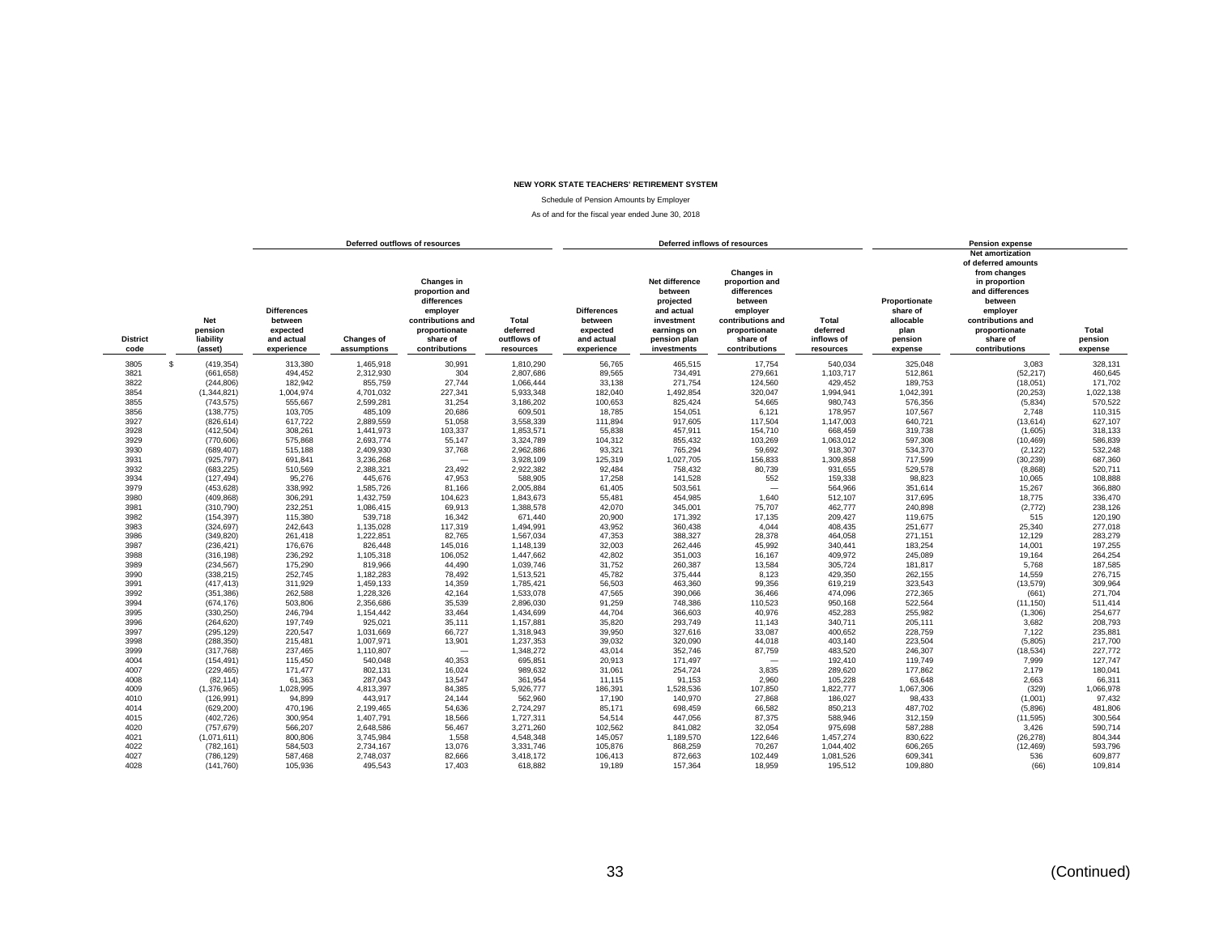**NEW YORK STATE TEACHERS' RETIREMENT SYSTEM**

Schedule of Pension Amounts by Employer

As of and for the fiscal year ended June 30, 2018

| | | Deferred outflows of resources | | | | Deferred inflows of resources | | | | Pension expense | | |
|---|---|---|---|---|---|---|---|---|---|---|---|---|
| District code | Net pension liability (asset) | Differences between expected and actual experience | Changes of assumptions | Changes in proportion and differences employer contributions and proportionate share of contributions | Total deferred outflows of resources | Differences between expected and actual experience | Net difference between projected and actual investment earnings on pension plan investments | Changes in proportion and differences between employer contributions and proportionate share of contributions | Total deferred inflows of resources | Proportionate share of allocable plan pension expense | Net amortization of deferred amounts from changes in proportion and differences between employer contributions and proportionate share of contributions | Total pension expense |
| 3805 | $ (419,354) | 313,380 | 1,465,918 | 30,991 | 1,810,290 | 56,765 | 465,515 | 17,754 | 540,034 | 325,048 | 3,083 | 328,131 |
| 3821 | (661,658) | 494,452 | 2,312,930 | 304 | 2,807,686 | 89,565 | 734,491 | 279,661 | 1,103,717 | 512,861 | (52,217) | 460,645 |
| 3822 | (244,806) | 182,942 | 855,759 | 27,744 | 1,066,444 | 33,138 | 271,754 | 124,560 | 429,452 | 189,753 | (18,051) | 171,702 |
| 3854 | (1,344,821) | 1,004,974 | 4,701,032 | 227,341 | 5,933,348 | 182,040 | 1,492,854 | 320,047 | 1,994,941 | 1,042,391 | (20,253) | 1,022,138 |
| 3855 | (743,575) | 555,667 | 2,599,281 | 31,254 | 3,186,202 | 100,653 | 825,424 | 54,665 | 980,743 | 576,356 | (5,834) | 570,522 |
| 3856 | (138,775) | 103,705 | 485,109 | 20,686 | 609,501 | 18,785 | 154,051 | 6,121 | 178,957 | 107,567 | 2,748 | 110,315 |
| 3927 | (826,614) | 617,722 | 2,889,559 | 51,058 | 3,558,339 | 111,894 | 917,605 | 117,504 | 1,147,003 | 640,721 | (13,614) | 627,107 |
| 3928 | (412,504) | 308,261 | 1,441,973 | 103,337 | 1,853,571 | 55,838 | 457,911 | 154,710 | 668,459 | 319,738 | (1,605) | 318,133 |
| 3929 | (770,606) | 575,868 | 2,693,774 | 55,147 | 3,324,789 | 104,312 | 855,432 | 103,269 | 1,063,012 | 597,308 | (10,469) | 586,839 |
| 3930 | (689,407) | 515,188 | 2,409,930 | 37,768 | 2,962,886 | 93,321 | 765,294 | 59,692 | 918,307 | 534,370 | (2,122) | 532,248 |
| 3931 | (925,797) | 691,841 | 3,236,268 | — | 3,928,109 | 125,319 | 1,027,705 | 156,833 | 1,309,858 | 717,599 | (30,239) | 687,360 |
| 3932 | (683,225) | 510,569 | 2,388,321 | 23,492 | 2,922,382 | 92,484 | 758,432 | 80,739 | 931,655 | 529,578 | (8,868) | 520,711 |
| 3934 | (127,494) | 95,276 | 445,676 | 47,953 | 588,905 | 17,258 | 141,528 | 552 | 159,338 | 98,823 | 10,065 | 108,888 |
| 3979 | (453,628) | 338,992 | 1,585,726 | 81,166 | 2,005,884 | 61,405 | 503,561 | — | 564,966 | 351,614 | 15,267 | 366,880 |
| 3980 | (409,868) | 306,291 | 1,432,759 | 104,623 | 1,843,673 | 55,481 | 454,985 | 1,640 | 512,107 | 317,695 | 18,775 | 336,470 |
| 3981 | (310,790) | 232,251 | 1,086,415 | 69,913 | 1,388,578 | 42,070 | 345,001 | 75,707 | 462,777 | 240,898 | (2,772) | 238,126 |
| 3982 | (154,397) | 115,380 | 539,718 | 16,342 | 671,440 | 20,900 | 171,392 | 17,135 | 209,427 | 119,675 | 515 | 120,190 |
| 3983 | (324,697) | 242,643 | 1,135,028 | 117,319 | 1,494,991 | 43,952 | 360,438 | 4,044 | 408,435 | 251,677 | 25,340 | 277,018 |
| 3986 | (349,820) | 261,418 | 1,222,851 | 82,765 | 1,567,034 | 47,353 | 388,327 | 28,378 | 464,058 | 271,151 | 12,129 | 283,279 |
| 3987 | (236,421) | 176,676 | 826,448 | 145,016 | 1,148,139 | 32,003 | 262,446 | 45,992 | 340,441 | 183,254 | 14,001 | 197,255 |
| 3988 | (316,198) | 236,292 | 1,105,318 | 106,052 | 1,447,662 | 42,802 | 351,003 | 16,167 | 409,972 | 245,089 | 19,164 | 264,254 |
| 3989 | (234,567) | 175,290 | 819,966 | 44,490 | 1,039,746 | 31,752 | 260,387 | 13,584 | 305,724 | 181,817 | 5,768 | 187,585 |
| 3990 | (338,215) | 252,745 | 1,182,283 | 78,492 | 1,513,521 | 45,782 | 375,444 | 8,123 | 429,350 | 262,155 | 14,559 | 276,715 |
| 3991 | (417,413) | 311,929 | 1,459,133 | 14,359 | 1,785,421 | 56,503 | 463,360 | 99,356 | 619,219 | 323,543 | (13,579) | 309,964 |
| 3992 | (351,386) | 262,588 | 1,228,326 | 42,164 | 1,533,078 | 47,565 | 390,066 | 36,466 | 474,096 | 272,365 | (661) | 271,704 |
| 3994 | (674,176) | 503,806 | 2,356,686 | 35,539 | 2,896,030 | 91,259 | 748,386 | 110,523 | 950,168 | 522,564 | (11,150) | 511,414 |
| 3995 | (330,250) | 246,794 | 1,154,442 | 33,464 | 1,434,699 | 44,704 | 366,603 | 40,976 | 452,283 | 255,982 | (1,306) | 254,677 |
| 3996 | (264,620) | 197,749 | 925,021 | 35,111 | 1,157,881 | 35,820 | 293,749 | 11,143 | 340,711 | 205,111 | 3,682 | 208,793 |
| 3997 | (295,129) | 220,547 | 1,031,669 | 66,727 | 1,318,943 | 39,950 | 327,616 | 33,087 | 400,652 | 228,759 | 7,122 | 235,881 |
| 3998 | (288,350) | 215,481 | 1,007,971 | 13,901 | 1,237,353 | 39,032 | 320,090 | 44,018 | 403,140 | 223,504 | (5,805) | 217,700 |
| 3999 | (317,768) | 237,465 | 1,110,807 | — | 1,348,272 | 43,014 | 352,746 | 87,759 | 483,520 | 246,307 | (18,534) | 227,772 |
| 4004 | (154,491) | 115,450 | 540,048 | 40,353 | 695,851 | 20,913 | 171,497 | — | 192,410 | 119,749 | 7,999 | 127,747 |
| 4007 | (229,465) | 171,477 | 802,131 | 16,024 | 989,632 | 31,061 | 254,724 | 3,835 | 289,620 | 177,862 | 2,179 | 180,041 |
| 4008 | (82,114) | 61,363 | 287,043 | 13,547 | 361,954 | 11,115 | 91,153 | 2,960 | 105,228 | 63,648 | 2,663 | 66,311 |
| 4009 | (1,376,965) | 1,028,995 | 4,813,397 | 84,385 | 5,926,777 | 186,391 | 1,528,536 | 107,850 | 1,822,777 | 1,067,306 | (329) | 1,066,978 |
| 4010 | (126,991) | 94,899 | 443,917 | 24,144 | 562,960 | 17,190 | 140,970 | 27,868 | 186,027 | 98,433 | (1,001) | 97,432 |
| 4014 | (629,200) | 470,196 | 2,199,465 | 54,636 | 2,724,297 | 85,171 | 698,459 | 66,582 | 850,213 | 487,702 | (5,896) | 481,806 |
| 4015 | (402,726) | 300,954 | 1,407,791 | 18,566 | 1,727,311 | 54,514 | 447,056 | 87,375 | 588,946 | 312,159 | (11,595) | 300,564 |
| 4020 | (757,679) | 566,207 | 2,648,586 | 56,467 | 3,271,260 | 102,562 | 841,082 | 32,054 | 975,698 | 587,288 | 3,426 | 590,714 |
| 4021 | (1,071,611) | 800,806 | 3,745,984 | 1,558 | 4,548,348 | 145,057 | 1,189,570 | 122,646 | 1,457,274 | 830,622 | (26,278) | 804,344 |
| 4022 | (782,161) | 584,503 | 2,734,167 | 13,076 | 3,331,746 | 105,876 | 868,259 | 70,267 | 1,044,402 | 606,265 | (12,469) | 593,796 |
| 4027 | (786,129) | 587,468 | 2,748,037 | 82,666 | 3,418,172 | 106,413 | 872,663 | 102,449 | 1,081,526 | 609,341 | 536 | 609,877 |
| 4028 | (141,760) | 105,936 | 495,543 | 17,403 | 618,882 | 19,189 | 157,364 | 18,959 | 195,512 | 109,880 | (66) | 109,814 |

(Continued)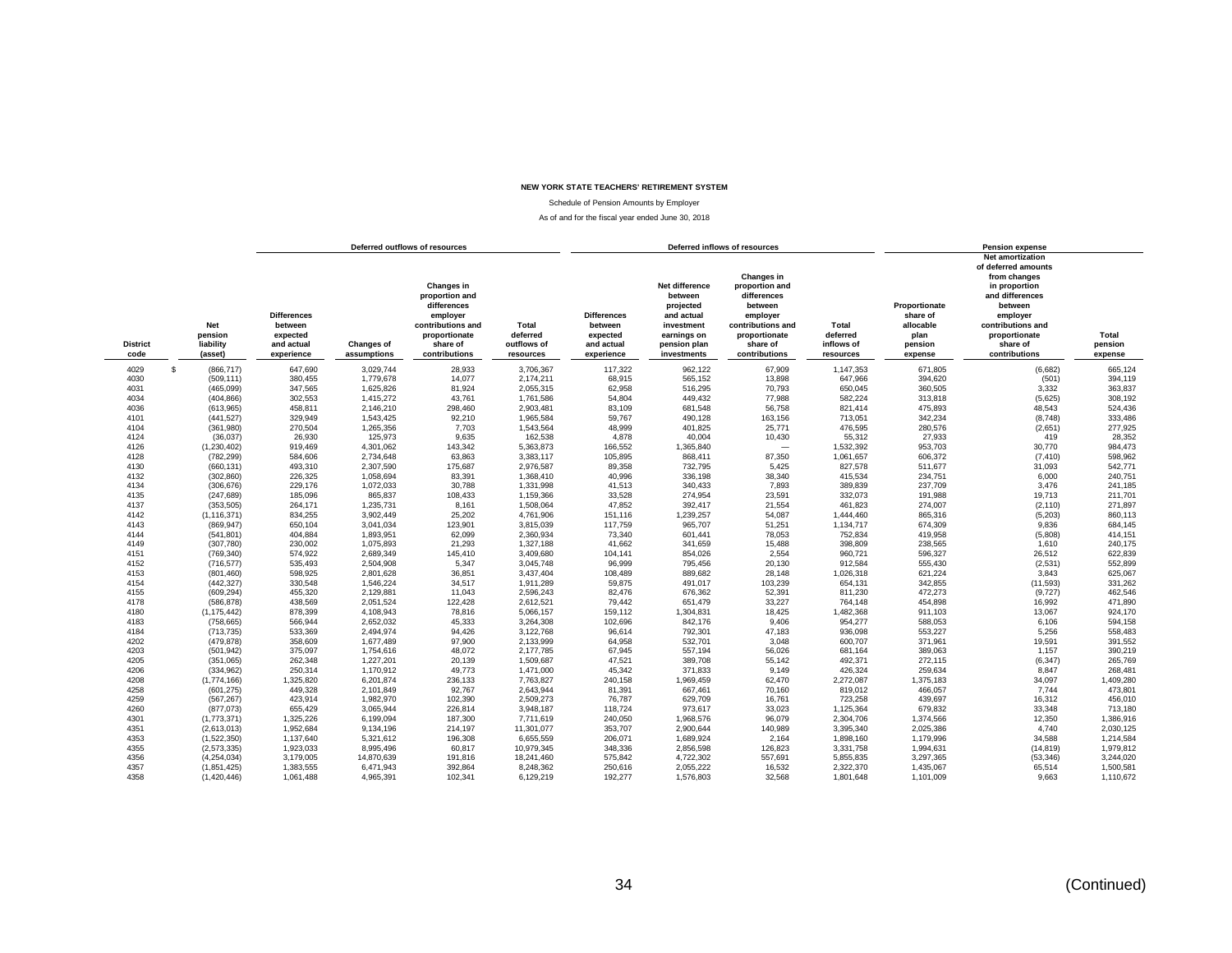**NEW YORK STATE TEACHERS' RETIREMENT SYSTEM**

Schedule of Pension Amounts by Employer

As of and for the fiscal year ended June 30, 2018

| | | Deferred outflows of resources | | | | Deferred inflows of resources | | | | Pension expense | | |
|---|---|---|---|---|---|---|---|---|---|---|---|---|
| District code | Net pension liability (asset) | Differences between expected and actual experience | Changes of assumptions | Changes in proportion and differences employer contributions and proportionate share of contributions | Total deferred outflows of resources | Differences between expected and actual experience | Net difference between projected and actual investment earnings on pension plan investments | Changes in proportion and differences between employer contributions and proportionate share of contributions | Total deferred inflows of resources | Proportionate share of allocable plan pension expense | Net amortization of deferred amounts from changes in proportion and differences between employer contributions and proportionate share of contributions | Total pension expense |
| 4029 | $ (866,717) | 647,690 | 3,029,744 | 28,933 | 3,706,367 | 117,322 | 962,122 | 67,909 | 1,147,353 | 671,805 | (6,682) | 665,124 |
| 4030 | (509,111) | 380,455 | 1,779,678 | 14,077 | 2,174,211 | 68,915 | 565,152 | 13,898 | 647,966 | 394,620 | (501) | 394,119 |
| 4031 | (465,099) | 347,565 | 1,625,826 | 81,924 | 2,055,315 | 62,958 | 516,295 | 70,793 | 650,045 | 360,505 | 3,332 | 363,837 |
| 4034 | (404,866) | 302,553 | 1,415,272 | 43,761 | 1,761,586 | 54,804 | 449,432 | 77,988 | 582,224 | 313,818 | (5,625) | 308,192 |
| 4036 | (613,965) | 458,811 | 2,146,210 | 298,460 | 2,903,481 | 83,109 | 681,548 | 56,758 | 821,414 | 475,893 | 48,543 | 524,436 |
| 4101 | (441,527) | 329,949 | 1,543,425 | 92,210 | 1,965,584 | 59,767 | 490,128 | 163,156 | 713,051 | 342,234 | (8,748) | 333,486 |
| 4104 | (361,980) | 270,504 | 1,265,356 | 7,703 | 1,543,564 | 48,999 | 401,825 | 25,771 | 476,595 | 280,576 | (2,651) | 277,925 |
| 4124 | (36,037) | 26,930 | 125,973 | 9,635 | 162,538 | 4,878 | 40,004 | 10,430 | 55,312 | 27,933 | 419 | 28,352 |
| 4126 | (1,230,402) | 919,469 | 4,301,062 | 143,342 | 5,363,873 | 166,552 | 1,365,840 | — | 1,532,392 | 953,703 | 30,770 | 984,473 |
| 4128 | (782,299) | 584,606 | 2,734,648 | 63,863 | 3,383,117 | 105,895 | 868,411 | 87,350 | 1,061,657 | 606,372 | (7,410) | 598,962 |
| 4130 | (660,131) | 493,310 | 2,307,590 | 175,687 | 2,976,587 | 89,358 | 732,795 | 5,425 | 827,578 | 511,677 | 31,093 | 542,771 |
| 4132 | (302,860) | 226,325 | 1,058,694 | 83,391 | 1,368,410 | 40,996 | 336,198 | 38,340 | 415,534 | 234,751 | 6,000 | 240,751 |
| 4134 | (306,676) | 229,176 | 1,072,033 | 30,788 | 1,331,998 | 41,513 | 340,433 | 7,893 | 389,839 | 237,709 | 3,476 | 241,185 |
| 4135 | (247,689) | 185,096 | 865,837 | 108,433 | 1,159,366 | 33,528 | 274,954 | 23,591 | 332,073 | 191,988 | 19,713 | 211,701 |
| 4137 | (353,505) | 264,171 | 1,235,731 | 8,161 | 1,508,064 | 47,852 | 392,417 | 21,554 | 461,823 | 274,007 | (2,110) | 271,897 |
| 4142 | (1,116,371) | 834,255 | 3,902,449 | 25,202 | 4,761,906 | 151,116 | 1,239,257 | 54,087 | 1,444,460 | 865,316 | (5,203) | 860,113 |
| 4143 | (869,947) | 650,104 | 3,041,034 | 123,901 | 3,815,039 | 117,759 | 965,707 | 51,251 | 1,134,717 | 674,309 | 9,836 | 684,145 |
| 4144 | (541,801) | 404,884 | 1,893,951 | 62,099 | 2,360,934 | 73,340 | 601,441 | 78,053 | 752,834 | 419,958 | (5,808) | 414,151 |
| 4149 | (307,780) | 230,002 | 1,075,893 | 21,293 | 1,327,188 | 41,662 | 341,659 | 15,488 | 398,809 | 238,565 | 1,610 | 240,175 |
| 4151 | (769,340) | 574,922 | 2,689,349 | 145,410 | 3,409,680 | 104,141 | 854,026 | 2,554 | 960,721 | 596,327 | 26,512 | 622,839 |
| 4152 | (716,577) | 535,493 | 2,504,908 | 5,347 | 3,045,748 | 96,999 | 795,456 | 20,130 | 912,584 | 555,430 | (2,531) | 552,899 |
| 4153 | (801,460) | 598,925 | 2,801,628 | 36,851 | 3,437,404 | 108,489 | 889,682 | 28,148 | 1,026,318 | 621,224 | 3,843 | 625,067 |
| 4154 | (442,327) | 330,548 | 1,546,224 | 34,517 | 1,911,289 | 59,875 | 491,017 | 103,239 | 654,131 | 342,855 | (11,593) | 331,262 |
| 4155 | (609,294) | 455,320 | 2,129,881 | 11,043 | 2,596,243 | 82,476 | 676,362 | 52,391 | 811,230 | 472,273 | (9,727) | 462,546 |
| 4178 | (586,878) | 438,569 | 2,051,524 | 122,428 | 2,612,521 | 79,442 | 651,479 | 33,227 | 764,148 | 454,898 | 16,992 | 471,890 |
| 4180 | (1,175,442) | 878,399 | 4,108,943 | 78,816 | 5,066,157 | 159,112 | 1,304,831 | 18,425 | 1,482,368 | 911,103 | 13,067 | 924,170 |
| 4183 | (758,665) | 566,944 | 2,652,032 | 45,333 | 3,264,308 | 102,696 | 842,176 | 9,406 | 954,277 | 588,053 | 6,106 | 594,158 |
| 4184 | (713,735) | 533,369 | 2,494,974 | 94,426 | 3,122,768 | 96,614 | 792,301 | 47,183 | 936,098 | 553,227 | 5,256 | 558,483 |
| 4202 | (479,878) | 358,609 | 1,677,489 | 97,900 | 2,133,999 | 64,958 | 532,701 | 3,048 | 600,707 | 371,961 | 19,591 | 391,552 |
| 4203 | (501,942) | 375,097 | 1,754,616 | 48,072 | 2,177,785 | 67,945 | 557,194 | 56,026 | 681,164 | 389,063 | 1,157 | 390,219 |
| 4205 | (351,065) | 262,348 | 1,227,201 | 20,139 | 1,509,687 | 47,521 | 389,708 | 55,142 | 492,371 | 272,115 | (6,347) | 265,769 |
| 4206 | (334,962) | 250,314 | 1,170,912 | 49,773 | 1,471,000 | 45,342 | 371,833 | 9,149 | 426,324 | 259,634 | 8,847 | 268,481 |
| 4208 | (1,774,166) | 1,325,820 | 6,201,874 | 236,133 | 7,763,827 | 240,158 | 1,969,459 | 62,470 | 2,272,087 | 1,375,183 | 34,097 | 1,409,280 |
| 4258 | (601,275) | 449,328 | 2,101,849 | 92,767 | 2,643,944 | 81,391 | 667,461 | 70,160 | 819,012 | 466,057 | 7,744 | 473,801 |
| 4259 | (567,267) | 423,914 | 1,982,970 | 102,390 | 2,509,273 | 76,787 | 629,709 | 16,761 | 723,258 | 439,697 | 16,312 | 456,010 |
| 4260 | (877,073) | 655,429 | 3,065,944 | 226,814 | 3,948,187 | 118,724 | 973,617 | 33,023 | 1,125,364 | 679,832 | 33,348 | 713,180 |
| 4301 | (1,773,371) | 1,325,226 | 6,199,094 | 187,300 | 7,711,619 | 240,050 | 1,968,576 | 96,079 | 2,304,706 | 1,374,566 | 12,350 | 1,386,916 |
| 4351 | (2,613,013) | 1,952,684 | 9,134,196 | 214,197 | 11,301,077 | 353,707 | 2,900,644 | 140,989 | 3,395,340 | 2,025,386 | 4,740 | 2,030,125 |
| 4353 | (1,522,350) | 1,137,640 | 5,321,612 | 196,308 | 6,655,559 | 206,071 | 1,689,924 | 2,164 | 1,898,160 | 1,179,996 | 34,588 | 1,214,584 |
| 4355 | (2,573,335) | 1,923,033 | 8,995,496 | 60,817 | 10,979,345 | 348,336 | 2,856,598 | 126,823 | 3,331,758 | 1,994,631 | (14,819) | 1,979,812 |
| 4356 | (4,254,034) | 3,179,005 | 14,870,639 | 191,816 | 18,241,460 | 575,842 | 4,722,302 | 557,691 | 5,855,835 | 3,297,365 | (53,346) | 3,244,020 |
| 4357 | (1,851,425) | 1,383,555 | 6,471,943 | 392,864 | 8,248,362 | 250,616 | 2,055,222 | 16,532 | 2,322,370 | 1,435,067 | 65,514 | 1,500,581 |
| 4358 | (1,420,446) | 1,061,488 | 4,965,391 | 102,341 | 6,129,219 | 192,277 | 1,576,803 | 32,568 | 1,801,648 | 1,101,009 | 9,663 | 1,110,672 |

(Continued)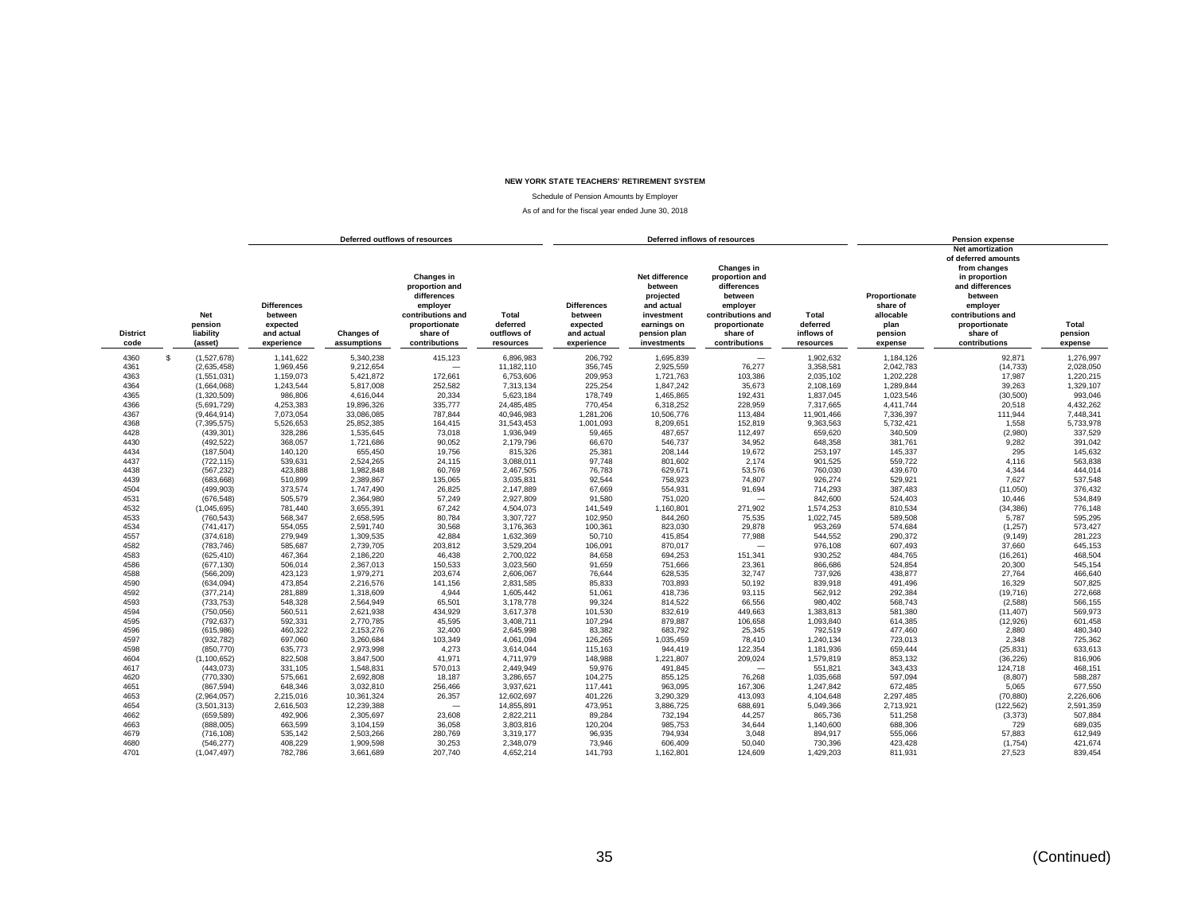**NEW YORK STATE TEACHERS' RETIREMENT SYSTEM**

Schedule of Pension Amounts by Employer

As of and for the fiscal year ended June 30, 2018

| | | Deferred outflows of resources | | | | Deferred inflows of resources | | | | Pension expense | | |
|---|---|---|---|---|---|---|---|---|---|---|---|---|
| District code | Net pension liability (asset) | Differences between expected and actual experience | Changes of assumptions | Changes in proportion and differences employer contributions and proportionate share of contributions | Total deferred outflows of resources | Differences between expected and actual experience | Net difference between projected and actual investment earnings on pension plan investments | Changes in proportion and differences between employer contributions and proportionate share of contributions | Total deferred inflows of resources | Proportionate share of allocable plan pension expense | Net amortization of deferred amounts from changes in proportion and differences between employer contributions and proportionate share of contributions | Total pension expense |
| 4360 | $ (1,527,678) | 1,141,622 | 5,340,238 | 415,123 | 6,896,983 | 206,792 | 1,695,839 | — | 1,902,632 | 1,184,126 | 92,871 | 1,276,997 |
| 4361 | (2,635,458) | 1,969,456 | 9,212,654 | — | 11,182,110 | 356,745 | 2,925,559 | 76,277 | 3,358,581 | 2,042,783 | (14,733) | 2,028,050 |
| 4363 | (1,551,031) | 1,159,073 | 5,421,872 | 172,661 | 6,753,606 | 209,953 | 1,721,763 | 103,386 | 2,035,102 | 1,202,228 | 17,987 | 1,220,215 |
| 4364 | (1,664,068) | 1,243,544 | 5,817,008 | 252,582 | 7,313,134 | 225,254 | 1,847,242 | 35,673 | 2,108,169 | 1,289,844 | 39,263 | 1,329,107 |
| 4365 | (1,320,509) | 986,806 | 4,616,044 | 20,334 | 5,623,184 | 178,749 | 1,465,865 | 192,431 | 1,837,045 | 1,023,546 | (30,500) | 993,046 |
| 4366 | (5,691,729) | 4,253,383 | 19,896,326 | 335,777 | 24,485,485 | 770,454 | 6,318,252 | 228,959 | 7,317,665 | 4,411,744 | 20,518 | 4,432,262 |
| 4367 | (9,464,914) | 7,073,054 | 33,086,085 | 787,844 | 40,946,983 | 1,281,206 | 10,506,776 | 113,484 | 11,901,466 | 7,336,397 | 111,944 | 7,448,341 |
| 4368 | (7,395,575) | 5,526,653 | 25,852,385 | 164,415 | 31,543,453 | 1,001,093 | 8,209,651 | 152,819 | 9,363,563 | 5,732,421 | 1,558 | 5,733,978 |
| 4428 | (439,301) | 328,286 | 1,535,645 | 73,018 | 1,936,949 | 59,465 | 487,657 | 112,497 | 659,620 | 340,509 | (2,980) | 337,529 |
| 4430 | (492,522) | 368,057 | 1,721,686 | 90,052 | 2,179,796 | 66,670 | 546,737 | 34,952 | 648,358 | 381,761 | 9,282 | 391,042 |
| 4434 | (187,504) | 140,120 | 655,450 | 19,756 | 815,326 | 25,381 | 208,144 | 19,672 | 253,197 | 145,337 | 295 | 145,632 |
| 4437 | (722,115) | 539,631 | 2,524,265 | 24,115 | 3,088,011 | 97,748 | 801,602 | 2,174 | 901,525 | 559,722 | 4,116 | 563,838 |
| 4438 | (567,232) | 423,888 | 1,982,848 | 60,769 | 2,467,505 | 76,783 | 629,671 | 53,576 | 760,030 | 439,670 | 4,344 | 444,014 |
| 4439 | (683,668) | 510,899 | 2,389,867 | 135,065 | 3,035,831 | 92,544 | 758,923 | 74,807 | 926,274 | 529,921 | 7,627 | 537,548 |
| 4504 | (499,903) | 373,574 | 1,747,490 | 26,825 | 2,147,889 | 67,669 | 554,931 | 91,694 | 714,293 | 387,483 | (11,050) | 376,432 |
| 4531 | (676,548) | 505,579 | 2,364,980 | 57,249 | 2,927,809 | 91,580 | 751,020 | — | 842,600 | 524,403 | 10,446 | 534,849 |
| 4532 | (1,045,695) | 781,440 | 3,655,391 | 67,242 | 4,504,073 | 141,549 | 1,160,801 | 271,902 | 1,574,253 | 810,534 | (34,386) | 776,148 |
| 4533 | (760,543) | 568,347 | 2,658,595 | 80,784 | 3,307,727 | 102,950 | 844,260 | 75,535 | 1,022,745 | 589,508 | 5,787 | 595,295 |
| 4534 | (741,417) | 554,055 | 2,591,740 | 30,568 | 3,176,363 | 100,361 | 823,030 | 29,878 | 953,269 | 574,684 | (1,257) | 573,427 |
| 4557 | (374,618) | 279,949 | 1,309,535 | 42,884 | 1,632,369 | 50,710 | 415,854 | 77,988 | 544,552 | 290,372 | (9,149) | 281,223 |
| 4582 | (783,746) | 585,687 | 2,739,705 | 203,812 | 3,529,204 | 106,091 | 870,017 | — | 976,108 | 607,493 | 37,660 | 645,153 |
| 4583 | (625,410) | 467,364 | 2,186,220 | 46,438 | 2,700,022 | 84,658 | 694,253 | 151,341 | 930,252 | 484,765 | (16,261) | 468,504 |
| 4586 | (677,130) | 506,014 | 2,367,013 | 150,533 | 3,023,560 | 91,659 | 751,666 | 23,361 | 866,686 | 524,854 | 20,300 | 545,154 |
| 4588 | (566,209) | 423,123 | 1,979,271 | 203,674 | 2,606,067 | 76,644 | 628,535 | 32,747 | 737,926 | 438,877 | 27,764 | 466,640 |
| 4590 | (634,094) | 473,854 | 2,216,576 | 141,156 | 2,831,585 | 85,833 | 703,893 | 50,192 | 839,918 | 491,496 | 16,329 | 507,825 |
| 4592 | (377,214) | 281,889 | 1,318,609 | 4,944 | 1,605,442 | 51,061 | 418,736 | 93,115 | 562,912 | 292,384 | (19,716) | 272,668 |
| 4593 | (733,753) | 548,328 | 2,564,949 | 65,501 | 3,178,778 | 99,324 | 814,522 | 66,556 | 980,402 | 568,743 | (2,588) | 566,155 |
| 4594 | (750,056) | 560,511 | 2,621,938 | 434,929 | 3,617,378 | 101,530 | 832,619 | 449,663 | 1,383,813 | 581,380 | (11,407) | 569,973 |
| 4595 | (792,637) | 592,331 | 2,770,785 | 45,595 | 3,408,711 | 107,294 | 879,887 | 106,658 | 1,093,840 | 614,385 | (12,926) | 601,458 |
| 4596 | (615,986) | 460,322 | 2,153,276 | 32,400 | 2,645,998 | 83,382 | 683,792 | 25,345 | 792,519 | 477,460 | 2,880 | 480,340 |
| 4597 | (932,782) | 697,060 | 3,260,684 | 103,349 | 4,061,094 | 126,265 | 1,035,459 | 78,410 | 1,240,134 | 723,013 | 2,348 | 725,362 |
| 4598 | (850,770) | 635,773 | 2,973,998 | 4,273 | 3,614,044 | 115,163 | 944,419 | 122,354 | 1,181,936 | 659,444 | (25,831) | 633,613 |
| 4604 | (1,100,652) | 822,508 | 3,847,500 | 41,971 | 4,711,979 | 148,988 | 1,221,807 | 209,024 | 1,579,819 | 853,132 | (36,226) | 816,906 |
| 4617 | (443,073) | 331,105 | 1,548,831 | 570,013 | 2,449,949 | 59,976 | 491,845 | — | 551,821 | 343,433 | 124,718 | 468,151 |
| 4620 | (770,330) | 575,661 | 2,692,808 | 18,187 | 3,286,657 | 104,275 | 855,125 | 76,268 | 1,035,668 | 597,094 | (8,807) | 588,287 |
| 4651 | (867,594) | 648,346 | 3,032,810 | 256,466 | 3,937,621 | 117,441 | 963,095 | 167,306 | 1,247,842 | 672,485 | 5,065 | 677,550 |
| 4653 | (2,964,057) | 2,215,016 | 10,361,324 | 26,357 | 12,602,697 | 401,226 | 3,290,329 | 413,093 | 4,104,648 | 2,297,485 | (70,880) | 2,226,606 |
| 4654 | (3,501,313) | 2,616,503 | 12,239,388 | — | 14,855,891 | 473,951 | 3,886,725 | 688,691 | 5,049,366 | 2,713,921 | (122,562) | 2,591,359 |
| 4662 | (659,589) | 492,906 | 2,305,697 | 23,608 | 2,822,211 | 89,284 | 732,194 | 44,257 | 865,736 | 511,258 | (3,373) | 507,884 |
| 4663 | (888,005) | 663,599 | 3,104,159 | 36,058 | 3,803,816 | 120,204 | 985,753 | 34,644 | 1,140,600 | 688,306 | 729 | 689,035 |
| 4679 | (716,108) | 535,142 | 2,503,266 | 280,769 | 3,319,177 | 96,935 | 794,934 | 3,048 | 894,917 | 555,066 | 57,883 | 612,949 |
| 4680 | (546,277) | 408,229 | 1,909,598 | 30,253 | 2,348,079 | 73,946 | 606,409 | 50,040 | 730,396 | 423,428 | (1,754) | 421,674 |
| 4701 | (1,047,497) | 782,786 | 3,661,689 | 207,740 | 4,652,214 | 141,793 | 1,162,801 | 124,609 | 1,429,203 | 811,931 | 27,523 | 839,454 |

(Continued)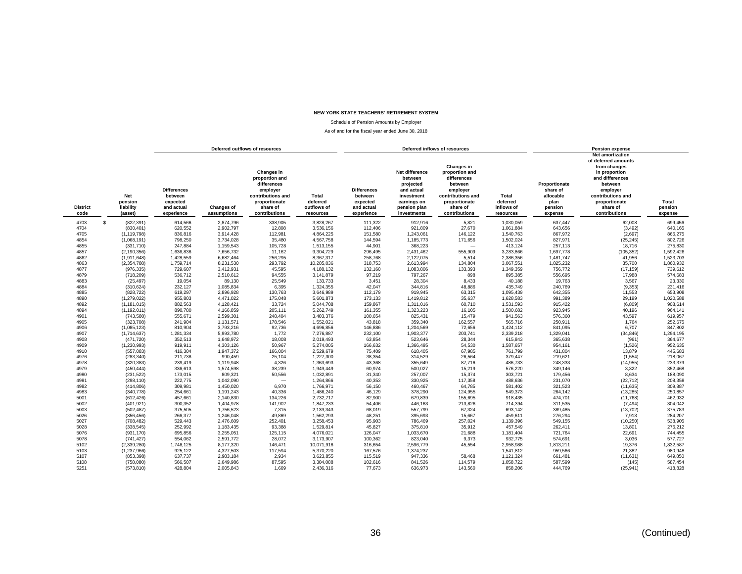**NEW YORK STATE TEACHERS' RETIREMENT SYSTEM**

Schedule of Pension Amounts by Employer

As of and for the fiscal year ended June 30, 2018

| | | Deferred outflows of resources | | | | Deferred inflows of resources | | | | Pension expense | | |
|---|---|---|---|---|---|---|---|---|---|---|---|---|
| District code | Net pension liability (asset) | Differences between expected and actual experience | Changes of assumptions | Changes in proportion and differences employer contributions and proportionate share of contributions | Total deferred outflows of resources | Differences between expected and actual experience | Net difference between projected and actual investment earnings on pension plan investments | Changes in proportion and differences between employer contributions and proportionate share of contributions | Total deferred inflows of resources | Proportionate share of allocable plan pension expense | Net amortization of deferred amounts from changes in proportion and differences between employer contributions and proportionate share of contributions | Total pension expense |
| 4703 | $ (822,391) | 614,566 | 2,874,796 | 338,905 | 3,828,267 | 111,322 | 912,916 | 5,821 | 1,030,059 | 637,447 | 62,008 | 699,456 |
| 4704 | (830,401) | 620,552 | 2,902,797 | 12,808 | 3,536,156 | 112,406 | 921,809 | 27,670 | 1,061,884 | 643,656 | (3,492) | 640,165 |
| 4705 | (1,119,798) | 836,816 | 3,914,428 | 112,981 | 4,864,225 | 151,580 | 1,243,061 | 146,122 | 1,540,763 | 867,972 | (2,697) | 865,275 |
| 4854 | (1,068,191) | 798,250 | 3,734,028 | 35,480 | 4,567,758 | 144,594 | 1,185,773 | 171,656 | 1,502,024 | 827,971 | (25,245) | 802,726 |
| 4855 | (331,710) | 247,884 | 1,159,543 | 105,728 | 1,513,155 | 44,901 | 368,223 | — | 413,124 | 257,113 | 18,716 | 275,830 |
| 4857 | (2,190,356) | 1,636,836 | 7,656,732 | 11,162 | 9,304,729 | 296,495 | 2,431,462 | 555,909 | 3,283,866 | 1,697,778 | (105,352) | 1,592,426 |
| 4862 | (1,911,648) | 1,428,559 | 6,682,464 | 256,295 | 8,367,317 | 258,768 | 2,122,075 | 5,514 | 2,386,356 | 1,481,747 | 41,956 | 1,523,703 |
| 4863 | (2,354,788) | 1,759,714 | 8,231,530 | 293,792 | 10,285,036 | 318,753 | 2,613,994 | 134,804 | 3,067,551 | 1,825,232 | 35,700 | 1,860,932 |
| 4877 | (976,335) | 729,607 | 3,412,931 | 45,595 | 4,188,132 | 132,160 | 1,083,806 | 133,393 | 1,349,359 | 756,772 | (17,159) | 739,612 |
| 4879 | (718,209) | 536,712 | 2,510,612 | 94,555 | 3,141,879 | 97,219 | 797,267 | 898 | 895,385 | 556,695 | 17,988 | 574,683 |
| 4883 | (25,497) | 19,054 | 89,130 | 25,549 | 133,733 | 3,451 | 28,304 | 8,433 | 40,188 | 19,763 | 3,567 | 23,330 |
| 4884 | (310,624) | 232,127 | 1,085,834 | 6,395 | 1,324,355 | 42,047 | 344,816 | 48,886 | 435,749 | 240,769 | (9,353) | 231,416 |
| 4885 | (828,722) | 619,297 | 2,896,928 | 130,763 | 3,646,989 | 112,179 | 919,945 | 63,315 | 1,095,439 | 642,355 | 11,553 | 653,908 |
| 4890 | (1,279,022) | 955,803 | 4,471,022 | 175,048 | 5,601,873 | 173,133 | 1,419,812 | 35,637 | 1,628,583 | 991,389 | 29,199 | 1,020,588 |
| 4892 | (1,181,015) | 882,563 | 4,128,421 | 33,724 | 5,044,708 | 159,867 | 1,311,016 | 60,710 | 1,531,593 | 915,422 | (6,809) | 908,614 |
| 4894 | (1,192,011) | 890,780 | 4,166,859 | 205,111 | 5,262,749 | 161,355 | 1,323,223 | 16,105 | 1,500,682 | 923,945 | 40,196 | 964,141 |
| 4901 | (743,580) | 555,671 | 2,599,301 | 248,404 | 3,403,376 | 100,654 | 825,431 | 15,479 | 941,563 | 576,360 | 43,597 | 619,957 |
| 4905 | (323,708) | 241,904 | 1,131,571 | 178,546 | 1,552,021 | 43,818 | 359,340 | 162,557 | 565,716 | 250,911 | 1,764 | 252,675 |
| 4906 | (1,085,123) | 810,904 | 3,793,216 | 92,736 | 4,696,856 | 146,886 | 1,204,569 | 72,656 | 1,424,112 | 841,095 | 6,707 | 847,802 |
| 4907 | (1,714,637) | 1,281,334 | 5,993,780 | 1,772 | 7,276,887 | 232,100 | 1,903,377 | 203,741 | 2,339,218 | 1,329,041 | (34,846) | 1,294,195 |
| 4908 | (471,720) | 352,513 | 1,648,972 | 18,008 | 2,019,493 | 63,854 | 523,646 | 28,344 | 615,843 | 365,638 | (961) | 364,677 |
| 4909 | (1,230,993) | 919,911 | 4,303,126 | 50,967 | 5,274,005 | 166,632 | 1,366,495 | 54,530 | 1,587,657 | 954,161 | (1,526) | 952,635 |
| 4910 | (557,083) | 416,304 | 1,947,372 | 166,004 | 2,529,679 | 75,409 | 618,405 | 67,985 | 761,799 | 431,804 | 13,879 | 445,683 |
| 4976 | (283,340) | 211,738 | 990,459 | 25,104 | 1,227,300 | 38,354 | 314,529 | 26,564 | 379,447 | 219,621 | (1,554) | 218,067 |
| 4978 | (320,383) | 239,419 | 1,119,948 | 4,326 | 1,363,693 | 43,368 | 355,649 | 87,716 | 486,733 | 248,333 | (14,955) | 233,379 |
| 4979 | (450,444) | 336,613 | 1,574,598 | 38,239 | 1,949,449 | 60,974 | 500,027 | 15,219 | 576,220 | 349,146 | 3,322 | 352,468 |
| 4980 | (231,522) | 173,015 | 809,321 | 50,556 | 1,032,891 | 31,340 | 257,007 | 15,374 | 303,721 | 179,456 | 8,634 | 188,090 |
| 4981 | (298,110) | 222,775 | 1,042,090 | — | 1,264,866 | 40,353 | 330,925 | 117,358 | 488,636 | 231,070 | (22,712) | 208,358 |
| 4982 | (414,806) | 309,981 | 1,450,020 | 6,970 | 1,766,971 | 56,150 | 460,467 | 64,785 | 581,402 | 321,523 | (11,635) | 309,887 |
| 4983 | (340,778) | 254,661 | 1,191,243 | 40,336 | 1,486,240 | 46,129 | 378,290 | 124,955 | 549,373 | 264,142 | (13,285) | 250,857 |
| 5001 | (612,426) | 457,661 | 2,140,830 | 134,226 | 2,732,717 | 82,900 | 679,839 | 155,695 | 918,435 | 474,701 | (11,768) | 462,932 |
| 5002 | (401,921) | 300,352 | 1,404,978 | 141,902 | 1,847,233 | 54,406 | 446,163 | 213,826 | 714,394 | 311,535 | (7,494) | 304,042 |
| 5003 | (502,487) | 375,505 | 1,756,523 | 7,315 | 2,139,343 | 68,019 | 557,799 | 67,324 | 693,142 | 389,485 | (13,702) | 375,783 |
| 5026 | (356,456) | 266,377 | 1,246,048 | 49,869 | 1,562,293 | 48,251 | 395,693 | 15,667 | 459,611 | 276,294 | 7,913 | 284,207 |
| 5027 | (708,482) | 529,443 | 2,476,609 | 252,401 | 3,258,453 | 95,903 | 786,469 | 257,024 | 1,139,396 | 549,155 | (10,250) | 538,905 |
| 5028 | (338,545) | 252,992 | 1,183,435 | 93,388 | 1,529,814 | 45,827 | 375,810 | 35,912 | 457,549 | 262,411 | 13,801 | 276,212 |
| 5076 | (931,170) | 695,856 | 3,255,051 | 125,115 | 4,076,021 | 126,047 | 1,033,670 | 21,688 | 1,181,404 | 721,764 | 22,691 | 744,455 |
| 5078 | (741,427) | 554,062 | 2,591,772 | 28,072 | 3,173,907 | 100,362 | 823,040 | 9,373 | 932,775 | 574,691 | 3,036 | 577,727 |
| 5102 | (2,339,280) | 1,748,125 | 8,177,320 | 146,471 | 10,071,916 | 316,654 | 2,596,779 | 45,554 | 2,958,988 | 1,813,211 | 19,376 | 1,832,587 |
| 5103 | (1,237,966) | 925,122 | 4,327,503 | 117,594 | 5,370,220 | 167,576 | 1,374,237 | — | 1,541,812 | 959,566 | 21,382 | 980,948 |
| 5107 | (853,398) | 637,737 | 2,983,184 | 2,934 | 3,623,855 | 115,519 | 947,336 | 58,468 | 1,121,324 | 661,481 | (11,631) | 649,850 |
| 5108 | (758,080) | 566,507 | 2,649,986 | 87,595 | 3,304,088 | 102,616 | 841,526 | 114,579 | 1,058,722 | 587,599 | (145) | 587,454 |
| 5251 | (573,810) | 428,804 | 2,005,843 | 1,669 | 2,436,316 | 77,673 | 636,973 | 143,560 | 858,206 | 444,769 | (25,941) | 418,828 |

(Continued)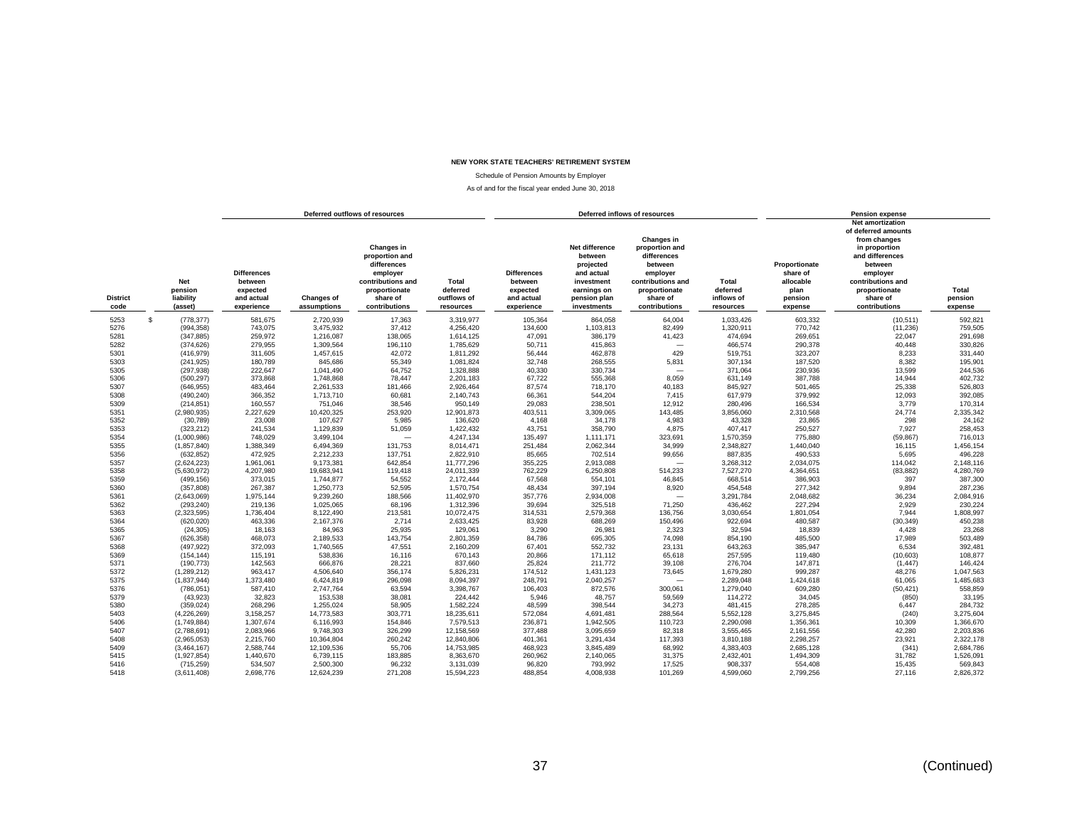**NEW YORK STATE TEACHERS' RETIREMENT SYSTEM**

Schedule of Pension Amounts by Employer

As of and for the fiscal year ended June 30, 2018

| | | Deferred outflows of resources | | | | Deferred inflows of resources | | | | Pension expense | | |
|---|---|---|---|---|---|---|---|---|---|---|---|---|
| District code | Net pension liability (asset) | Differences between expected and actual experience | Changes of assumptions | Changes in proportion and differences employer contributions and proportionate share of contributions | Total deferred outflows of resources | Differences between expected and actual experience | Net difference between projected and actual investment earnings on pension plan investments | Changes in proportion and differences between employer contributions and proportionate share of contributions | Total deferred inflows of resources | Proportionate share of allocable plan pension expense | Net amortization of deferred amounts from changes in proportion and differences between employer contributions and proportionate share of contributions | Total pension expense |
| 5253 | $ (778,377) | 581,675 | 2,720,939 | 17,363 | 3,319,977 | 105,364 | 864,058 | 64,004 | 1,033,426 | 603,332 | (10,511) | 592,821 |
| 5276 | (994,358) | 743,075 | 3,475,932 | 37,412 | 4,256,420 | 134,600 | 1,103,813 | 82,499 | 1,320,911 | 770,742 | (11,236) | 759,505 |
| 5281 | (347,885) | 259,972 | 1,216,087 | 138,065 | 1,614,125 | 47,091 | 386,179 | 41,423 | 474,694 | 269,651 | 22,047 | 291,698 |
| 5282 | (374,626) | 279,955 | 1,309,564 | 196,110 | 1,785,629 | 50,711 | 415,863 | — | 466,574 | 290,378 | 40,448 | 330,826 |
| 5301 | (416,979) | 311,605 | 1,457,615 | 42,072 | 1,811,292 | 56,444 | 462,878 | 429 | 519,751 | 323,207 | 8,233 | 331,440 |
| 5303 | (241,925) | 180,789 | 845,686 | 55,349 | 1,081,824 | 32,748 | 268,555 | 5,831 | 307,134 | 187,520 | 8,382 | 195,901 |
| 5305 | (297,938) | 222,647 | 1,041,490 | 64,752 | 1,328,888 | 40,330 | 330,734 | — | 371,064 | 230,936 | 13,599 | 244,536 |
| 5306 | (500,297) | 373,868 | 1,748,868 | 78,447 | 2,201,183 | 67,722 | 555,368 | 8,059 | 631,149 | 387,788 | 14,944 | 402,732 |
| 5307 | (646,955) | 483,464 | 2,261,533 | 181,466 | 2,926,464 | 87,574 | 718,170 | 40,183 | 845,927 | 501,465 | 25,338 | 526,803 |
| 5308 | (490,240) | 366,352 | 1,713,710 | 60,681 | 2,140,743 | 66,361 | 544,204 | 7,415 | 617,979 | 379,992 | 12,093 | 392,085 |
| 5309 | (214,851) | 160,557 | 751,046 | 38,546 | 950,149 | 29,083 | 238,501 | 12,912 | 280,496 | 166,534 | 3,779 | 170,314 |
| 5351 | (2,980,935) | 2,227,629 | 10,420,325 | 253,920 | 12,901,873 | 403,511 | 3,309,065 | 143,485 | 3,856,060 | 2,310,568 | 24,774 | 2,335,342 |
| 5352 | (30,789) | 23,008 | 107,627 | 5,985 | 136,620 | 4,168 | 34,178 | 4,983 | 43,328 | 23,865 | 298 | 24,162 |
| 5353 | (323,212) | 241,534 | 1,129,839 | 51,059 | 1,422,432 | 43,751 | 358,790 | 4,875 | 407,417 | 250,527 | 7,927 | 258,453 |
| 5354 | (1,000,986) | 748,029 | 3,499,104 | — | 4,247,134 | 135,497 | 1,111,171 | 323,691 | 1,570,359 | 775,880 | (59,867) | 716,013 |
| 5355 | (1,857,840) | 1,388,349 | 6,494,369 | 131,753 | 8,014,471 | 251,484 | 2,062,344 | 34,999 | 2,348,827 | 1,440,040 | 16,115 | 1,456,154 |
| 5356 | (632,852) | 472,925 | 2,212,233 | 137,751 | 2,822,910 | 85,665 | 702,514 | 99,656 | 887,835 | 490,533 | 5,695 | 496,228 |
| 5357 | (2,624,223) | 1,961,061 | 9,173,381 | 642,854 | 11,777,296 | 355,225 | 2,913,088 | — | 3,268,312 | 2,034,075 | 114,042 | 2,148,116 |
| 5358 | (5,630,972) | 4,207,980 | 19,683,941 | 119,418 | 24,011,339 | 762,229 | 6,250,808 | 514,233 | 7,527,270 | 4,364,651 | (83,882) | 4,280,769 |
| 5359 | (499,156) | 373,015 | 1,744,877 | 54,552 | 2,172,444 | 67,568 | 554,101 | 46,845 | 668,514 | 386,903 | 397 | 387,300 |
| 5360 | (357,808) | 267,387 | 1,250,773 | 52,595 | 1,570,754 | 48,434 | 397,194 | 8,920 | 454,548 | 277,342 | 9,894 | 287,236 |
| 5361 | (2,643,069) | 1,975,144 | 9,239,260 | 188,566 | 11,402,970 | 357,776 | 2,934,008 | — | 3,291,784 | 2,048,682 | 36,234 | 2,084,916 |
| 5362 | (293,240) | 219,136 | 1,025,065 | 68,196 | 1,312,396 | 39,694 | 325,518 | 71,250 | 436,462 | 227,294 | 2,929 | 230,224 |
| 5363 | (2,323,595) | 1,736,404 | 8,122,490 | 213,581 | 10,072,475 | 314,531 | 2,579,368 | 136,756 | 3,030,654 | 1,801,054 | 7,944 | 1,808,997 |
| 5364 | (620,020) | 463,336 | 2,167,376 | 2,714 | 2,633,425 | 83,928 | 688,269 | 150,496 | 922,694 | 480,587 | (30,349) | 450,238 |
| 5365 | (24,305) | 18,163 | 84,963 | 25,935 | 129,061 | 3,290 | 26,981 | 2,323 | 32,594 | 18,839 | 4,428 | 23,268 |
| 5367 | (626,358) | 468,073 | 2,189,533 | 143,754 | 2,801,359 | 84,786 | 695,305 | 74,098 | 854,190 | 485,500 | 17,989 | 503,489 |
| 5368 | (497,922) | 372,093 | 1,740,565 | 47,551 | 2,160,209 | 67,401 | 552,732 | 23,131 | 643,263 | 385,947 | 6,534 | 392,481 |
| 5369 | (154,144) | 115,191 | 538,836 | 16,116 | 670,143 | 20,866 | 171,112 | 65,618 | 257,595 | 119,480 | (10,603) | 108,877 |
| 5371 | (190,773) | 142,563 | 666,876 | 28,221 | 837,660 | 25,824 | 211,772 | 39,108 | 276,704 | 147,871 | (1,447) | 146,424 |
| 5372 | (1,289,212) | 963,417 | 4,506,640 | 356,174 | 5,826,231 | 174,512 | 1,431,123 | 73,645 | 1,679,280 | 999,287 | 48,276 | 1,047,563 |
| 5375 | (1,837,944) | 1,373,480 | 6,424,819 | 296,098 | 8,094,397 | 248,791 | 2,040,257 | — | 2,289,048 | 1,424,618 | 61,065 | 1,485,683 |
| 5376 | (786,051) | 587,410 | 2,747,764 | 63,594 | 3,398,767 | 106,403 | 872,576 | 300,061 | 1,279,040 | 609,280 | (50,421) | 558,859 |
| 5379 | (43,923) | 32,823 | 153,538 | 38,081 | 224,442 | 5,946 | 48,757 | 59,569 | 114,272 | 34,045 | (850) | 33,195 |
| 5380 | (359,024) | 268,296 | 1,255,024 | 58,905 | 1,582,224 | 48,599 | 398,544 | 34,273 | 481,415 | 278,285 | 6,447 | 284,732 |
| 5403 | (4,226,269) | 3,158,257 | 14,773,583 | 303,771 | 18,235,611 | 572,084 | 4,691,481 | 288,564 | 5,552,128 | 3,275,845 | (240) | 3,275,604 |
| 5406 | (1,749,884) | 1,307,674 | 6,116,993 | 154,846 | 7,579,513 | 236,871 | 1,942,505 | 110,723 | 2,290,098 | 1,356,361 | 10,309 | 1,366,670 |
| 5407 | (2,788,691) | 2,083,966 | 9,748,303 | 326,299 | 12,158,569 | 377,488 | 3,095,659 | 82,318 | 3,555,465 | 2,161,556 | 42,280 | 2,203,836 |
| 5408 | (2,965,053) | 2,215,760 | 10,364,804 | 260,242 | 12,840,806 | 401,361 | 3,291,434 | 117,393 | 3,810,188 | 2,298,257 | 23,921 | 2,322,178 |
| 5409 | (3,464,167) | 2,588,744 | 12,109,536 | 55,706 | 14,753,985 | 468,923 | 3,845,489 | 68,992 | 4,383,403 | 2,685,128 | (341) | 2,684,786 |
| 5415 | (1,927,854) | 1,440,670 | 6,739,115 | 183,885 | 8,363,670 | 260,962 | 2,140,065 | 31,375 | 2,432,401 | 1,494,309 | 31,782 | 1,526,091 |
| 5416 | (715,259) | 534,507 | 2,500,300 | 96,232 | 3,131,039 | 96,820 | 793,992 | 17,525 | 908,337 | 554,408 | 15,435 | 569,843 |
| 5418 | (3,611,408) | 2,698,776 | 12,624,239 | 271,208 | 15,594,223 | 488,854 | 4,008,938 | 101,269 | 4,599,060 | 2,799,256 | 27,116 | 2,826,372 |

(Continued)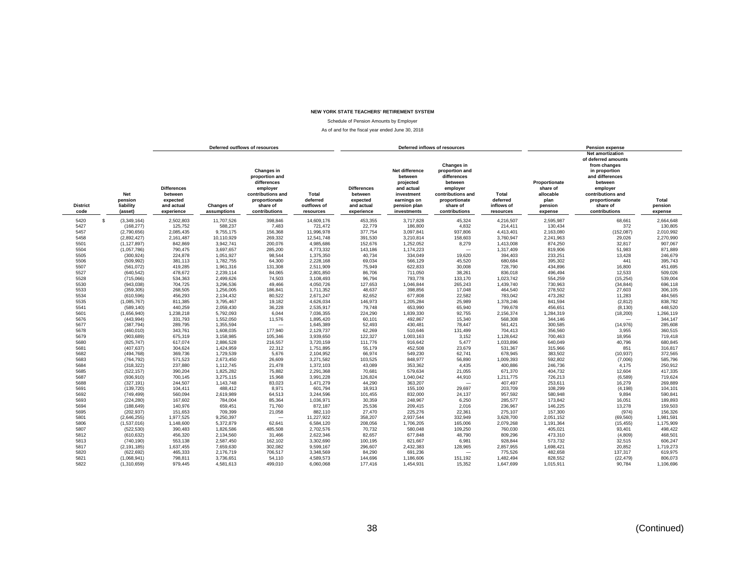**NEW YORK STATE TEACHERS' RETIREMENT SYSTEM**

Schedule of Pension Amounts by Employer

As of and for the fiscal year ended June 30, 2018

| | | Deferred outflows of resources | | | | Deferred inflows of resources | | | | Pension expense | | |
|---|---|---|---|---|---|---|---|---|---|---|---|---|
| District code | Net pension liability (asset) | Differences between expected and actual experience | Changes of assumptions | Changes in proportion and differences employer contributions and proportionate share of contributions | Total deferred outflows of resources | Differences between expected and actual experience | Net difference between projected and actual investment earnings on pension plan investments | Changes in proportion and differences between employer contributions and proportionate share of contributions | Total deferred inflows of resources | Proportionate share of allocable plan pension expense | Net amortization of deferred amounts from changes in proportion and differences between employer contributions and proportionate share of contributions | Total pension expense |
| 5420 | $ (3,349,164) | 2,502,803 | 11,707,526 | 398,846 | 14,609,176 | 453,355 | 3,717,828 | 45,324 | 4,216,507 | 2,595,987 | 68,661 | 2,664,648 |
| 5427 | (168,277) | 125,752 | 588,237 | 7,483 | 721,472 | 22,779 | 186,800 | 4,832 | 214,411 | 130,434 | 372 | 130,805 |
| 5457 | (2,790,656) | 2,085,435 | 9,755,175 | 156,368 | 11,996,978 | 377,754 | 3,097,841 | 937,806 | 4,413,401 | 2,163,080 | (152,087) | 2,010,992 |
| 5458 | (2,892,427) | 2,161,487 | 10,110,929 | 269,332 | 12,541,748 | 391,530 | 3,210,814 | 158,603 | 3,760,947 | 2,241,963 | 29,026 | 2,270,990 |
| 5501 | (1,127,897) | 842,869 | 3,942,741 | 200,076 | 4,985,686 | 152,676 | 1,252,052 | 8,279 | 1,413,008 | 874,250 | 32,817 | 907,067 |
| 5504 | (1,057,786) | 790,475 | 3,697,657 | 285,200 | 4,773,332 | 143,186 | 1,174,223 | — | 1,317,409 | 819,906 | 51,983 | 871,889 |
| 5505 | (300,924) | 224,878 | 1,051,927 | 98,544 | 1,375,350 | 40,734 | 334,049 | 19,620 | 394,403 | 233,251 | 13,428 | 246,679 |
| 5506 | (509,992) | 381,113 | 1,782,755 | 64,300 | 2,228,168 | 69,034 | 566,129 | 45,520 | 680,684 | 395,302 | 441 | 395,743 |
| 5507 | (561,072) | 419,285 | 1,961,316 | 131,308 | 2,511,909 | 75,949 | 622,833 | 30,008 | 728,790 | 434,896 | 16,800 | 451,695 |
| 5527 | (640,542) | 478,672 | 2,239,114 | 84,065 | 2,801,850 | 86,706 | 711,050 | 38,261 | 836,018 | 496,494 | 12,533 | 509,026 |
| 5528 | (715,066) | 534,363 | 2,499,626 | 74,503 | 3,108,493 | 96,794 | 793,778 | 133,170 | 1,023,742 | 554,259 | (15,254) | 539,004 |
| 5530 | (943,038) | 704,725 | 3,296,536 | 49,466 | 4,050,726 | 127,653 | 1,046,844 | 265,243 | 1,439,740 | 730,963 | (34,844) | 696,118 |
| 5533 | (359,305) | 268,505 | 1,256,005 | 186,841 | 1,711,352 | 48,637 | 398,856 | 17,048 | 464,540 | 278,502 | 27,603 | 306,105 |
| 5534 | (610,596) | 456,293 | 2,134,432 | 80,522 | 2,671,247 | 82,652 | 677,808 | 22,582 | 783,042 | 473,282 | 11,283 | 484,565 |
| 5535 | (1,085,767) | 811,385 | 3,795,467 | 19,182 | 4,626,034 | 146,973 | 1,205,284 | 25,989 | 1,378,246 | 841,594 | (2,812) | 838,782 |
| 5541 | (589,140) | 440,259 | 2,059,430 | 36,228 | 2,535,917 | 79,748 | 653,990 | 65,940 | 799,678 | 456,651 | (8,130) | 448,520 |
| 5601 | (1,656,940) | 1,238,218 | 5,792,093 | 6,044 | 7,036,355 | 224,290 | 1,839,330 | 92,755 | 2,156,374 | 1,284,319 | (18,200) | 1,266,119 |
| 5676 | (443,994) | 331,793 | 1,552,050 | 11,576 | 1,895,420 | 60,101 | 492,867 | 15,340 | 568,308 | 344,146 | — | 344,147 |
| 5677 | (387,794) | 289,795 | 1,355,594 | — | 1,645,389 | 52,493 | 430,481 | 78,447 | 561,421 | 300,585 | (14,976) | 285,608 |
| 5678 | (460,010) | 343,761 | 1,608,035 | 177,940 | 2,129,737 | 62,269 | 510,646 | 131,499 | 704,413 | 356,560 | 3,955 | 360,515 |
| 5679 | (903,689) | 675,319 | 3,158,985 | 105,346 | 3,939,650 | 122,327 | 1,003,163 | 3,152 | 1,128,642 | 700,463 | 18,956 | 719,418 |
| 5680 | (825,747) | 617,074 | 2,886,528 | 216,557 | 3,720,159 | 111,776 | 916,642 | 5,477 | 1,033,896 | 640,049 | 40,796 | 680,845 |
| 5681 | (407,637) | 304,624 | 1,424,959 | 22,312 | 1,751,895 | 55,179 | 452,508 | 23,679 | 531,367 | 315,966 | 851 | 316,817 |
| 5682 | (494,768) | 369,736 | 1,729,539 | 5,676 | 2,104,952 | 66,974 | 549,230 | 62,741 | 678,945 | 383,502 | (10,937) | 372,565 |
| 5683 | (764,792) | 571,523 | 2,673,450 | 26,609 | 3,271,582 | 103,525 | 848,977 | 56,890 | 1,009,393 | 592,802 | (7,006) | 585,796 |
| 5684 | (318,322) | 237,880 | 1,112,745 | 21,478 | 1,372,103 | 43,089 | 353,362 | 4,435 | 400,886 | 246,736 | 4,175 | 250,912 |
| 5685 | (522,157) | 390,204 | 1,825,282 | 75,882 | 2,291,368 | 70,681 | 579,634 | 21,055 | 671,370 | 404,732 | 12,604 | 417,335 |
| 5687 | (936,910) | 700,145 | 3,275,115 | 15,968 | 3,991,228 | 126,824 | 1,040,042 | 44,910 | 1,211,775 | 726,213 | (6,589) | 719,624 |
| 5688 | (327,191) | 244,507 | 1,143,748 | 83,023 | 1,471,279 | 44,290 | 363,207 | — | 407,497 | 253,611 | 16,279 | 269,889 |
| 5691 | (139,720) | 104,411 | 488,412 | 8,971 | 601,794 | 18,913 | 155,100 | 29,697 | 203,709 | 108,299 | (4,198) | 104,101 |
| 5692 | (749,499) | 560,094 | 2,619,989 | 64,513 | 3,244,596 | 101,455 | 832,000 | 24,137 | 957,592 | 580,948 | 9,894 | 590,841 |
| 5693 | (224,280) | 167,602 | 784,004 | 85,364 | 1,036,971 | 30,359 | 248,967 | 6,250 | 285,577 | 173,842 | 16,051 | 189,893 |
| 5694 | (188,649) | 140,976 | 659,451 | 71,760 | 872,187 | 25,536 | 209,415 | 2,016 | 236,967 | 146,225 | 13,278 | 159,503 |
| 5695 | (202,937) | 151,653 | 709,399 | 21,058 | 882,110 | 27,470 | 225,276 | 22,361 | 275,107 | 157,300 | (974) | 156,326 |
| 5801 | (2,646,255) | 1,977,525 | 9,250,397 | — | 11,227,922 | 358,207 | 2,937,544 | 332,949 | 3,628,700 | 2,051,152 | (69,560) | 1,981,591 |
| 5806 | (1,537,016) | 1,148,600 | 5,372,879 | 62,641 | 6,584,120 | 208,056 | 1,706,205 | 165,006 | 2,079,268 | 1,191,364 | (15,455) | 1,175,909 |
| 5807 | (522,530) | 390,483 | 1,826,586 | 485,508 | 2,702,576 | 70,732 | 580,048 | 109,250 | 760,030 | 405,021 | 93,401 | 498,422 |
| 5812 | (610,632) | 456,320 | 2,134,560 | 31,466 | 2,622,346 | 82,657 | 677,848 | 48,790 | 809,296 | 473,310 | (4,809) | 468,501 |
| 5813 | (740,190) | 553,138 | 2,587,450 | 162,102 | 3,302,690 | 100,195 | 821,667 | 6,981 | 928,844 | 573,732 | 32,515 | 606,247 |
| 5817 | (2,191,185) | 1,637,455 | 7,659,630 | 302,082 | 9,599,167 | 296,607 | 2,432,383 | 128,965 | 2,857,955 | 1,698,421 | 20,852 | 1,719,273 |
| 5820 | (622,692) | 465,333 | 2,176,719 | 706,517 | 3,348,569 | 84,290 | 691,236 | — | 775,526 | 482,658 | 137,317 | 619,975 |
| 5821 | (1,068,941) | 798,811 | 3,736,651 | 54,110 | 4,589,573 | 144,696 | 1,186,606 | 151,192 | 1,482,494 | 828,552 | (22,479) | 806,073 |
| 5822 | (1,310,659) | 979,445 | 4,581,613 | 499,010 | 6,060,068 | 177,416 | 1,454,931 | 15,352 | 1,647,699 | 1,015,911 | 90,784 | 1,106,696 |

(Continued)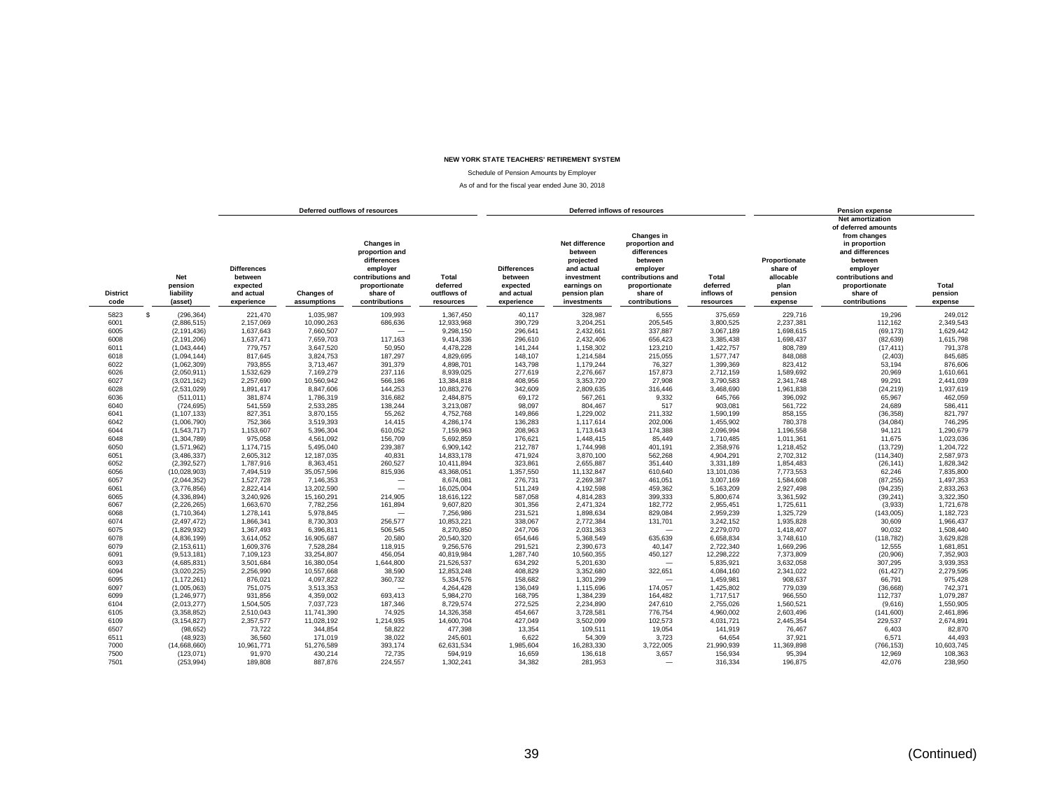**NEW YORK STATE TEACHERS' RETIREMENT SYSTEM**

Schedule of Pension Amounts by Employer

As of and for the fiscal year ended June 30, 2018

| | | Deferred outflows of resources | | | | Deferred inflows of resources | | | | Pension expense | | |
|---|---|---|---|---|---|---|---|---|---|---|---|---|
| District code | Net pension liability (asset) | Differences between expected and actual experience | Changes of assumptions | Changes in proportion and differences employer contributions and proportionate share of contributions | Total deferred outflows of resources | Differences between expected and actual experience | Net difference between projected and actual investment earnings on pension plan investments | Changes in proportion and differences between employer contributions and proportionate share of contributions | Total deferred inflows of resources | Proportionate share of allocable plan pension expense | Net amortization of deferred amounts from changes in proportion and differences between employer contributions and proportionate share of contributions | Total pension expense |
| 5823 | $ (296,364) | 221,470 | 1,035,987 | 109,993 | 1,367,450 | 40,117 | 328,987 | 6,555 | 375,659 | 229,716 | 19,296 | 249,012 |
| 6001 | (2,886,515) | 2,157,069 | 10,090,263 | 686,636 | 12,933,968 | 390,729 | 3,204,251 | 205,545 | 3,800,525 | 2,237,381 | 112,162 | 2,349,543 |
| 6005 | (2,191,436) | 1,637,643 | 7,660,507 | — | 9,298,150 | 296,641 | 2,432,661 | 337,887 | 3,067,189 | 1,698,615 | (69,173) | 1,629,442 |
| 6008 | (2,191,206) | 1,637,471 | 7,659,703 | 117,163 | 9,414,336 | 296,610 | 2,432,406 | 656,423 | 3,385,438 | 1,698,437 | (82,639) | 1,615,798 |
| 6011 | (1,043,444) | 779,757 | 3,647,520 | 50,950 | 4,478,228 | 141,244 | 1,158,302 | 123,210 | 1,422,757 | 808,789 | (17,411) | 791,378 |
| 6018 | (1,094,144) | 817,645 | 3,824,753 | 187,297 | 4,829,695 | 148,107 | 1,214,584 | 215,055 | 1,577,747 | 848,088 | (2,403) | 845,685 |
| 6022 | (1,062,309) | 793,855 | 3,713,467 | 391,379 | 4,898,701 | 143,798 | 1,179,244 | 76,327 | 1,399,369 | 823,412 | 53,194 | 876,606 |
| 6026 | (2,050,911) | 1,532,629 | 7,169,279 | 237,116 | 8,939,025 | 277,619 | 2,276,667 | 157,873 | 2,712,159 | 1,589,692 | 20,969 | 1,610,661 |
| 6027 | (3,021,162) | 2,257,690 | 10,560,942 | 566,186 | 13,384,818 | 408,956 | 3,353,720 | 27,908 | 3,790,583 | 2,341,748 | 99,291 | 2,441,039 |
| 6028 | (2,531,029) | 1,891,417 | 8,847,606 | 144,253 | 10,883,276 | 342,609 | 2,809,635 | 316,446 | 3,468,690 | 1,961,838 | (24,219) | 1,937,619 |
| 6036 | (511,011) | 381,874 | 1,786,319 | 316,682 | 2,484,875 | 69,172 | 567,261 | 9,332 | 645,766 | 396,092 | 65,967 | 462,059 |
| 6040 | (724,695) | 541,559 | 2,533,285 | 138,244 | 3,213,087 | 98,097 | 804,467 | 517 | 903,081 | 561,722 | 24,689 | 586,411 |
| 6041 | (1,107,133) | 827,351 | 3,870,155 | 55,262 | 4,752,768 | 149,866 | 1,229,002 | 211,332 | 1,590,199 | 858,155 | (36,358) | 821,797 |
| 6042 | (1,006,790) | 752,366 | 3,519,393 | 14,415 | 4,286,174 | 136,283 | 1,117,614 | 202,006 | 1,455,902 | 780,378 | (34,084) | 746,295 |
| 6044 | (1,543,717) | 1,153,607 | 5,396,304 | 610,052 | 7,159,963 | 208,963 | 1,713,643 | 174,388 | 2,096,994 | 1,196,558 | 94,121 | 1,290,679 |
| 6048 | (1,304,789) | 975,058 | 4,561,092 | 156,709 | 5,692,859 | 176,621 | 1,448,415 | 85,449 | 1,710,485 | 1,011,361 | 11,675 | 1,023,036 |
| 6050 | (1,571,962) | 1,174,715 | 5,495,040 | 239,387 | 6,909,142 | 212,787 | 1,744,998 | 401,191 | 2,358,976 | 1,218,452 | (13,729) | 1,204,722 |
| 6051 | (3,486,337) | 2,605,312 | 12,187,035 | 40,831 | 14,833,178 | 471,924 | 3,870,100 | 562,268 | 4,904,291 | 2,702,312 | (114,340) | 2,587,973 |
| 6052 | (2,392,527) | 1,787,916 | 8,363,451 | 260,527 | 10,411,894 | 323,861 | 2,655,887 | 351,440 | 3,331,189 | 1,854,483 | (26,141) | 1,828,342 |
| 6056 | (10,028,903) | 7,494,519 | 35,057,596 | 815,936 | 43,368,051 | 1,357,550 | 11,132,847 | 610,640 | 13,101,036 | 7,773,553 | 62,246 | 7,835,800 |
| 6057 | (2,044,352) | 1,527,728 | 7,146,353 | — | 8,674,081 | 276,731 | 2,269,387 | 461,051 | 3,007,169 | 1,584,608 | (87,255) | 1,497,353 |
| 6061 | (3,776,856) | 2,822,414 | 13,202,590 | — | 16,025,004 | 511,249 | 4,192,598 | 459,362 | 5,163,209 | 2,927,498 | (94,235) | 2,833,263 |
| 6065 | (4,336,894) | 3,240,926 | 15,160,291 | 214,905 | 18,616,122 | 587,058 | 4,814,283 | 399,333 | 5,800,674 | 3,361,592 | (39,241) | 3,322,350 |
| 6067 | (2,226,265) | 1,663,670 | 7,782,256 | 161,894 | 9,607,820 | 301,356 | 2,471,324 | 182,772 | 2,955,451 | 1,725,611 | (3,933) | 1,721,678 |
| 6068 | (1,710,364) | 1,278,141 | 5,978,845 | — | 7,256,986 | 231,521 | 1,898,634 | 829,084 | 2,959,239 | 1,325,729 | (143,005) | 1,182,723 |
| 6074 | (2,497,472) | 1,866,341 | 8,730,303 | 256,577 | 10,853,221 | 338,067 | 2,772,384 | 131,701 | 3,242,152 | 1,935,828 | 30,609 | 1,966,437 |
| 6075 | (1,829,932) | 1,367,493 | 6,396,811 | 506,545 | 8,270,850 | 247,706 | 2,031,363 | — | 2,279,070 | 1,418,407 | 90,032 | 1,508,440 |
| 6078 | (4,836,199) | 3,614,052 | 16,905,687 | 20,580 | 20,540,320 | 654,646 | 5,368,549 | 635,639 | 6,658,834 | 3,748,610 | (118,782) | 3,629,828 |
| 6079 | (2,153,611) | 1,609,376 | 7,528,284 | 118,915 | 9,256,576 | 291,521 | 2,390,673 | 40,147 | 2,722,340 | 1,669,296 | 12,555 | 1,681,851 |
| 6091 | (9,513,181) | 7,109,123 | 33,254,807 | 456,054 | 40,819,984 | 1,287,740 | 10,560,355 | 450,127 | 12,298,222 | 7,373,809 | (20,906) | 7,352,903 |
| 6093 | (4,685,831) | 3,501,684 | 16,380,054 | 1,644,800 | 21,526,537 | 634,292 | 5,201,630 | — | 5,835,921 | 3,632,058 | 307,295 | 3,939,353 |
| 6094 | (3,020,225) | 2,256,990 | 10,557,668 | 38,590 | 12,853,248 | 408,829 | 3,352,680 | 322,651 | 4,084,160 | 2,341,022 | (61,427) | 2,279,595 |
| 6095 | (1,172,261) | 876,021 | 4,097,822 | 360,732 | 5,334,576 | 158,682 | 1,301,299 | — | 1,459,981 | 908,637 | 66,791 | 975,428 |
| 6097 | (1,005,063) | 751,075 | 3,513,353 | — | 4,264,428 | 136,049 | 1,115,696 | 174,057 | 1,425,802 | 779,039 | (36,668) | 742,371 |
| 6099 | (1,246,977) | 931,856 | 4,359,002 | 693,413 | 5,984,270 | 168,795 | 1,384,239 | 164,482 | 1,717,517 | 966,550 | 112,737 | 1,079,287 |
| 6104 | (2,013,277) | 1,504,505 | 7,037,723 | 187,346 | 8,729,574 | 272,525 | 2,234,890 | 247,610 | 2,755,026 | 1,560,521 | (9,616) | 1,550,905 |
| 6105 | (3,358,852) | 2,510,043 | 11,741,390 | 74,925 | 14,326,358 | 454,667 | 3,728,581 | 776,754 | 4,960,002 | 2,603,496 | (141,600) | 2,461,896 |
| 6109 | (3,154,827) | 2,357,577 | 11,028,192 | 1,214,935 | 14,600,704 | 427,049 | 3,502,099 | 102,573 | 4,031,721 | 2,445,354 | 229,537 | 2,674,891 |
| 6507 | (98,652) | 73,722 | 344,854 | 58,822 | 477,398 | 13,354 | 109,511 | 19,054 | 141,919 | 76,467 | 6,403 | 82,870 |
| 6511 | (48,923) | 36,560 | 171,019 | 38,022 | 245,601 | 6,622 | 54,309 | 3,723 | 64,654 | 37,921 | 6,571 | 44,493 |
| 7000 | (14,668,660) | 10,961,771 | 51,276,589 | 393,174 | 62,631,534 | 1,985,604 | 16,283,330 | 3,722,005 | 21,990,939 | 11,369,898 | (766,153) | 10,603,745 |
| 7500 | (123,071) | 91,970 | 430,214 | 72,735 | 594,919 | 16,659 | 136,618 | 3,657 | 156,934 | 95,394 | 12,969 | 108,363 |
| 7501 | (253,994) | 189,808 | 887,876 | 224,557 | 1,302,241 | 34,382 | 281,953 | — | 316,334 | 196,875 | 42,076 | 238,950 |

(Continued)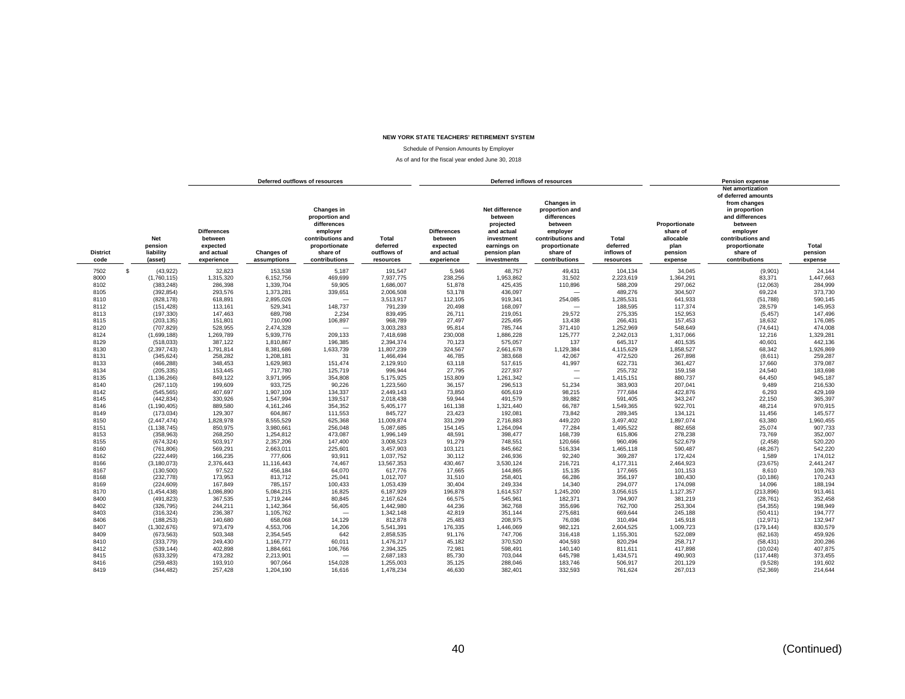**NEW YORK STATE TEACHERS' RETIREMENT SYSTEM**

Schedule of Pension Amounts by Employer

As of and for the fiscal year ended June 30, 2018

| | | Deferred outflows of resources | | | | Deferred inflows of resources | | | | Pension expense | | |
|---|---|---|---|---|---|---|---|---|---|---|---|---|
| District code | Net pension liability (asset) | Differences between expected and actual experience | Changes of assumptions | Changes in proportion and differences employer contributions and proportionate share of contributions | Total deferred outflows of resources | Differences between expected and actual experience | Net difference between projected and actual investment earnings on pension plan investments | Changes in proportion and differences between employer contributions and proportionate share of contributions | Total deferred inflows of resources | Proportionate share of allocable plan pension expense | Net amortization of deferred amounts from changes in proportion and differences between employer contributions and proportionate share of contributions | Total pension expense |
| 7502 | $ (43,922) | 32,823 | 153,538 | 5,187 | 191,547 | 5,946 | 48,757 | 49,431 | 104,134 | 34,045 | (9,901) | 24,144 |
| 8000 | (1,760,115) | 1,315,320 | 6,152,756 | 469,699 | 7,937,775 | 238,256 | 1,953,862 | 31,502 | 2,223,619 | 1,364,291 | 83,371 | 1,447,663 |
| 8102 | (383,248) | 286,398 | 1,339,704 | 59,905 | 1,686,007 | 51,878 | 425,435 | 110,896 | 588,209 | 297,062 | (12,063) | 284,999 |
| 8105 | (392,854) | 293,576 | 1,373,281 | 339,651 | 2,006,508 | 53,178 | 436,097 | — | 489,276 | 304,507 | 69,224 | 373,730 |
| 8110 | (828,178) | 618,891 | 2,895,026 | — | 3,513,917 | 112,105 | 919,341 | 254,085 | 1,285,531 | 641,933 | (51,788) | 590,145 |
| 8112 | (151,428) | 113,161 | 529,341 | 148,737 | 791,239 | 20,498 | 168,097 | — | 188,595 | 117,374 | 28,579 | 145,953 |
| 8113 | (197,330) | 147,463 | 689,798 | 2,234 | 839,495 | 26,711 | 219,051 | 29,572 | 275,335 | 152,953 | (5,457) | 147,496 |
| 8115 | (203,135) | 151,801 | 710,090 | 106,897 | 968,789 | 27,497 | 225,495 | 13,438 | 266,431 | 157,453 | 18,632 | 176,085 |
| 8120 | (707,829) | 528,955 | 2,474,328 | — | 3,003,283 | 95,814 | 785,744 | 371,410 | 1,252,969 | 548,649 | (74,641) | 474,008 |
| 8124 | (1,699,188) | 1,269,789 | 5,939,776 | 209,133 | 7,418,698 | 230,008 | 1,886,228 | 125,777 | 2,242,013 | 1,317,066 | 12,216 | 1,329,281 |
| 8129 | (518,033) | 387,122 | 1,810,867 | 196,385 | 2,394,374 | 70,123 | 575,057 | 137 | 645,317 | 401,535 | 40,601 | 442,136 |
| 8130 | (2,397,743) | 1,791,814 | 8,381,686 | 1,633,739 | 11,807,239 | 324,567 | 2,661,678 | 1,129,384 | 4,115,629 | 1,858,527 | 68,342 | 1,926,869 |
| 8131 | (345,624) | 258,282 | 1,208,181 | 31 | 1,466,494 | 46,785 | 383,668 | 42,067 | 472,520 | 267,898 | (8,611) | 259,287 |
| 8133 | (466,288) | 348,453 | 1,629,983 | 151,474 | 2,129,910 | 63,118 | 517,615 | 41,997 | 622,731 | 361,427 | 17,660 | 379,087 |
| 8134 | (205,335) | 153,445 | 717,780 | 125,719 | 996,944 | 27,795 | 227,937 | — | 255,732 | 159,158 | 24,540 | 183,698 |
| 8135 | (1,136,266) | 849,122 | 3,971,995 | 354,808 | 5,175,925 | 153,809 | 1,261,342 | — | 1,415,151 | 880,737 | 64,450 | 945,187 |
| 8140 | (267,110) | 199,609 | 933,725 | 90,226 | 1,223,560 | 36,157 | 296,513 | 51,234 | 383,903 | 207,041 | 9,489 | 216,530 |
| 8142 | (545,565) | 407,697 | 1,907,109 | 134,337 | 2,449,143 | 73,850 | 605,619 | 98,215 | 777,684 | 422,876 | 6,293 | 429,169 |
| 8145 | (442,834) | 330,926 | 1,547,994 | 139,517 | 2,018,438 | 59,944 | 491,579 | 39,882 | 591,405 | 343,247 | 22,150 | 365,397 |
| 8146 | (1,190,405) | 889,580 | 4,161,246 | 354,352 | 5,405,177 | 161,138 | 1,321,440 | 66,787 | 1,549,365 | 922,701 | 48,214 | 970,915 |
| 8149 | (173,034) | 129,307 | 604,867 | 111,553 | 845,727 | 23,423 | 192,081 | 73,842 | 289,345 | 134,121 | 11,456 | 145,577 |
| 8150 | (2,447,474) | 1,828,978 | 8,555,529 | 625,368 | 11,009,874 | 331,299 | 2,716,883 | 449,220 | 3,497,402 | 1,897,074 | 63,380 | 1,960,455 |
| 8151 | (1,138,745) | 850,975 | 3,980,661 | 256,048 | 5,087,685 | 154,145 | 1,264,094 | 77,284 | 1,495,522 | 882,658 | 25,074 | 907,733 |
| 8153 | (358,963) | 268,250 | 1,254,812 | 473,087 | 1,996,149 | 48,591 | 398,477 | 168,739 | 615,806 | 278,238 | 73,769 | 352,007 |
| 8155 | (674,324) | 503,917 | 2,357,206 | 147,400 | 3,008,523 | 91,279 | 748,551 | 120,666 | 960,496 | 522,679 | (2,458) | 520,220 |
| 8160 | (761,806) | 569,291 | 2,663,011 | 225,601 | 3,457,903 | 103,121 | 845,662 | 516,334 | 1,465,118 | 590,487 | (48,267) | 542,220 |
| 8162 | (222,449) | 166,235 | 777,606 | 93,911 | 1,037,752 | 30,112 | 246,936 | 92,240 | 369,287 | 172,424 | 1,589 | 174,012 |
| 8166 | (3,180,073) | 2,376,443 | 11,116,443 | 74,467 | 13,567,353 | 430,467 | 3,530,124 | 216,721 | 4,177,311 | 2,464,923 | (23,675) | 2,441,247 |
| 8167 | (130,500) | 97,522 | 456,184 | 64,070 | 617,776 | 17,665 | 144,865 | 15,135 | 177,665 | 101,153 | 8,610 | 109,763 |
| 8168 | (232,778) | 173,953 | 813,712 | 25,041 | 1,012,707 | 31,510 | 258,401 | 66,286 | 356,197 | 180,430 | (10,186) | 170,243 |
| 8169 | (224,609) | 167,849 | 785,157 | 100,433 | 1,053,439 | 30,404 | 249,334 | 14,340 | 294,077 | 174,098 | 14,096 | 188,194 |
| 8170 | (1,454,438) | 1,086,890 | 5,084,215 | 16,825 | 6,187,929 | 196,878 | 1,614,537 | 1,245,200 | 3,056,615 | 1,127,357 | (213,896) | 913,461 |
| 8400 | (491,823) | 367,535 | 1,719,244 | 80,845 | 2,167,624 | 66,575 | 545,961 | 182,371 | 794,907 | 381,219 | (28,761) | 352,458 |
| 8402 | (326,795) | 244,211 | 1,142,364 | 56,405 | 1,442,980 | 44,236 | 362,768 | 355,696 | 762,700 | 253,304 | (54,355) | 198,949 |
| 8403 | (316,324) | 236,387 | 1,105,762 | — | 1,342,148 | 42,819 | 351,144 | 275,681 | 669,644 | 245,188 | (50,411) | 194,777 |
| 8406 | (188,253) | 140,680 | 658,068 | 14,129 | 812,878 | 25,483 | 208,975 | 76,036 | 310,494 | 145,918 | (12,971) | 132,947 |
| 8407 | (1,302,676) | 973,479 | 4,553,706 | 14,206 | 5,541,391 | 176,335 | 1,446,069 | 982,121 | 2,604,525 | 1,009,723 | (179,144) | 830,579 |
| 8409 | (673,563) | 503,348 | 2,354,545 | 642 | 2,858,535 | 91,176 | 747,706 | 316,418 | 1,155,301 | 522,089 | (62,163) | 459,926 |
| 8410 | (333,779) | 249,430 | 1,166,777 | 60,011 | 1,476,217 | 45,182 | 370,520 | 404,593 | 820,294 | 258,717 | (58,431) | 200,286 |
| 8412 | (539,144) | 402,898 | 1,884,661 | 106,766 | 2,394,325 | 72,981 | 598,491 | 140,140 | 811,611 | 417,898 | (10,024) | 407,875 |
| 8415 | (633,329) | 473,282 | 2,213,901 | — | 2,687,183 | 85,730 | 703,044 | 645,798 | 1,434,571 | 490,903 | (117,448) | 373,455 |
| 8416 | (259,483) | 193,910 | 907,064 | 154,028 | 1,255,003 | 35,125 | 288,046 | 183,746 | 506,917 | 201,129 | (9,528) | 191,602 |
| 8419 | (344,482) | 257,428 | 1,204,190 | 16,616 | 1,478,234 | 46,630 | 382,401 | 332,593 | 761,624 | 267,013 | (52,369) | 214,644 |

(Continued)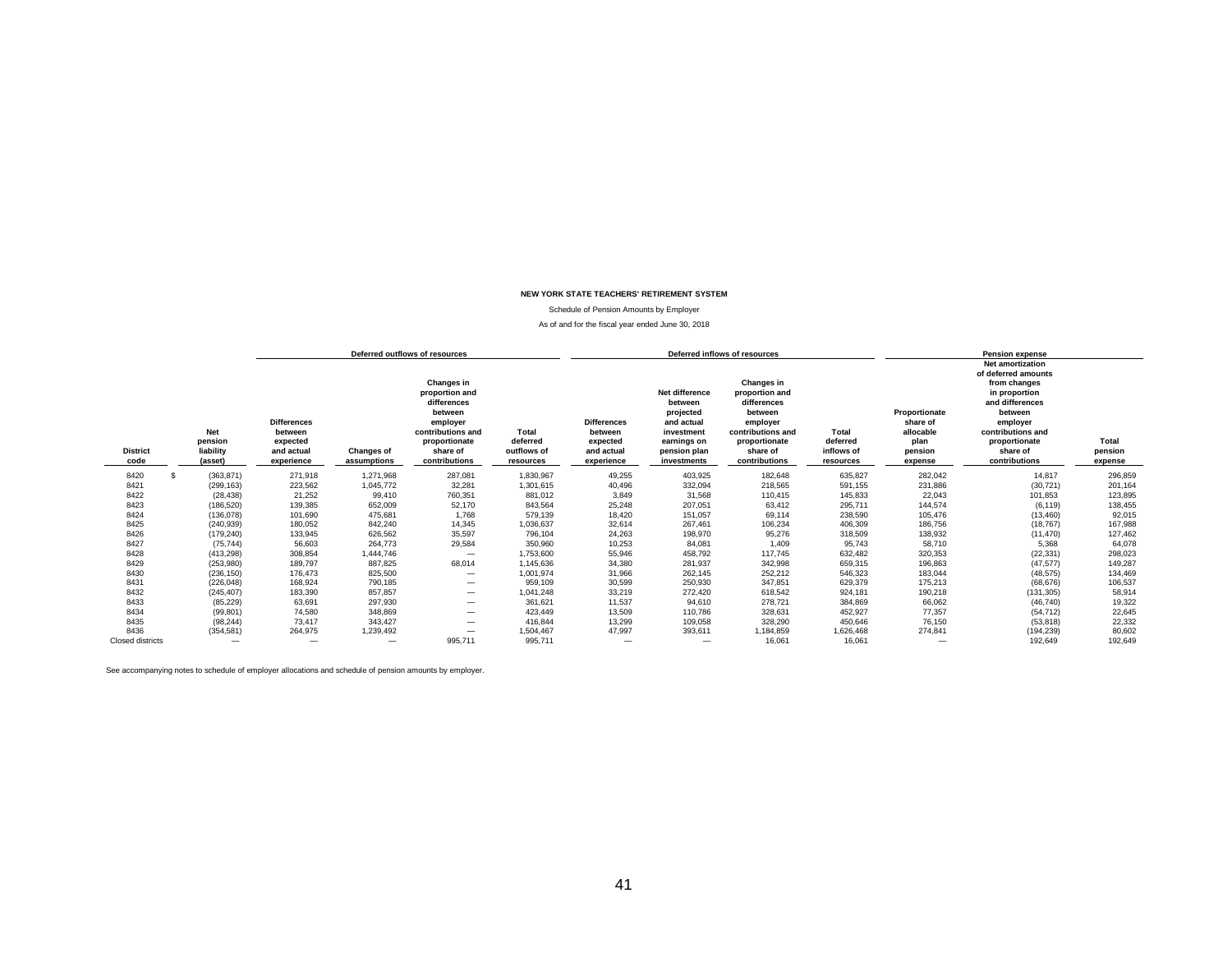**NEW YORK STATE TEACHERS' RETIREMENT SYSTEM**

Schedule of Pension Amounts by Employer

As of and for the fiscal year ended June 30, 2018

| | | Deferred outflows of resources | | | | Deferred inflows of resources | | | | Pension expense | | |
|---|---|---|---|---|---|---|---|---|---|---|---|---|
| District code | Net pension liability (asset) | Differences between expected and actual experience | Changes of assumptions | Changes in proportion and differences between employer contributions and proportionate share of contributions | Total deferred outflows of resources | Differences between expected and actual experience | Net difference between projected and actual investment earnings on pension plan investments | Changes in proportion and differences between employer contributions and proportionate share of contributions | Total deferred inflows of resources | Proportionate share of allocable plan pension expense | Net amortization of deferred amounts from changes in proportion and differences between employer contributions and proportionate share of contributions | Total pension expense |
| 8420 | $ (363,871) | 271,918 | 1,271,968 | 287,081 | 1,830,967 | 49,255 | 403,925 | 182,648 | 635,827 | 282,042 | 14,817 | 296,859 |
| 8421 | (299,163) | 223,562 | 1,045,772 | 32,281 | 1,301,615 | 40,496 | 332,094 | 218,565 | 591,155 | 231,886 | (30,721) | 201,164 |
| 8422 | (28,438) | 21,252 | 99,410 | 760,351 | 881,012 | 3,849 | 31,568 | 110,415 | 145,833 | 22,043 | 101,853 | 123,895 |
| 8423 | (186,520) | 139,385 | 652,009 | 52,170 | 843,564 | 25,248 | 207,051 | 63,412 | 295,711 | 144,574 | (6,119) | 138,455 |
| 8424 | (136,078) | 101,690 | 475,681 | 1,768 | 579,139 | 18,420 | 151,057 | 69,114 | 238,590 | 105,476 | (13,460) | 92,015 |
| 8425 | (240,939) | 180,052 | 842,240 | 14,345 | 1,036,637 | 32,614 | 267,461 | 106,234 | 406,309 | 186,756 | (18,767) | 167,988 |
| 8426 | (179,240) | 133,945 | 626,562 | 35,597 | 796,104 | 24,263 | 198,970 | 95,276 | 318,509 | 138,932 | (11,470) | 127,462 |
| 8427 | (75,744) | 56,603 | 264,773 | 29,584 | 350,960 | 10,253 | 84,081 | 1,409 | 95,743 | 58,710 | 5,368 | 64,078 |
| 8428 | (413,298) | 308,854 | 1,444,746 | — | 1,753,600 | 55,946 | 458,792 | 117,745 | 632,482 | 320,353 | (22,331) | 298,023 |
| 8429 | (253,980) | 189,797 | 887,825 | 68,014 | 1,145,636 | 34,380 | 281,937 | 342,998 | 659,315 | 196,863 | (47,577) | 149,287 |
| 8430 | (236,150) | 176,473 | 825,500 | — | 1,001,974 | 31,966 | 262,145 | 252,212 | 546,323 | 183,044 | (48,575) | 134,469 |
| 8431 | (226,048) | 168,924 | 790,185 | — | 959,109 | 30,599 | 250,930 | 347,851 | 629,379 | 175,213 | (68,676) | 106,537 |
| 8432 | (245,407) | 183,390 | 857,857 | — | 1,041,248 | 33,219 | 272,420 | 618,542 | 924,181 | 190,218 | (131,305) | 58,914 |
| 8433 | (85,229) | 63,691 | 297,930 | — | 361,621 | 11,537 | 94,610 | 278,721 | 384,869 | 66,062 | (46,740) | 19,322 |
| 8434 | (99,801) | 74,580 | 348,869 | — | 423,449 | 13,509 | 110,786 | 328,631 | 452,927 | 77,357 | (54,712) | 22,645 |
| 8435 | (98,244) | 73,417 | 343,427 | — | 416,844 | 13,299 | 109,058 | 328,290 | 450,646 | 76,150 | (53,818) | 22,332 |
| 8436 | (354,581) | 264,975 | 1,239,492 | — | 1,504,467 | 47,997 | 393,611 | 1,184,859 | 1,626,468 | 274,841 | (194,239) | 80,602 |
| Closed districts | — | — | — | 995,711 | 995,711 | — | — | 16,061 | 16,061 | — | 192,649 | 192,649 |

See accompanying notes to schedule of employer allocations and schedule of pension amounts by employer.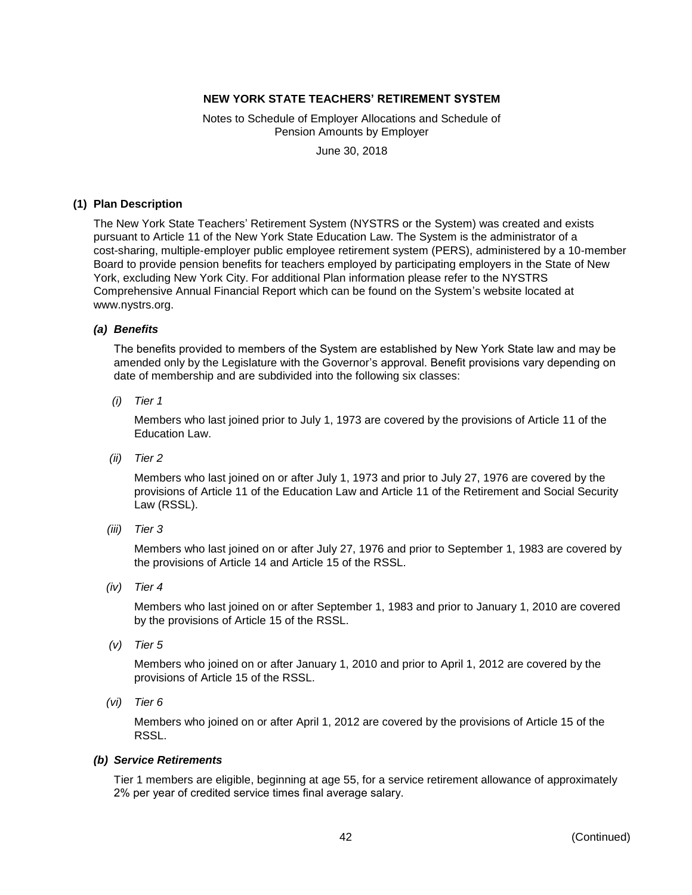# NEW YORK STATE TEACHERS' RETIREMENT SYSTEM

Notes to Schedule of Employer Allocations and Schedule of Pension Amounts by Employer

June 30, 2018

## (1) Plan Description

The New York State Teachers' Retirement System (NYSTRS or the System) was created and exists pursuant to Article 11 of the New York State Education Law. The System is the administrator of a cost-sharing, multiple-employer public employee retirement system (PERS), administered by a 10-member Board to provide pension benefits for teachers employed by participating employers in the State of New York, excluding New York City. For additional Plan information please refer to the NYSTRS Comprehensive Annual Financial Report which can be found on the System's website located at www.nystrs.org.

### *(a) Benefits*

The benefits provided to members of the System are established by New York State law and may be amended only by the Legislature with the Governor's approval. Benefit provisions vary depending on date of membership and are subdivided into the following six classes:

*(i) Tier 1*

Members who last joined prior to July 1, 1973 are covered by the provisions of Article 11 of the Education Law.

*(ii) Tier 2*

Members who last joined on or after July 1, 1973 and prior to July 27, 1976 are covered by the provisions of Article 11 of the Education Law and Article 11 of the Retirement and Social Security Law (RSSL).

*(iii) Tier 3*

Members who last joined on or after July 27, 1976 and prior to September 1, 1983 are covered by the provisions of Article 14 and Article 15 of the RSSL.

*(iv) Tier 4*

Members who last joined on or after September 1, 1983 and prior to January 1, 2010 are covered by the provisions of Article 15 of the RSSL.

*(v) Tier 5*

Members who joined on or after January 1, 2010 and prior to April 1, 2012 are covered by the provisions of Article 15 of the RSSL.

*(vi) Tier 6*

Members who joined on or after April 1, 2012 are covered by the provisions of Article 15 of the RSSL.

### *(b) Service Retirements*

Tier 1 members are eligible, beginning at age 55, for a service retirement allowance of approximately 2% per year of credited service times final average salary.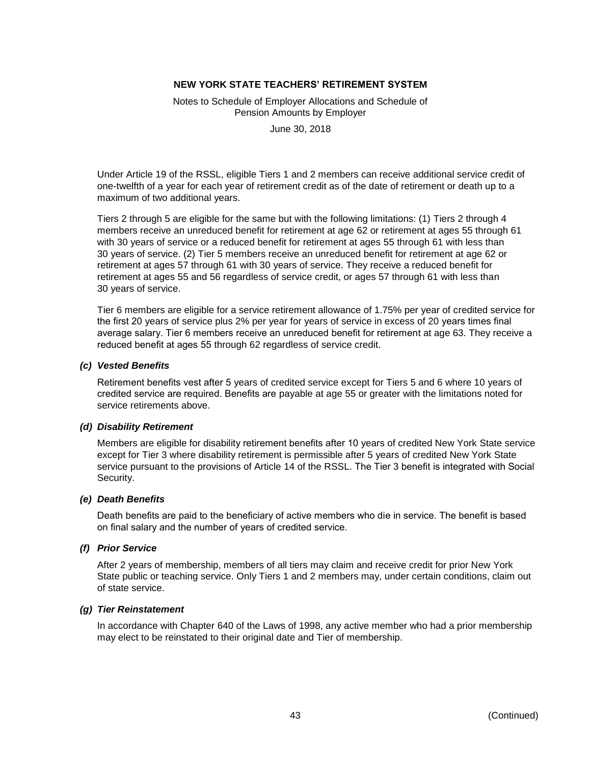Under Article 19 of the RSSL, eligible Tiers 1 and 2 members can receive additional service credit of one-twelfth of a year for each year of retirement credit as of the date of retirement or death up to a maximum of two additional years.

Tiers 2 through 5 are eligible for the same but with the following limitations: (1) Tiers 2 through 4 members receive an unreduced benefit for retirement at age 62 or retirement at ages 55 through 61 with 30 years of service or a reduced benefit for retirement at ages 55 through 61 with less than 30 years of service. (2) Tier 5 members receive an unreduced benefit for retirement at age 62 or retirement at ages 57 through 61 with 30 years of service. They receive a reduced benefit for retirement at ages 55 and 56 regardless of service credit, or ages 57 through 61 with less than 30 years of service.

Tier 6 members are eligible for a service retirement allowance of 1.75% per year of credited service for the first 20 years of service plus 2% per year for years of service in excess of 20 years times final average salary. Tier 6 members receive an unreduced benefit for retirement at age 63. They receive a reduced benefit at ages 55 through 62 regardless of service credit.

#### *(c) Vested Benefits*

Retirement benefits vest after 5 years of credited service except for Tiers 5 and 6 where 10 years of credited service are required. Benefits are payable at age 55 or greater with the limitations noted for service retirements above.

#### *(d) Disability Retirement*

Members are eligible for disability retirement benefits after 10 years of credited New York State service except for Tier 3 where disability retirement is permissible after 5 years of credited New York State service pursuant to the provisions of Article 14 of the RSSL. The Tier 3 benefit is integrated with Social Security.

#### *(e) Death Benefits*

Death benefits are paid to the beneficiary of active members who die in service. The benefit is based on final salary and the number of years of credited service.

#### *(f) Prior Service*

After 2 years of membership, members of all tiers may claim and receive credit for prior New York State public or teaching service. Only Tiers 1 and 2 members may, under certain conditions, claim out of state service.

#### *(g) Tier Reinstatement*

In accordance with Chapter 640 of the Laws of 1998, any active member who had a prior membership may elect to be reinstated to their original date and Tier of membership.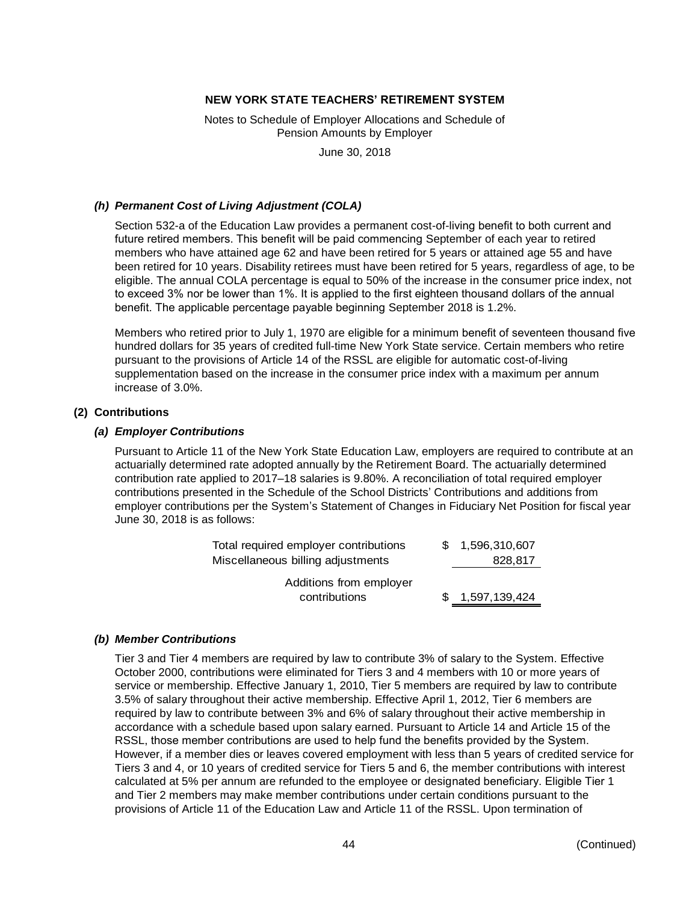# NEW YORK STATE TEACHERS' RETIREMENT SYSTEM

Notes to Schedule of Employer Allocations and Schedule of Pension Amounts by Employer

June 30, 2018

### *(h) Permanent Cost of Living Adjustment (COLA)*

Section 532-a of the Education Law provides a permanent cost-of-living benefit to both current and future retired members. This benefit will be paid commencing September of each year to retired members who have attained age 62 and have been retired for 5 years or attained age 55 and have been retired for 10 years. Disability retirees must have been retired for 5 years, regardless of age, to be eligible. The annual COLA percentage is equal to 50% of the increase in the consumer price index, not to exceed 3% nor be lower than 1%. It is applied to the first eighteen thousand dollars of the annual benefit. The applicable percentage payable beginning September 2018 is 1.2%.

Members who retired prior to July 1, 1970 are eligible for a minimum benefit of seventeen thousand five hundred dollars for 35 years of credited full-time New York State service. Certain members who retire pursuant to the provisions of Article 14 of the RSSL are eligible for automatic cost-of-living supplementation based on the increase in the consumer price index with a maximum per annum increase of 3.0%.

## (2) Contributions

### *(a) Employer Contributions*

Pursuant to Article 11 of the New York State Education Law, employers are required to contribute at an actuarially determined rate adopted annually by the Retirement Board. The actuarially determined contribution rate applied to 2017–18 salaries is 9.80%. A reconciliation of total required employer contributions presented in the Schedule of the School Districts' Contributions and additions from employer contributions per the System's Statement of Changes in Fiduciary Net Position for fiscal year June 30, 2018 is as follows:

| | |
|---|---|
| Total required employer contributions | $ 1,596,310,607 |
| Miscellaneous billing adjustments | 828,817 |
| Additions from employer contributions | $ 1,597,139,424 |

### *(b) Member Contributions*

Tier 3 and Tier 4 members are required by law to contribute 3% of salary to the System. Effective October 2000, contributions were eliminated for Tiers 3 and 4 members with 10 or more years of service or membership. Effective January 1, 2010, Tier 5 members are required by law to contribute 3.5% of salary throughout their active membership. Effective April 1, 2012, Tier 6 members are required by law to contribute between 3% and 6% of salary throughout their active membership in accordance with a schedule based upon salary earned. Pursuant to Article 14 and Article 15 of the RSSL, those member contributions are used to help fund the benefits provided by the System. However, if a member dies or leaves covered employment with less than 5 years of credited service for Tiers 3 and 4, or 10 years of credited service for Tiers 5 and 6, the member contributions with interest calculated at 5% per annum are refunded to the employee or designated beneficiary. Eligible Tier 1 and Tier 2 members may make member contributions under certain conditions pursuant to the provisions of Article 11 of the Education Law and Article 11 of the RSSL. Upon termination of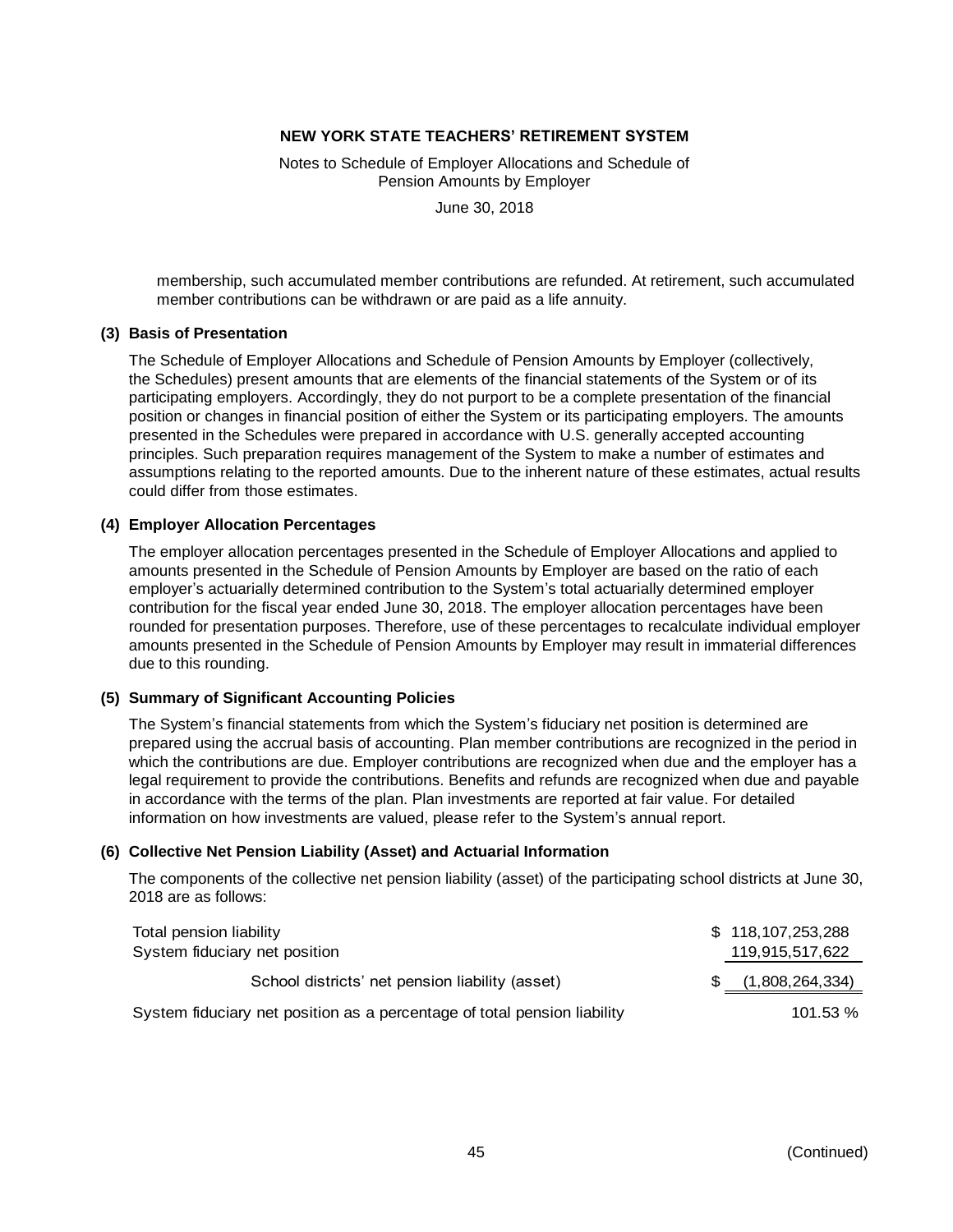**NEW YORK STATE TEACHERS' RETIREMENT SYSTEM**

Notes to Schedule of Employer Allocations and Schedule of Pension Amounts by Employer

June 30, 2018

membership, such accumulated member contributions are refunded. At retirement, such accumulated member contributions can be withdrawn or are paid as a life annuity.

### (3) Basis of Presentation

The Schedule of Employer Allocations and Schedule of Pension Amounts by Employer (collectively, the Schedules) present amounts that are elements of the financial statements of the System or of its participating employers. Accordingly, they do not purport to be a complete presentation of the financial position or changes in financial position of either the System or its participating employers. The amounts presented in the Schedules were prepared in accordance with U.S. generally accepted accounting principles. Such preparation requires management of the System to make a number of estimates and assumptions relating to the reported amounts. Due to the inherent nature of these estimates, actual results could differ from those estimates.

### (4) Employer Allocation Percentages

The employer allocation percentages presented in the Schedule of Employer Allocations and applied to amounts presented in the Schedule of Pension Amounts by Employer are based on the ratio of each employer's actuarially determined contribution to the System's total actuarially determined employer contribution for the fiscal year ended June 30, 2018. The employer allocation percentages have been rounded for presentation purposes. Therefore, use of these percentages to recalculate individual employer amounts presented in the Schedule of Pension Amounts by Employer may result in immaterial differences due to this rounding.

### (5) Summary of Significant Accounting Policies

The System's financial statements from which the System's fiduciary net position is determined are prepared using the accrual basis of accounting. Plan member contributions are recognized in the period in which the contributions are due. Employer contributions are recognized when due and the employer has a legal requirement to provide the contributions. Benefits and refunds are recognized when due and payable in accordance with the terms of the plan. Plan investments are reported at fair value. For detailed information on how investments are valued, please refer to the System's annual report.

### (6) Collective Net Pension Liability (Asset) and Actuarial Information

The components of the collective net pension liability (asset) of the participating school districts at June 30, 2018 are as follows:

| | |
|---|---|
| Total pension liability | $ 118,107,253,288 |
| System fiduciary net position | 119,915,517,622 |
| School districts' net pension liability (asset) | $ (1,808,264,334) |
| System fiduciary net position as a percentage of total pension liability | 101.53 % |

(Continued)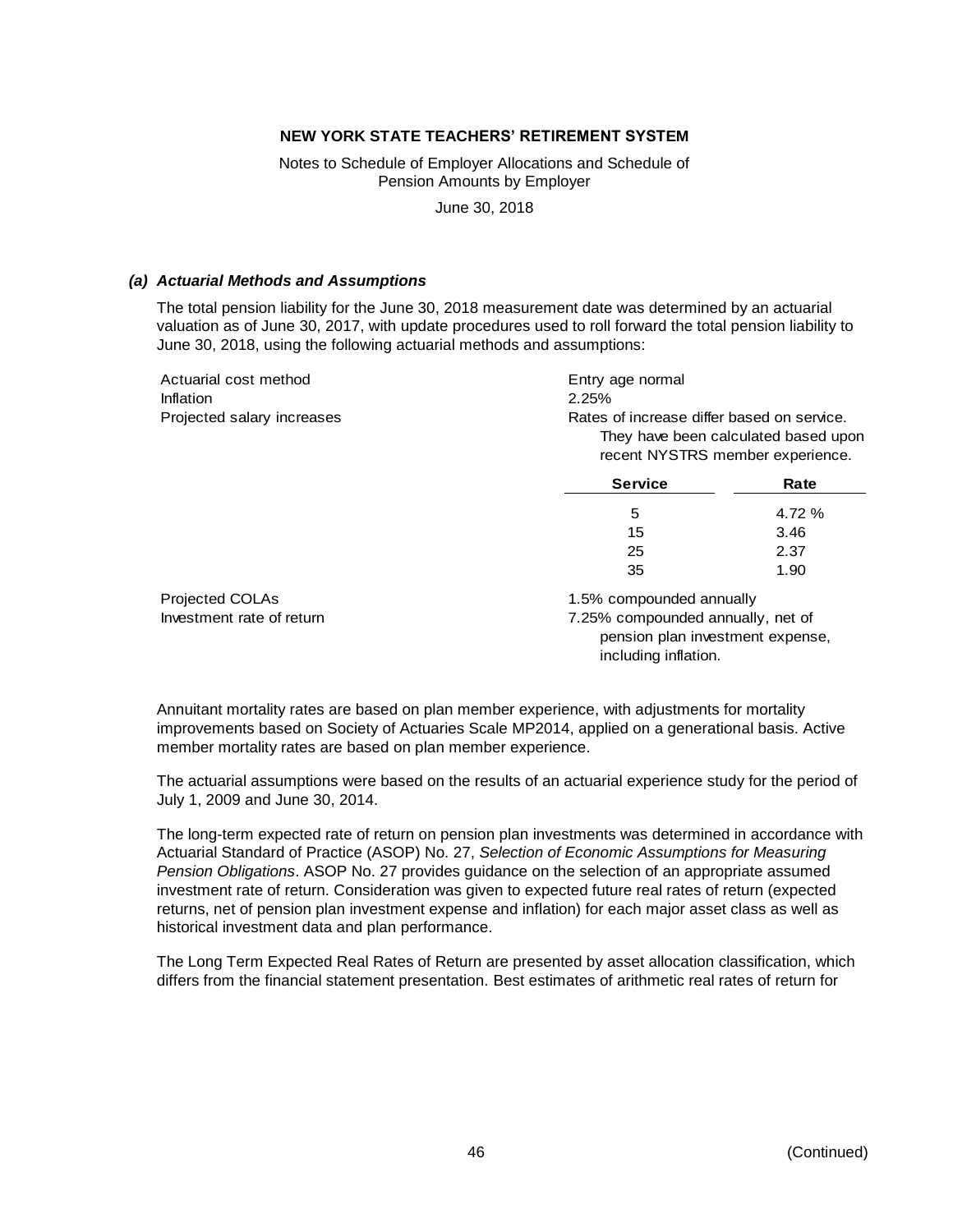**NEW YORK STATE TEACHERS' RETIREMENT SYSTEM**

Notes to Schedule of Employer Allocations and Schedule of Pension Amounts by Employer

June 30, 2018

### *(a) Actuarial Methods and Assumptions*

The total pension liability for the June 30, 2018 measurement date was determined by an actuarial valuation as of June 30, 2017, with update procedures used to roll forward the total pension liability to June 30, 2018, using the following actuarial methods and assumptions:

| | |
|---|---|
| Actuarial cost method | Entry age normal |
| Inflation | 2.25% |
| Projected salary increases | Rates of increase differ based on service. They have been calculated based upon recent NYSTRS member experience. |

| Service | Rate |
|---|---|
| 5 | 4.72 % |
| 15 | 3.46 |
| 25 | 2.37 |
| 35 | 1.90 |

| | |
|---|---|
| Projected COLAs | 1.5% compounded annually |
| Investment rate of return | 7.25% compounded annually, net of pension plan investment expense, including inflation. |

Annuitant mortality rates are based on plan member experience, with adjustments for mortality improvements based on Society of Actuaries Scale MP2014, applied on a generational basis. Active member mortality rates are based on plan member experience.

The actuarial assumptions were based on the results of an actuarial experience study for the period of July 1, 2009 and June 30, 2014.

The long-term expected rate of return on pension plan investments was determined in accordance with Actuarial Standard of Practice (ASOP) No. 27, *Selection of Economic Assumptions for Measuring Pension Obligations*. ASOP No. 27 provides guidance on the selection of an appropriate assumed investment rate of return. Consideration was given to expected future real rates of return (expected returns, net of pension plan investment expense and inflation) for each major asset class as well as historical investment data and plan performance.

The Long Term Expected Real Rates of Return are presented by asset allocation classification, which differs from the financial statement presentation. Best estimates of arithmetic real rates of return for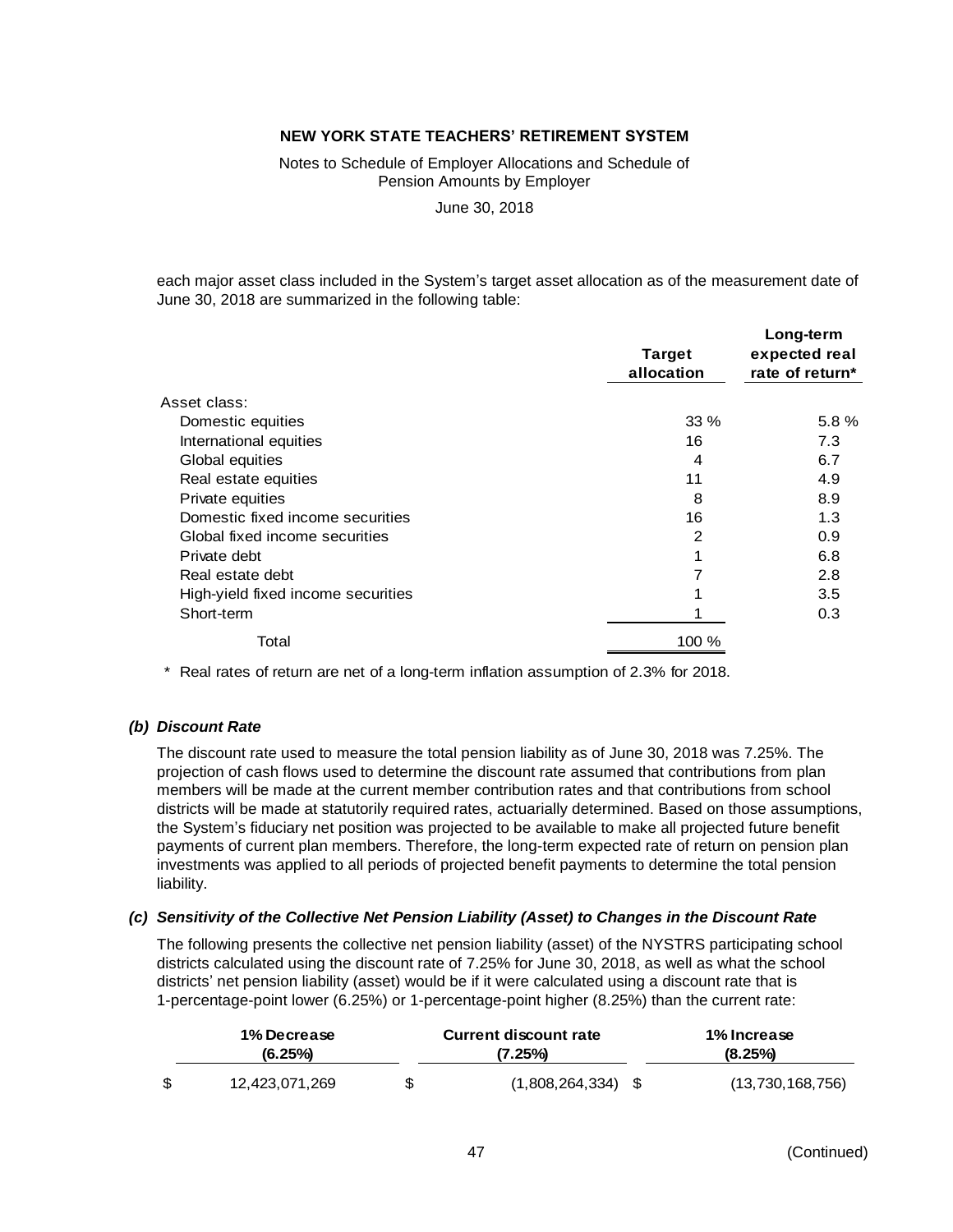# NEW YORK STATE TEACHERS' RETIREMENT SYSTEM

Notes to Schedule of Employer Allocations and Schedule of Pension Amounts by Employer

June 30, 2018

each major asset class included in the System's target asset allocation as of the measurement date of June 30, 2018 are summarized in the following table:

| | Target allocation | Long-term expected real rate of return* |
|---|---|---|
| Asset class: | | |
| Domestic equities | 33 % | 5.8 % |
| International equities | 16 | 7.3 |
| Global equities | 4 | 6.7 |
| Real estate equities | 11 | 4.9 |
| Private equities | 8 | 8.9 |
| Domestic fixed income securities | 16 | 1.3 |
| Global fixed income securities | 2 | 0.9 |
| Private debt | 1 | 6.8 |
| Real estate debt | 7 | 2.8 |
| High-yield fixed income securities | 1 | 3.5 |
| Short-term | 1 | 0.3 |
| Total | 100 % | |

\* Real rates of return are net of a long-term inflation assumption of 2.3% for 2018.

### *(b) Discount Rate*

The discount rate used to measure the total pension liability as of June 30, 2018 was 7.25%. The projection of cash flows used to determine the discount rate assumed that contributions from plan members will be made at the current member contribution rates and that contributions from school districts will be made at statutorily required rates, actuarially determined. Based on those assumptions, the System's fiduciary net position was projected to be available to make all projected future benefit payments of current plan members. Therefore, the long-term expected rate of return on pension plan investments was applied to all periods of projected benefit payments to determine the total pension liability.

### *(c) Sensitivity of the Collective Net Pension Liability (Asset) to Changes in the Discount Rate*

The following presents the collective net pension liability (asset) of the NYSTRS participating school districts calculated using the discount rate of 7.25% for June 30, 2018, as well as what the school districts' net pension liability (asset) would be if it were calculated using a discount rate that is 1-percentage-point lower (6.25%) or 1-percentage-point higher (8.25%) than the current rate:

| 1% Decrease (6.25%) | Current discount rate (7.25%) | 1% Increase (8.25%) |
|---|---|---|
| $ 12,423,071,269 | $ (1,808,264,334) | $ (13,730,168,756) |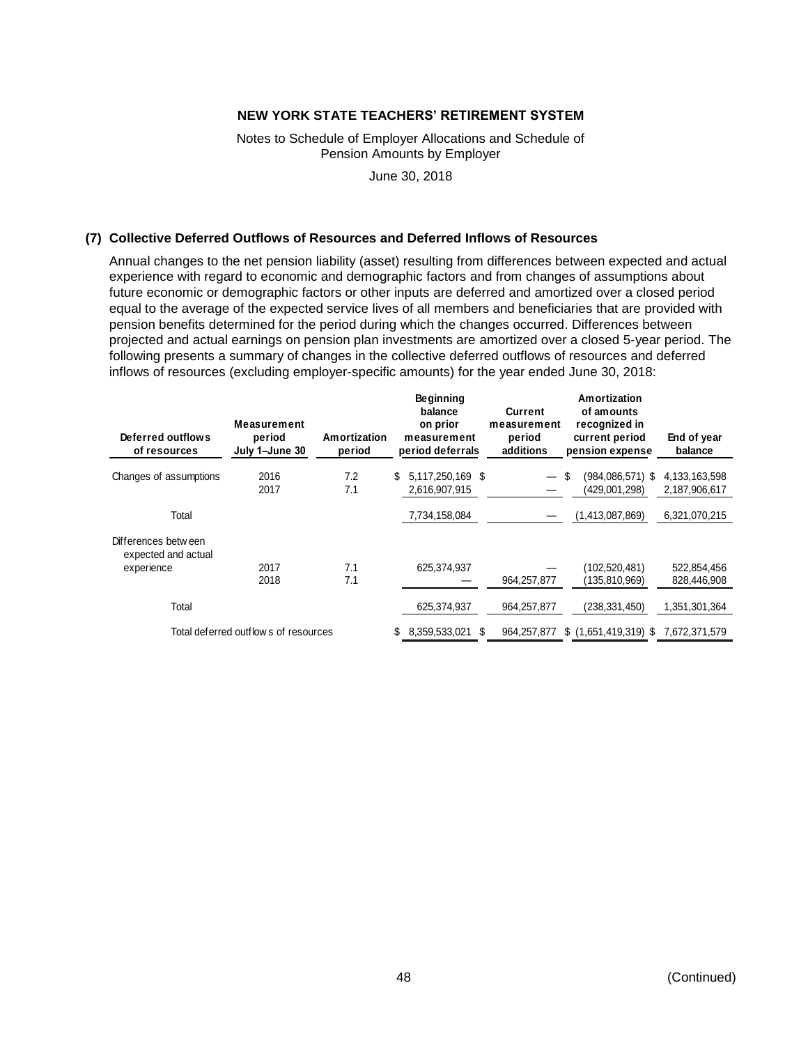**NEW YORK STATE TEACHERS' RETIREMENT SYSTEM**

Notes to Schedule of Employer Allocations and Schedule of Pension Amounts by Employer

June 30, 2018

### (7) Collective Deferred Outflows of Resources and Deferred Inflows of Resources

Annual changes to the net pension liability (asset) resulting from differences between expected and actual experience with regard to economic and demographic factors and from changes of assumptions about future economic or demographic factors or other inputs are deferred and amortized over a closed period equal to the average of the expected service lives of all members and beneficiaries that are provided with pension benefits determined for the period during which the changes occurred. Differences between projected and actual earnings on pension plan investments are amortized over a closed 5-year period. The following presents a summary of changes in the collective deferred outflows of resources and deferred inflows of resources (excluding employer-specific amounts) for the year ended June 30, 2018:

| Deferred outflows of resources | Measurement period July 1–June 30 | Amortization period | Beginning balance on prior measurement period deferrals | Current measurement period additions | Amortization of amounts recognized in current period pension expense | End of year balance |
|---|---|---|---|---|---|---|
| Changes of assumptions | 2016 | 7.2 | $ 5,117,250,169 | $ — | $ (984,086,571) | $ 4,133,163,598 |
| | 2017 | 7.1 | 2,616,907,915 | — | (429,001,298) | 2,187,906,617 |
| Total | | | 7,734,158,084 | — | (1,413,087,869) | 6,321,070,215 |
| Differences between expected and actual experience | 2017 | 7.1 | 625,374,937 | — | (102,520,481) | 522,854,456 |
| | 2018 | 7.1 | — | 964,257,877 | (135,810,969) | 828,446,908 |
| Total | | | 625,374,937 | 964,257,877 | (238,331,450) | 1,351,301,364 |
| Total deferred outflows of resources | | | $ 8,359,533,021 | $ 964,257,877 | $ (1,651,419,319) | $ 7,672,371,579 |

(Continued)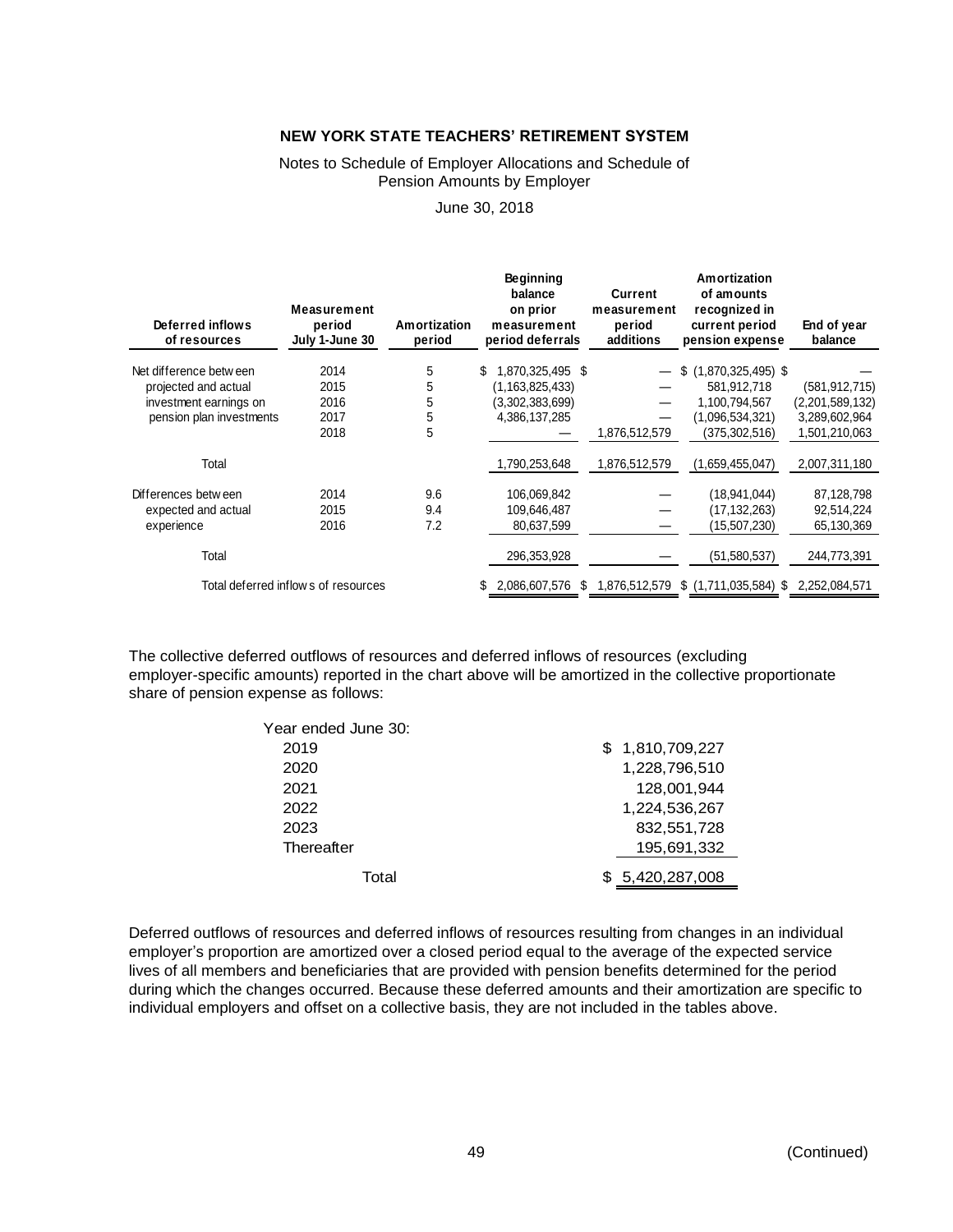**NEW YORK STATE TEACHERS' RETIREMENT SYSTEM**

Notes to Schedule of Employer Allocations and Schedule of Pension Amounts by Employer

June 30, 2018

| Deferred inflows of resources | Measurement period July 1-June 30 | Amortization period | Beginning balance on prior measurement period deferrals | Current measurement period additions | Amortization of amounts recognized in current period pension expense | End of year balance |
|---|---|---|---|---|---|---|
| Net difference between projected and actual investment earnings on pension plan investments | 2014 | 5 | $ 1,870,325,495 | $ — | $ (1,870,325,495) | $ — |
| | 2015 | 5 | (1,163,825,433) | — | 581,912,718 | (581,912,715) |
| | 2016 | 5 | (3,302,383,699) | — | 1,100,794,567 | (2,201,589,132) |
| | 2017 | 5 | 4,386,137,285 | — | (1,096,534,321) | 3,289,602,964 |
| | 2018 | 5 | — | 1,876,512,579 | (375,302,516) | 1,501,210,063 |
| Total | | | 1,790,253,648 | 1,876,512,579 | (1,659,455,047) | 2,007,311,180 |
| Differences between expected and actual experience | 2014 | 9.6 | 106,069,842 | — | (18,941,044) | 87,128,798 |
| | 2015 | 9.4 | 109,646,487 | — | (17,132,263) | 92,514,224 |
| | 2016 | 7.2 | 80,637,599 | — | (15,507,230) | 65,130,369 |
| Total | | | 296,353,928 | — | (51,580,537) | 244,773,391 |
| Total deferred inflows of resources | | | $ 2,086,607,576 | $ 1,876,512,579 | $ (1,711,035,584) | $ 2,252,084,571 |

The collective deferred outflows of resources and deferred inflows of resources (excluding employer-specific amounts) reported in the chart above will be amortized in the collective proportionate share of pension expense as follows:

| Year ended June 30: | |
|---|---|
| 2019 | $ 1,810,709,227 |
| 2020 | 1,228,796,510 |
| 2021 | 128,001,944 |
| 2022 | 1,224,536,267 |
| 2023 | 832,551,728 |
| Thereafter | 195,691,332 |
| Total | $ 5,420,287,008 |

Deferred outflows of resources and deferred inflows of resources resulting from changes in an individual employer's proportion are amortized over a closed period equal to the average of the expected service lives of all members and beneficiaries that are provided with pension benefits determined for the period during which the changes occurred. Because these deferred amounts and their amortization are specific to individual employers and offset on a collective basis, they are not included in the tables above.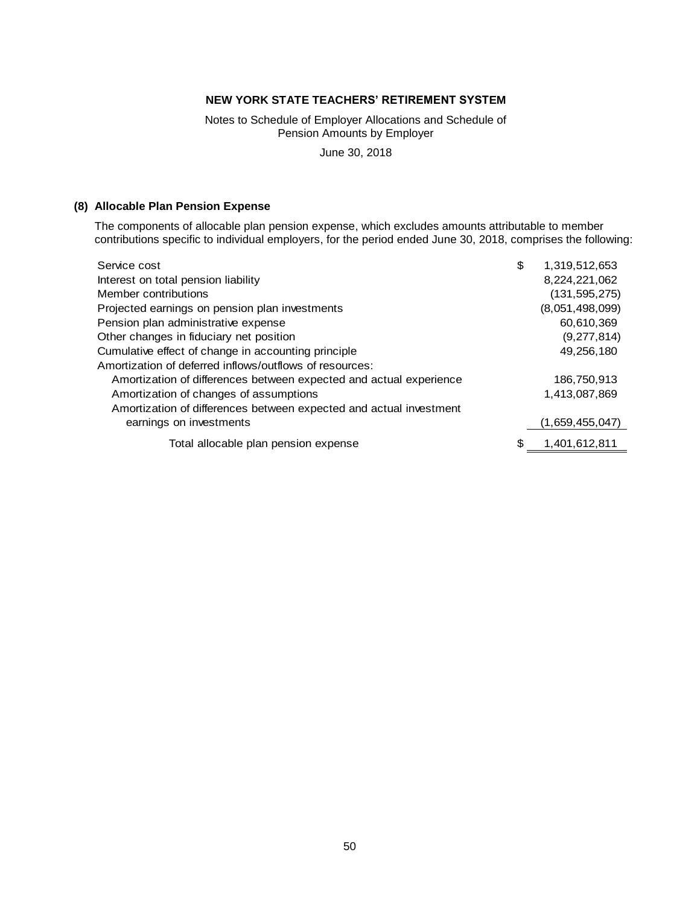**NEW YORK STATE TEACHERS' RETIREMENT SYSTEM**

Notes to Schedule of Employer Allocations and Schedule of Pension Amounts by Employer

June 30, 2018

## (8) Allocable Plan Pension Expense

The components of allocable plan pension expense, which excludes amounts attributable to member contributions specific to individual employers, for the period ended June 30, 2018, comprises the following:

| | |
|---|---|
| Service cost | $ 1,319,512,653 |
| Interest on total pension liability | 8,224,221,062 |
| Member contributions | (131,595,275) |
| Projected earnings on pension plan investments | (8,051,498,099) |
| Pension plan administrative expense | 60,610,369 |
| Other changes in fiduciary net position | (9,277,814) |
| Cumulative effect of change in accounting principle | 49,256,180 |
| Amortization of deferred inflows/outflows of resources: | |
| Amortization of differences between expected and actual experience | 186,750,913 |
| Amortization of changes of assumptions | 1,413,087,869 |
| Amortization of differences between expected and actual investment earnings on investments | (1,659,455,047) |
| Total allocable plan pension expense | $ 1,401,612,811 |